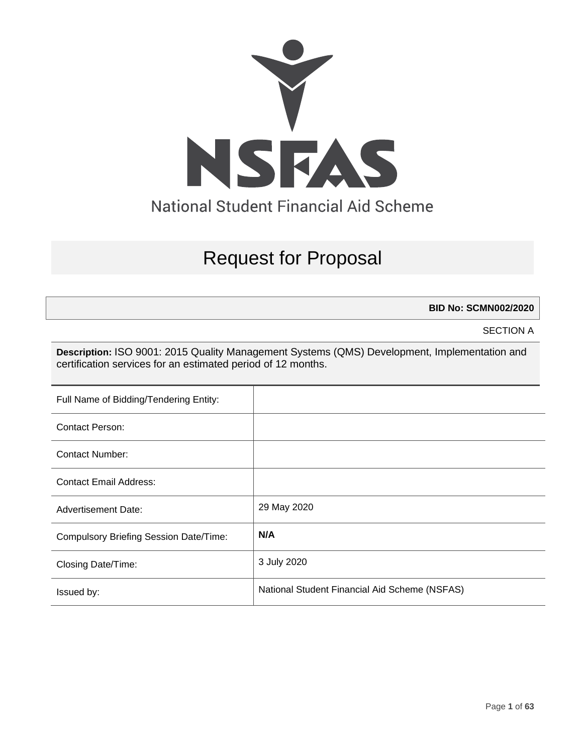NSFAS

National Student Financial Aid Scheme

# Request for Proposal

**BID No: SCMN002/2020**

SECTION A

**Description:** ISO 9001: 2015 Quality Management Systems (QMS) Development, Implementation and certification services for an estimated period of 12 months.

| Full Name of Bidding/Tendering Entity: | |
|---|---|
| Contact Person: | |
| Contact Number: | |
| Contact Email Address: | |
| Advertisement Date: | 29 May 2020 |
| Compulsory Briefing Session Date/Time: | **N/A** |
| Closing Date/Time: | 3 July 2020 |
| Issued by: | National Student Financial Aid Scheme (NSFAS) |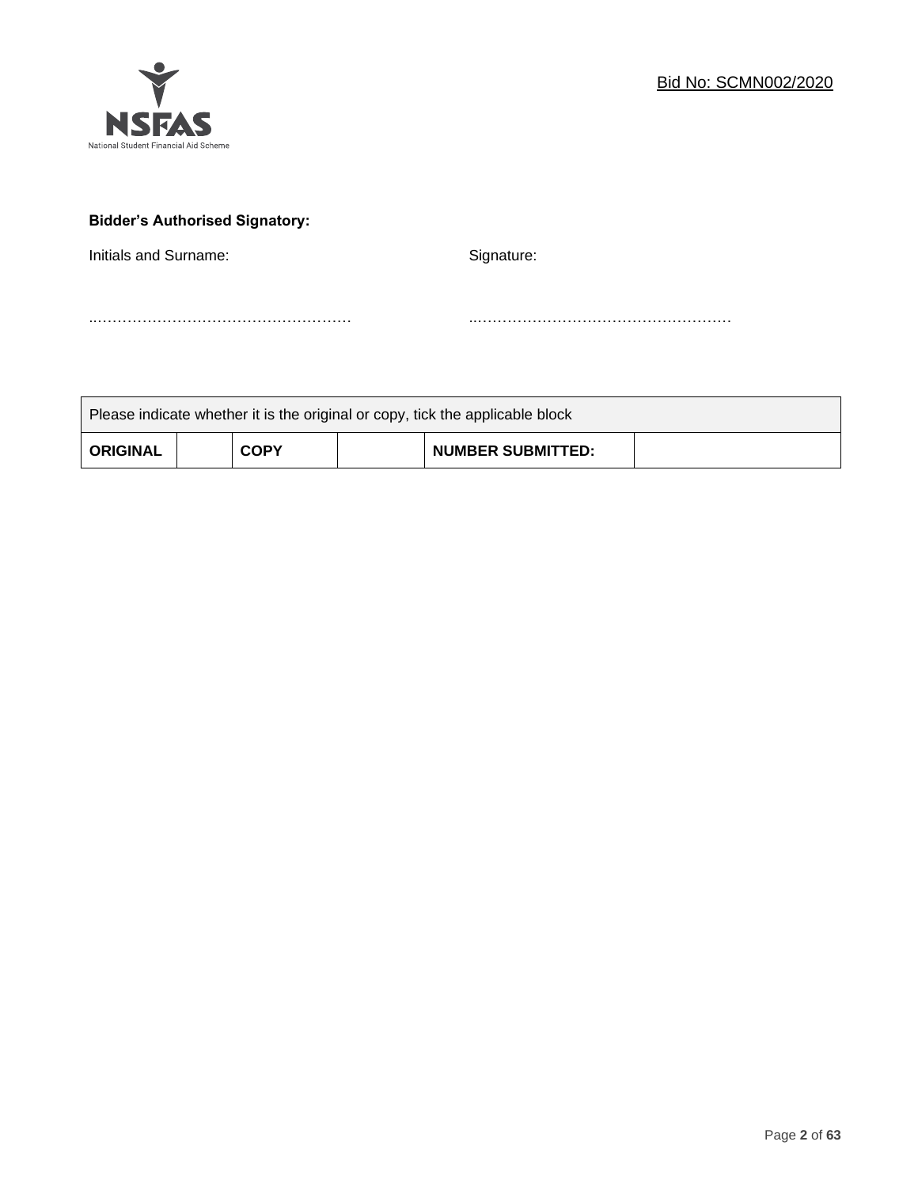Bid No: SCMN002/2020

**Bidder's Authorised Signatory:**

Initials and Surname: ……………………………………………

Signature: ……………………………………………

| Please indicate whether it is the original or copy, tick the applicable block | | | | | |
|---|---|---|---|---|---|
| **ORIGINAL** | | **COPY** | | **NUMBER SUBMITTED:** | |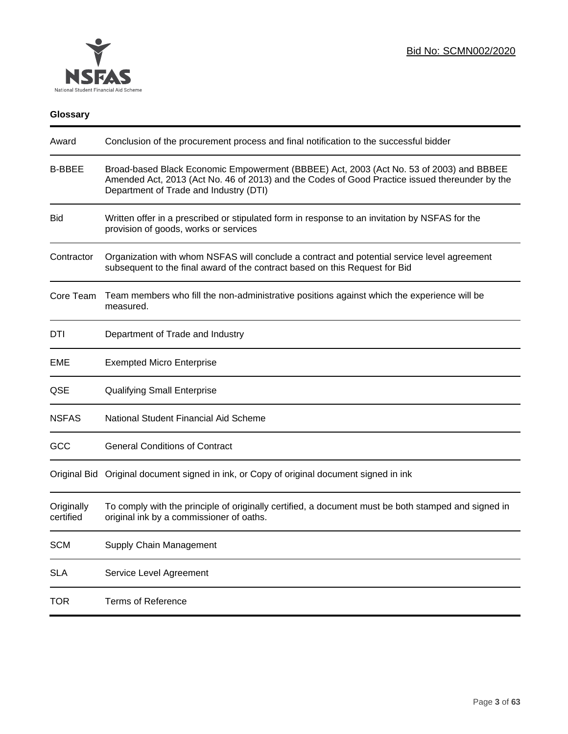### Glossary

| Term | Definition |
|---|---|
| Award | Conclusion of the procurement process and final notification to the successful bidder |
| B-BBEE | Broad-based Black Economic Empowerment (BBBEE) Act, 2003 (Act No. 53 of 2003) and BBBEE Amended Act, 2013 (Act No. 46 of 2013) and the Codes of Good Practice issued thereunder by the Department of Trade and Industry (DTI) |
| Bid | Written offer in a prescribed or stipulated form in response to an invitation by NSFAS for the provision of goods, works or services |
| Contractor | Organization with whom NSFAS will conclude a contract and potential service level agreement subsequent to the final award of the contract based on this Request for Bid |
| Core Team | Team members who fill the non-administrative positions against which the experience will be measured. |
| DTI | Department of Trade and Industry |
| EME | Exempted Micro Enterprise |
| QSE | Qualifying Small Enterprise |
| NSFAS | National Student Financial Aid Scheme |
| GCC | General Conditions of Contract |
| Original Bid | Original document signed in ink, or Copy of original document signed in ink |
| Originally certified | To comply with the principle of originally certified, a document must be both stamped and signed in original ink by a commissioner of oaths. |
| SCM | Supply Chain Management |
| SLA | Service Level Agreement |
| TOR | Terms of Reference |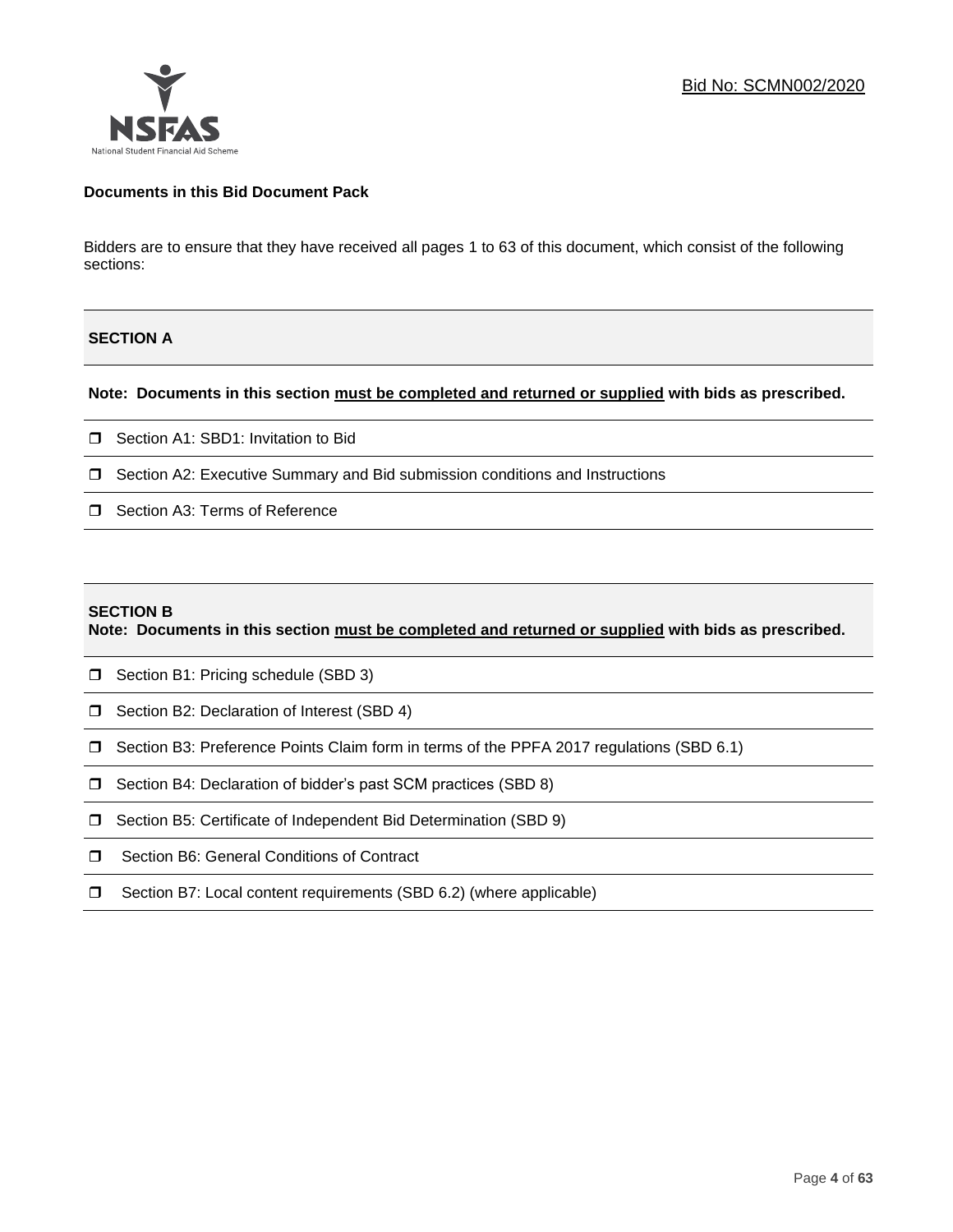Bid No: SCMN002/2020

**Documents in this Bid Document Pack**

Bidders are to ensure that they have received all pages 1 to 63 of this document, which consist of the following sections:

**SECTION A**

**Note: Documents in this section <u>must be completed and returned or supplied</u> with bids as prescribed.**

- ❒ Section A1: SBD1: Invitation to Bid
- ❒ Section A2: Executive Summary and Bid submission conditions and Instructions
- ❒ Section A3: Terms of Reference

**SECTION B**

**Note: Documents in this section <u>must be completed and returned or supplied</u> with bids as prescribed.**

- ❒ Section B1: Pricing schedule (SBD 3)
- ❒ Section B2: Declaration of Interest (SBD 4)
- ❒ Section B3: Preference Points Claim form in terms of the PPFA 2017 regulations (SBD 6.1)
- ❒ Section B4: Declaration of bidder's past SCM practices (SBD 8)
- ❒ Section B5: Certificate of Independent Bid Determination (SBD 9)
- ❒ Section B6: General Conditions of Contract
- ❒ Section B7: Local content requirements (SBD 6.2) (where applicable)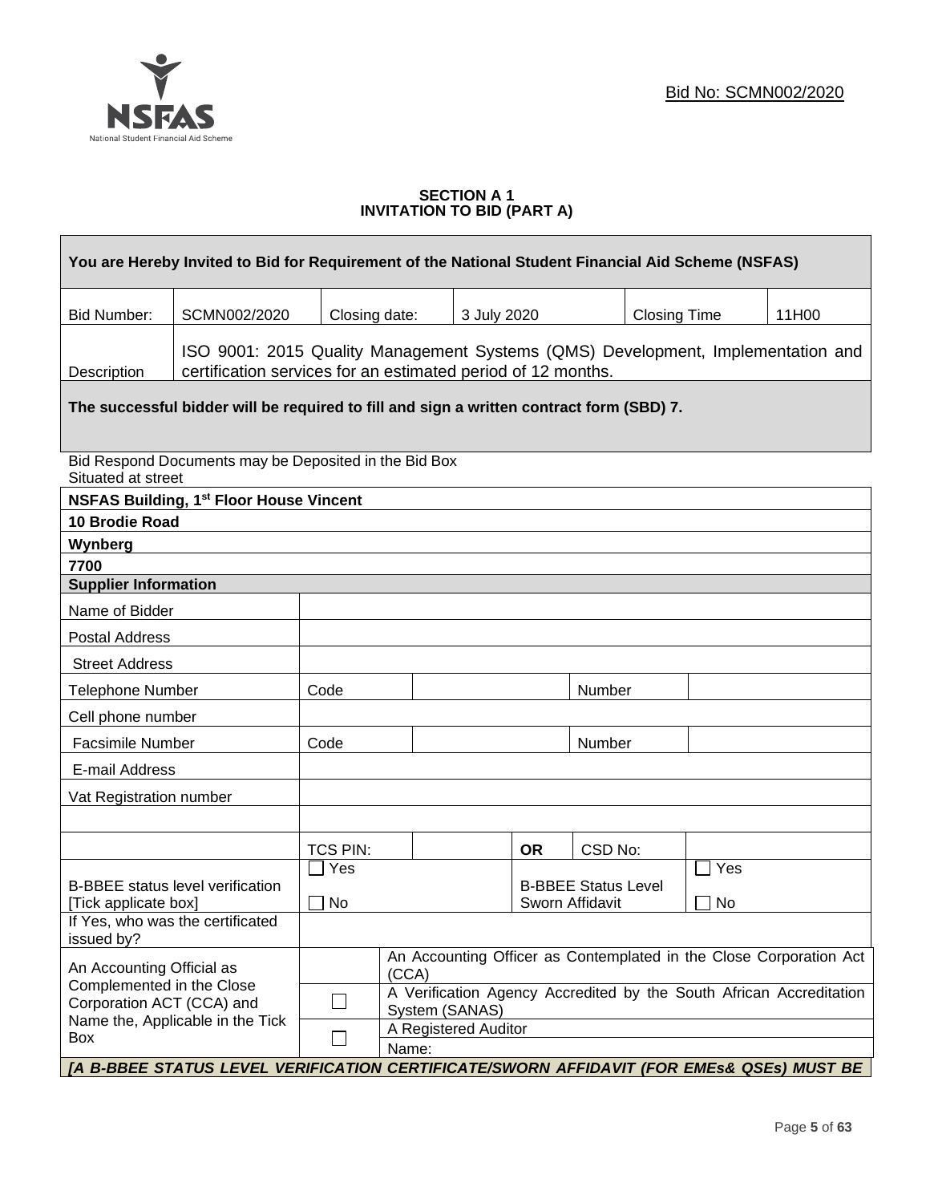Bid No: SCMN002/2020

## SECTION A 1
## INVITATION TO BID (PART A)

| **You are Hereby Invited to Bid for Requirement of the National Student Financial Aid Scheme (NSFAS)** | | | | | |
|---|---|---|---|---|---|
| Bid Number: | SCMN002/2020 | Closing date: | 3 July 2020 | Closing Time | 11H00 |
| Description | ISO 9001: 2015 Quality Management Systems (QMS) Development, Implementation and certification services for an estimated period of 12 months. | | | | |
| **The successful bidder will be required to fill and sign a written contract form (SBD) 7.** | | | | | |

Bid Respond Documents may be Deposited in the Bid Box
Situated at street

| **NSFAS Building, 1st Floor House Vincent** |
|---|
| **10 Brodie Road** |
| **Wynberg** |
| **7700** |

| **Supplier Information** | | | | | |
|---|---|---|---|---|---|
| Name of Bidder | | | | | |
| Postal Address | | | | | |
| Street Address | | | | | |
| Telephone Number | Code | | | Number | |
| Cell phone number | | | | | |
| Facsimile Number | Code | | | Number | |
| E-mail Address | | | | | |
| Vat Registration number | | | | | |
| | | | | | |
| | TCS PIN: | | **OR** | CSD No: | |
| B-BBEE status level verification [Tick applicate box] | ☐ Yes ☐ No | | B-BBEE Status Level Sworn Affidavit | | ☐ Yes ☐ No |
| If Yes, who was the certificated issued by? | | | | | |

| An Accounting Official as Complemented in the Close Corporation ACT (CCA) and Name the, Applicable in the Tick Box | | An Accounting Officer as Contemplated in the Close Corporation Act (CCA) |
|---|---|---|
| | ☐ | A Verification Agency Accredited by the South African Accreditation System (SANAS) |
| | ☐ | A Registered Auditor |
| | | Name: |

***[A B-BBEE STATUS LEVEL VERIFICATION CERTIFICATE/SWORN AFFIDAVIT (FOR EMEs& QSEs) MUST BE***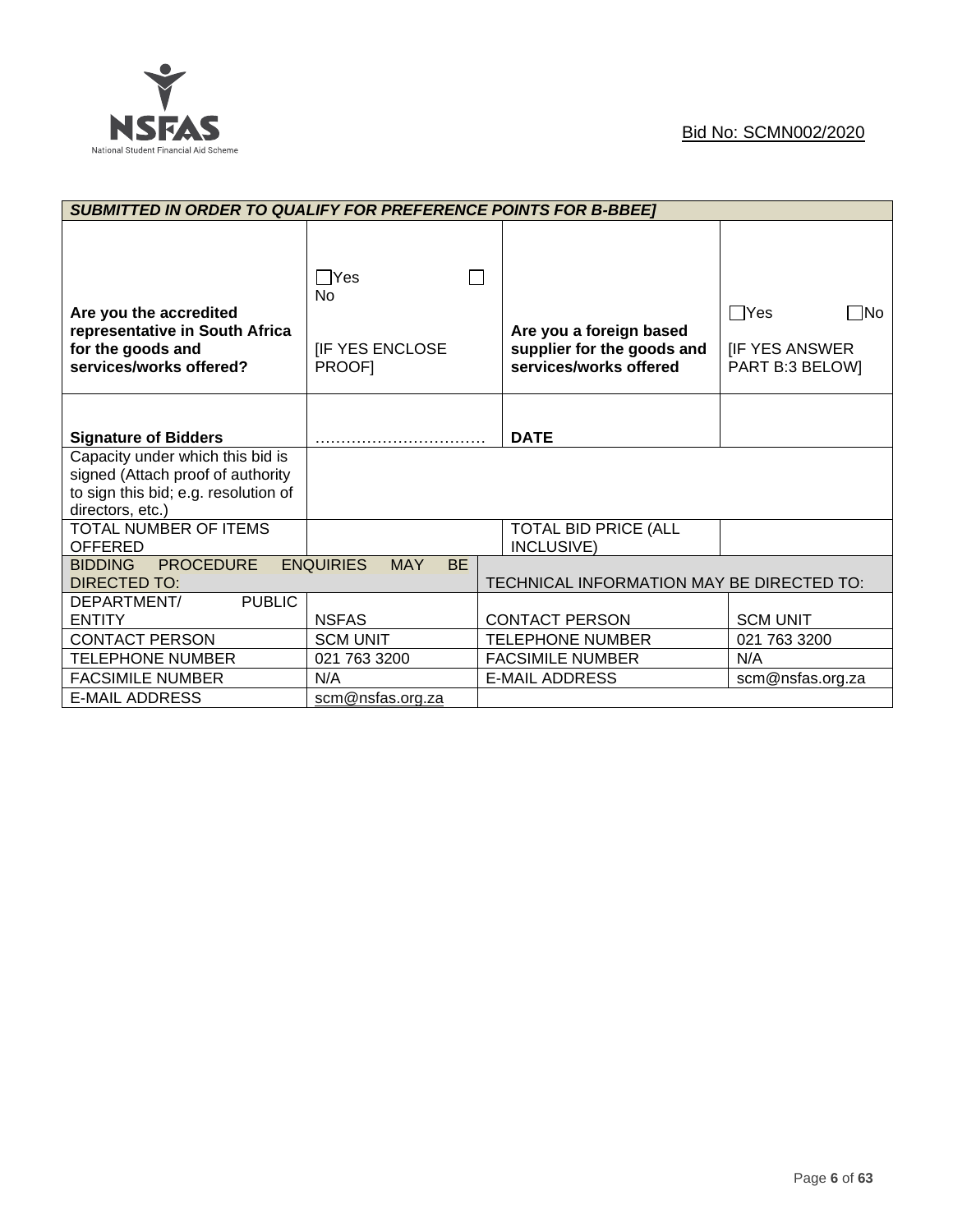Bid No: SCMN002/2020

| ***SUBMITTED IN ORDER TO QUALIFY FOR PREFERENCE POINTS FOR B-BBEE]*** | | | |
|---|---|---|---|
| **Are you the accredited representative in South Africa for the goods and services/works offered?** | ☐Yes ☐No [IF YES ENCLOSE PROOF] | **Are you a foreign based supplier for the goods and services/works offered** | ☐Yes ☐No [IF YES ANSWER PART B:3 BELOW] |
| **Signature of Bidders** | …………………………… | **DATE** | |
| Capacity under which this bid is signed (Attach proof of authority to sign this bid; e.g. resolution of directors, etc.) | | | |
| TOTAL NUMBER OF ITEMS OFFERED | | TOTAL BID PRICE (ALL INCLUSIVE) | |

| BIDDING PROCEDURE ENQUIRIES MAY BE DIRECTED TO: | | TECHNICAL INFORMATION MAY BE DIRECTED TO: | |
|---|---|---|---|
| DEPARTMENT/ PUBLIC ENTITY | NSFAS | CONTACT PERSON | SCM UNIT |
| CONTACT PERSON | SCM UNIT | TELEPHONE NUMBER | 021 763 3200 |
| TELEPHONE NUMBER | 021 763 3200 | FACSIMILE NUMBER | N/A |
| FACSIMILE NUMBER | N/A | E-MAIL ADDRESS | scm@nsfas.org.za |
| E-MAIL ADDRESS | scm@nsfas.org.za | | |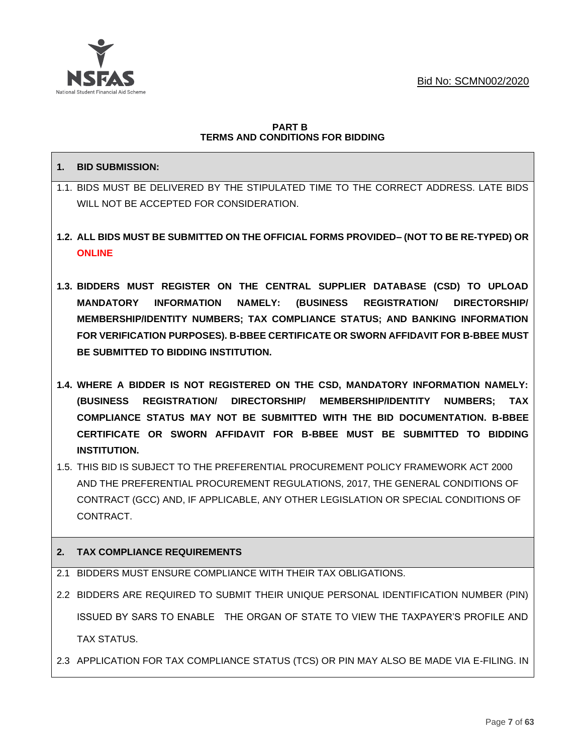Bid No: SCMN002/2020

**PART B**
**TERMS AND CONDITIONS FOR BIDDING**

## 1. BID SUBMISSION:

1.1. BIDS MUST BE DELIVERED BY THE STIPULATED TIME TO THE CORRECT ADDRESS. LATE BIDS WILL NOT BE ACCEPTED FOR CONSIDERATION.

**1.2. ALL BIDS MUST BE SUBMITTED ON THE OFFICIAL FORMS PROVIDED– (NOT TO BE RE-TYPED) OR ONLINE**

**1.3. BIDDERS MUST REGISTER ON THE CENTRAL SUPPLIER DATABASE (CSD) TO UPLOAD MANDATORY INFORMATION NAMELY: (BUSINESS REGISTRATION/ DIRECTORSHIP/ MEMBERSHIP/IDENTITY NUMBERS; TAX COMPLIANCE STATUS; AND BANKING INFORMATION FOR VERIFICATION PURPOSES). B-BBEE CERTIFICATE OR SWORN AFFIDAVIT FOR B-BBEE MUST BE SUBMITTED TO BIDDING INSTITUTION.**

**1.4. WHERE A BIDDER IS NOT REGISTERED ON THE CSD, MANDATORY INFORMATION NAMELY: (BUSINESS REGISTRATION/ DIRECTORSHIP/ MEMBERSHIP/IDENTITY NUMBERS; TAX COMPLIANCE STATUS MAY NOT BE SUBMITTED WITH THE BID DOCUMENTATION. B-BBEE CERTIFICATE OR SWORN AFFIDAVIT FOR B-BBEE MUST BE SUBMITTED TO BIDDING INSTITUTION.**

1.5. THIS BID IS SUBJECT TO THE PREFERENTIAL PROCUREMENT POLICY FRAMEWORK ACT 2000 AND THE PREFERENTIAL PROCUREMENT REGULATIONS, 2017, THE GENERAL CONDITIONS OF CONTRACT (GCC) AND, IF APPLICABLE, ANY OTHER LEGISLATION OR SPECIAL CONDITIONS OF CONTRACT.

## 2. TAX COMPLIANCE REQUIREMENTS

2.1 BIDDERS MUST ENSURE COMPLIANCE WITH THEIR TAX OBLIGATIONS.

2.2 BIDDERS ARE REQUIRED TO SUBMIT THEIR UNIQUE PERSONAL IDENTIFICATION NUMBER (PIN) ISSUED BY SARS TO ENABLE THE ORGAN OF STATE TO VIEW THE TAXPAYER'S PROFILE AND TAX STATUS.

2.3 APPLICATION FOR TAX COMPLIANCE STATUS (TCS) OR PIN MAY ALSO BE MADE VIA E-FILING. IN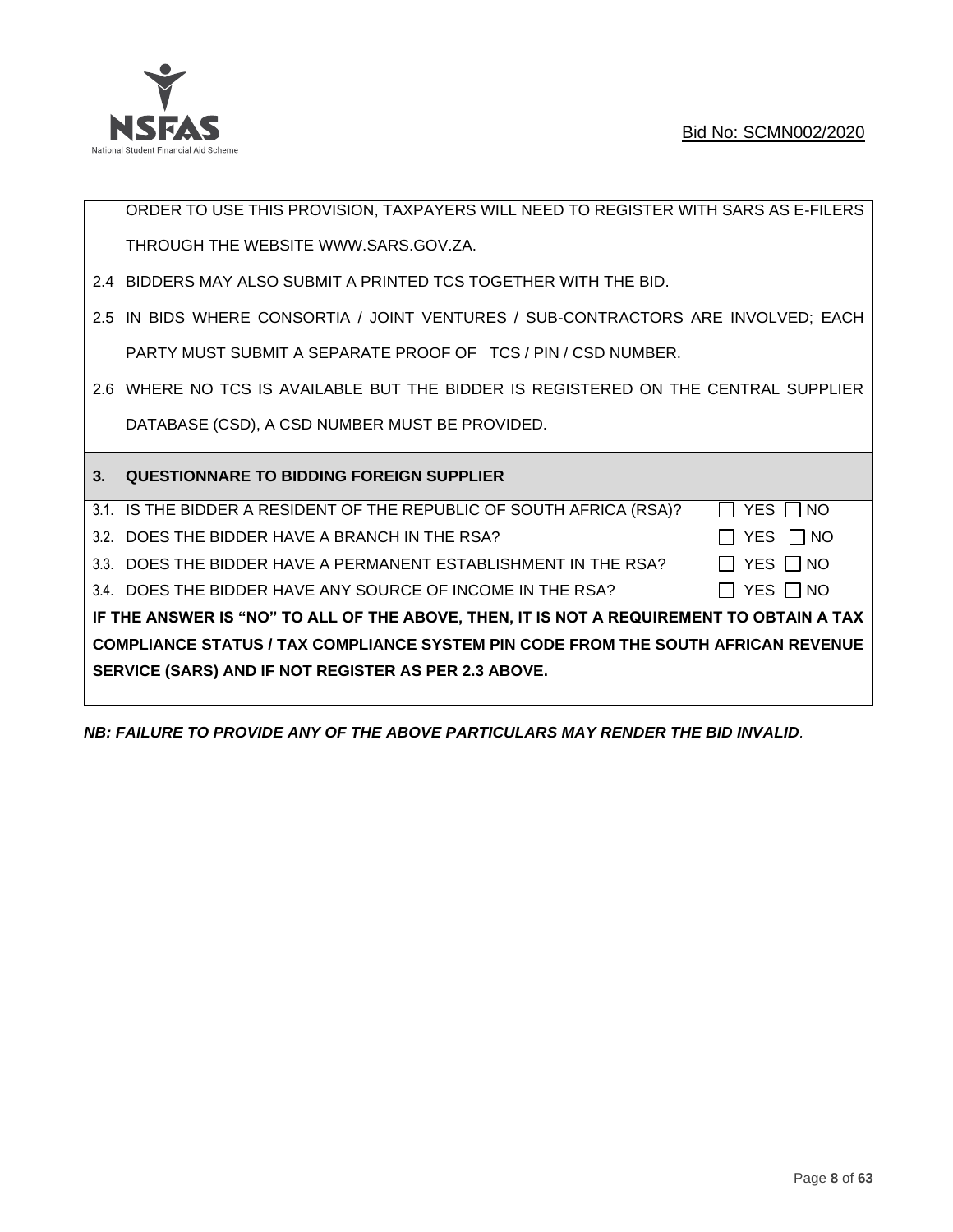ORDER TO USE THIS PROVISION, TAXPAYERS WILL NEED TO REGISTER WITH SARS AS E-FILERS THROUGH THE WEBSITE WWW.SARS.GOV.ZA.

2.4 BIDDERS MAY ALSO SUBMIT A PRINTED TCS TOGETHER WITH THE BID.

2.5 IN BIDS WHERE CONSORTIA / JOINT VENTURES / SUB-CONTRACTORS ARE INVOLVED; EACH PARTY MUST SUBMIT A SEPARATE PROOF OF TCS / PIN / CSD NUMBER.

2.6 WHERE NO TCS IS AVAILABLE BUT THE BIDDER IS REGISTERED ON THE CENTRAL SUPPLIER DATABASE (CSD), A CSD NUMBER MUST BE PROVIDED.

## 3. QUESTIONNAIRE TO BIDDING FOREIGN SUPPLIER

3.1. IS THE BIDDER A RESIDENT OF THE REPUBLIC OF SOUTH AFRICA (RSA)? ☐ YES ☐ NO

3.2. DOES THE BIDDER HAVE A BRANCH IN THE RSA? ☐ YES ☐ NO

3.3. DOES THE BIDDER HAVE A PERMANENT ESTABLISHMENT IN THE RSA? ☐ YES ☐ NO

3.4. DOES THE BIDDER HAVE ANY SOURCE OF INCOME IN THE RSA? ☐ YES ☐ NO

**IF THE ANSWER IS "NO" TO ALL OF THE ABOVE, THEN, IT IS NOT A REQUIREMENT TO OBTAIN A TAX COMPLIANCE STATUS / TAX COMPLIANCE SYSTEM PIN CODE FROM THE SOUTH AFRICAN REVENUE SERVICE (SARS) AND IF NOT REGISTER AS PER 2.3 ABOVE.**

***NB: FAILURE TO PROVIDE ANY OF THE ABOVE PARTICULARS MAY RENDER THE BID INVALID*.**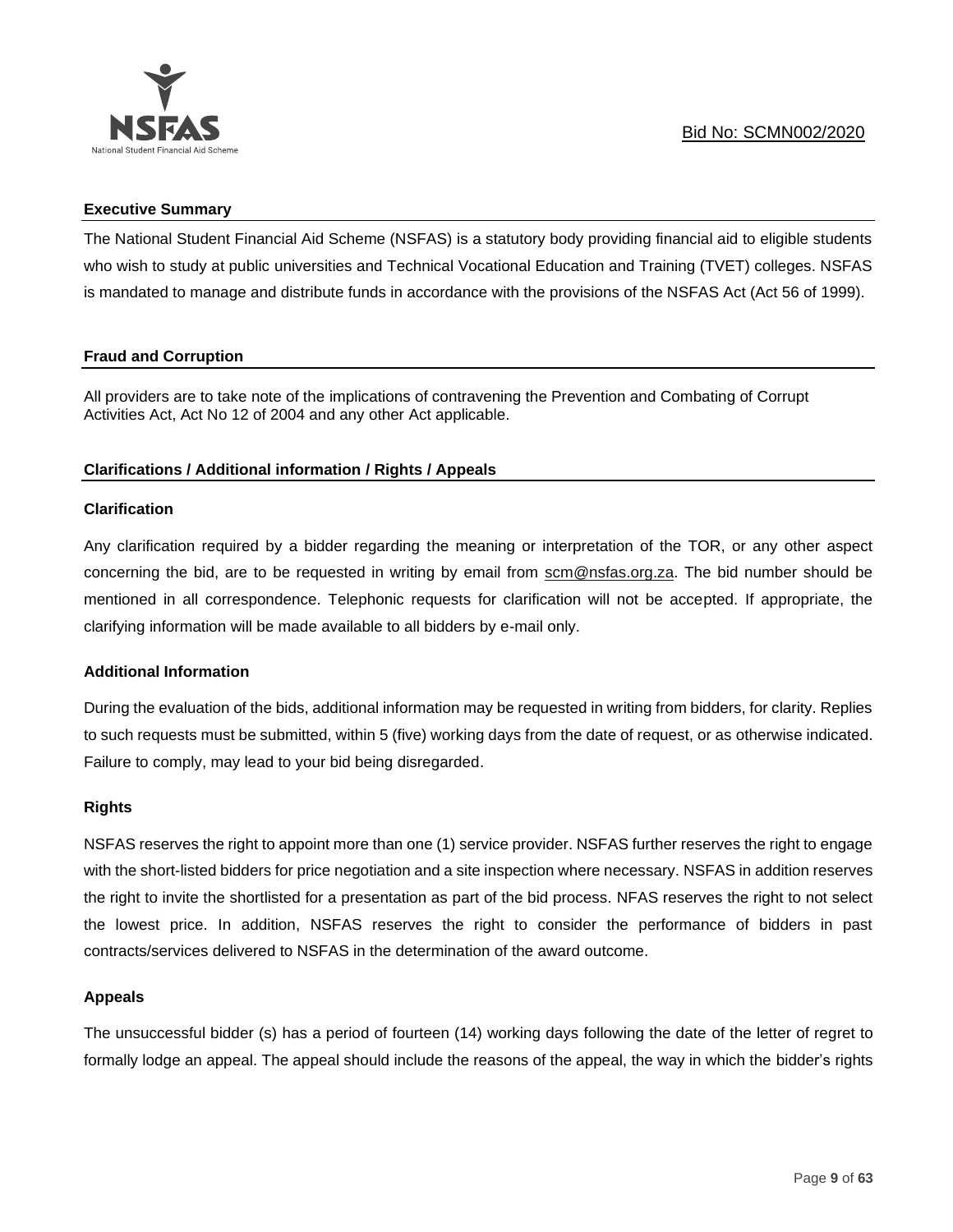## Executive Summary

The National Student Financial Aid Scheme (NSFAS) is a statutory body providing financial aid to eligible students who wish to study at public universities and Technical Vocational Education and Training (TVET) colleges. NSFAS is mandated to manage and distribute funds in accordance with the provisions of the NSFAS Act (Act 56 of 1999).

## Fraud and Corruption

All providers are to take note of the implications of contravening the Prevention and Combating of Corrupt Activities Act, Act No 12 of 2004 and any other Act applicable.

## Clarifications / Additional information / Rights / Appeals

### Clarification

Any clarification required by a bidder regarding the meaning or interpretation of the TOR, or any other aspect concerning the bid, are to be requested in writing by email from scm@nsfas.org.za. The bid number should be mentioned in all correspondence. Telephonic requests for clarification will not be accepted. If appropriate, the clarifying information will be made available to all bidders by e-mail only.

### Additional Information

During the evaluation of the bids, additional information may be requested in writing from bidders, for clarity. Replies to such requests must be submitted, within 5 (five) working days from the date of request, or as otherwise indicated. Failure to comply, may lead to your bid being disregarded.

### Rights

NSFAS reserves the right to appoint more than one (1) service provider. NSFAS further reserves the right to engage with the short-listed bidders for price negotiation and a site inspection where necessary. NSFAS in addition reserves the right to invite the shortlisted for a presentation as part of the bid process. NFAS reserves the right to not select the lowest price. In addition, NSFAS reserves the right to consider the performance of bidders in past contracts/services delivered to NSFAS in the determination of the award outcome.

### Appeals

The unsuccessful bidder (s) has a period of fourteen (14) working days following the date of the letter of regret to formally lodge an appeal. The appeal should include the reasons of the appeal, the way in which the bidder's rights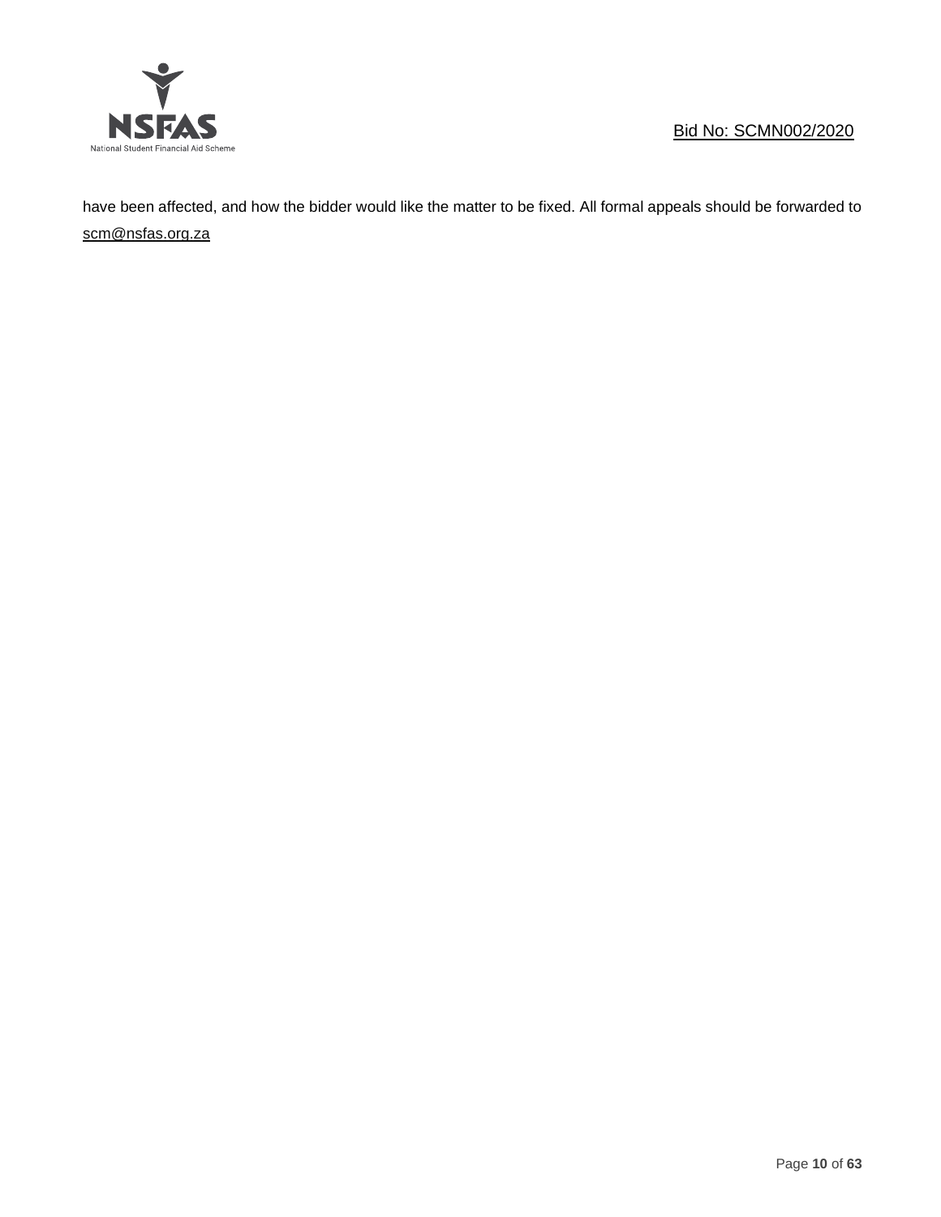have been affected, and how the bidder would like the matter to be fixed. All formal appeals should be forwarded to scm@nsfas.org.za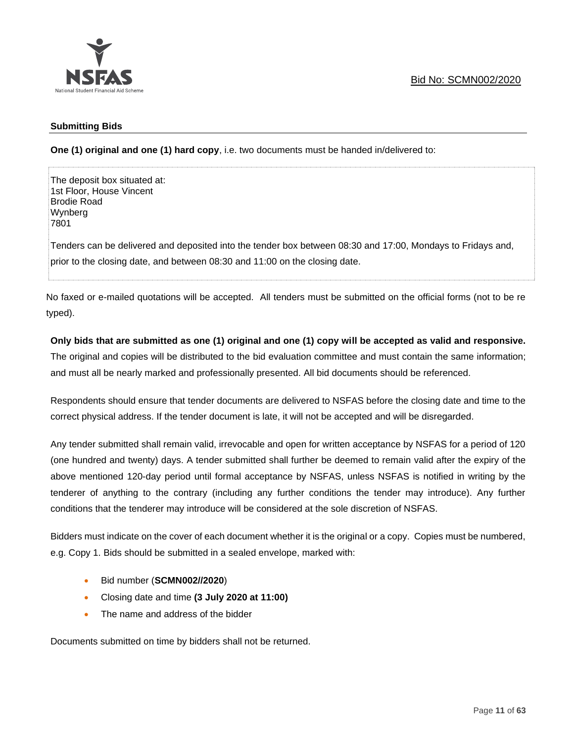## Submitting Bids

**One (1) original and one (1) hard copy**, i.e. two documents must be handed in/delivered to:

The deposit box situated at:
1st Floor, House Vincent
Brodie Road
Wynberg
7801

Tenders can be delivered and deposited into the tender box between 08:30 and 17:00, Mondays to Fridays and, prior to the closing date, and between 08:30 and 11:00 on the closing date.

No faxed or e-mailed quotations will be accepted. All tenders must be submitted on the official forms (not to be re typed).

**Only bids that are submitted as one (1) original and one (1) copy will be accepted as valid and responsive.** The original and copies will be distributed to the bid evaluation committee and must contain the same information; and must all be nearly marked and professionally presented. All bid documents should be referenced.

Respondents should ensure that tender documents are delivered to NSFAS before the closing date and time to the correct physical address. If the tender document is late, it will not be accepted and will be disregarded.

Any tender submitted shall remain valid, irrevocable and open for written acceptance by NSFAS for a period of 120 (one hundred and twenty) days. A tender submitted shall further be deemed to remain valid after the expiry of the above mentioned 120-day period until formal acceptance by NSFAS, unless NSFAS is notified in writing by the tenderer of anything to the contrary (including any further conditions the tender may introduce). Any further conditions that the tenderer may introduce will be considered at the sole discretion of NSFAS.

Bidders must indicate on the cover of each document whether it is the original or a copy. Copies must be numbered, e.g. Copy 1. Bids should be submitted in a sealed envelope, marked with:

- Bid number (**SCMN002//2020**)
- Closing date and time **(3 July 2020 at 11:00)**
- The name and address of the bidder

Documents submitted on time by bidders shall not be returned.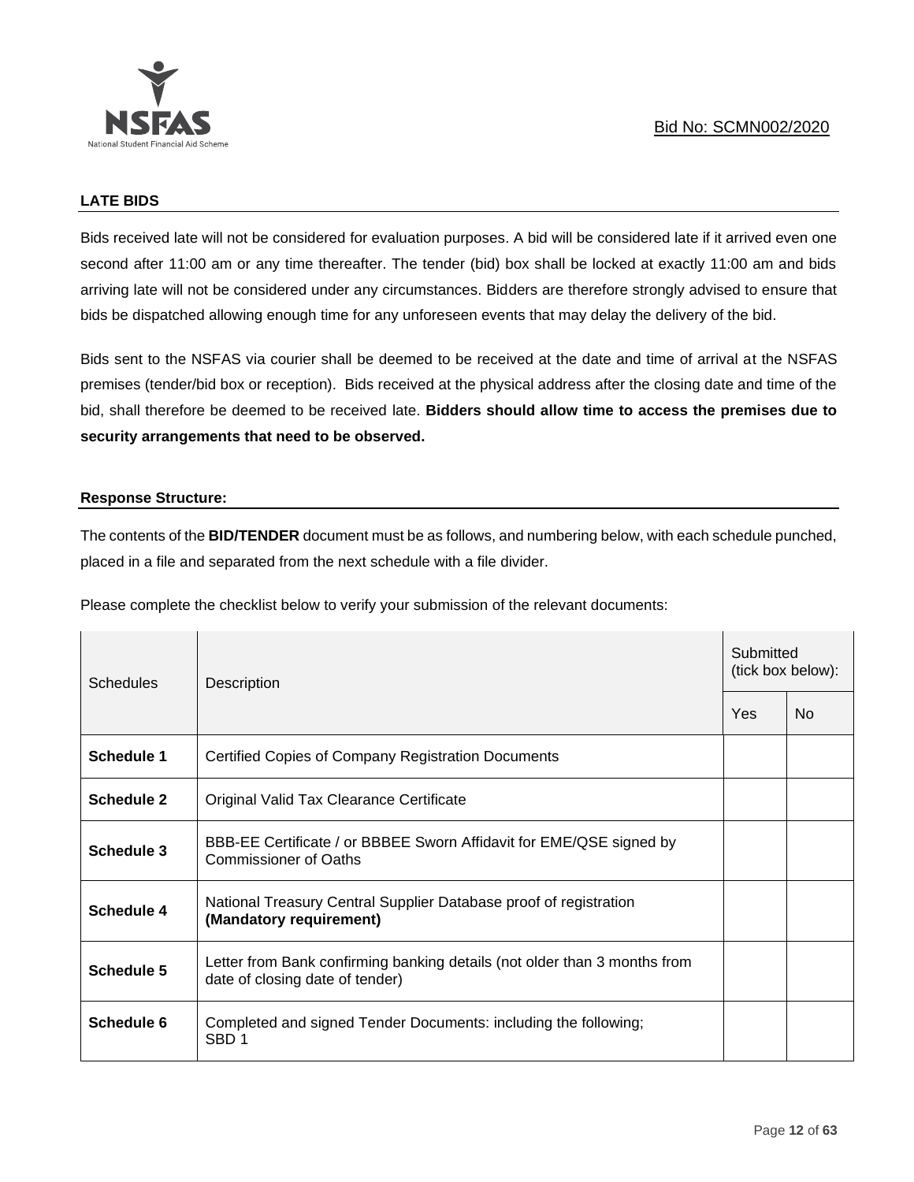**Bid No: SCMN002/2020**

## LATE BIDS

Bids received late will not be considered for evaluation purposes. A bid will be considered late if it arrived even one second after 11:00 am or any time thereafter. The tender (bid) box shall be locked at exactly 11:00 am and bids arriving late will not be considered under any circumstances. Bidders are therefore strongly advised to ensure that bids be dispatched allowing enough time for any unforeseen events that may delay the delivery of the bid.

Bids sent to the NSFAS via courier shall be deemed to be received at the date and time of arrival at the NSFAS premises (tender/bid box or reception). Bids received at the physical address after the closing date and time of the bid, shall therefore be deemed to be received late. **Bidders should allow time to access the premises due to security arrangements that need to be observed.**

## Response Structure:

The contents of the **BID/TENDER** document must be as follows, and numbering below, with each schedule punched, placed in a file and separated from the next schedule with a file divider.

Please complete the checklist below to verify your submission of the relevant documents:

| Schedules | Description | Submitted (tick box below): | |
|---|---|---|---|
| | | Yes | No |
| **Schedule 1** | Certified Copies of Company Registration Documents | | |
| **Schedule 2** | Original Valid Tax Clearance Certificate | | |
| **Schedule 3** | BBB-EE Certificate / or BBBEE Sworn Affidavit for EME/QSE signed by Commissioner of Oaths | | |
| **Schedule 4** | National Treasury Central Supplier Database proof of registration **(Mandatory requirement)** | | |
| **Schedule 5** | Letter from Bank confirming banking details (not older than 3 months from date of closing date of tender) | | |
| **Schedule 6** | Completed and signed Tender Documents: including the following; SBD 1 | | |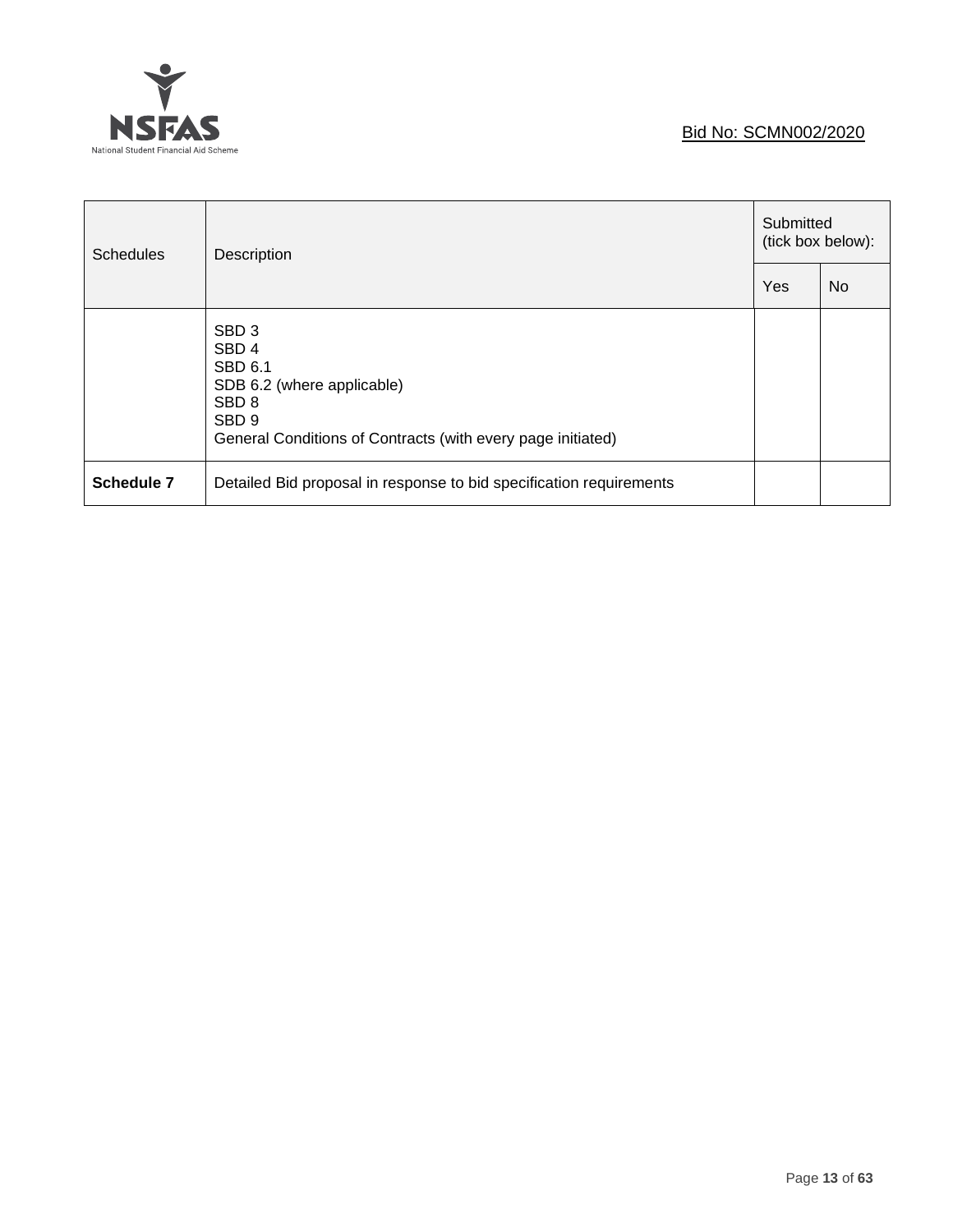Bid No: SCMN002/2020

| Schedules | Description | Submitted (tick box below): | |
|---|---|---|---|
| | | Yes | No |
| | SBD 3<br>SBD 4<br>SBD 6.1<br>SDB 6.2 (where applicable)<br>SBD 8<br>SBD 9<br>General Conditions of Contracts (with every page initiated) | | |
| **Schedule 7** | Detailed Bid proposal in response to bid specification requirements | | |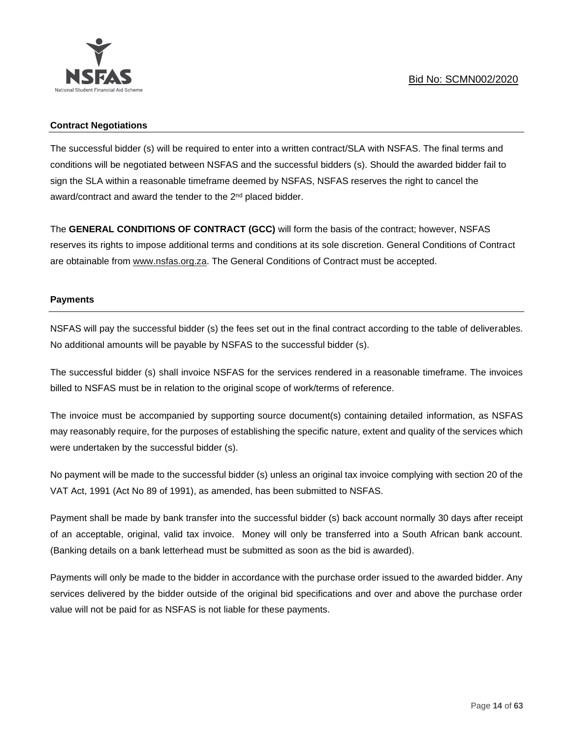## Contract Negotiations

The successful bidder (s) will be required to enter into a written contract/SLA with NSFAS. The final terms and conditions will be negotiated between NSFAS and the successful bidders (s). Should the awarded bidder fail to sign the SLA within a reasonable timeframe deemed by NSFAS, NSFAS reserves the right to cancel the award/contract and award the tender to the 2nd placed bidder.

The **GENERAL CONDITIONS OF CONTRACT (GCC)** will form the basis of the contract; however, NSFAS reserves its rights to impose additional terms and conditions at its sole discretion. General Conditions of Contract are obtainable from www.nsfas.org.za. The General Conditions of Contract must be accepted.

## Payments

NSFAS will pay the successful bidder (s) the fees set out in the final contract according to the table of deliverables. No additional amounts will be payable by NSFAS to the successful bidder (s).

The successful bidder (s) shall invoice NSFAS for the services rendered in a reasonable timeframe. The invoices billed to NSFAS must be in relation to the original scope of work/terms of reference.

The invoice must be accompanied by supporting source document(s) containing detailed information, as NSFAS may reasonably require, for the purposes of establishing the specific nature, extent and quality of the services which were undertaken by the successful bidder (s).

No payment will be made to the successful bidder (s) unless an original tax invoice complying with section 20 of the VAT Act, 1991 (Act No 89 of 1991), as amended, has been submitted to NSFAS.

Payment shall be made by bank transfer into the successful bidder (s) back account normally 30 days after receipt of an acceptable, original, valid tax invoice. Money will only be transferred into a South African bank account. (Banking details on a bank letterhead must be submitted as soon as the bid is awarded).

Payments will only be made to the bidder in accordance with the purchase order issued to the awarded bidder. Any services delivered by the bidder outside of the original bid specifications and over and above the purchase order value will not be paid for as NSFAS is not liable for these payments.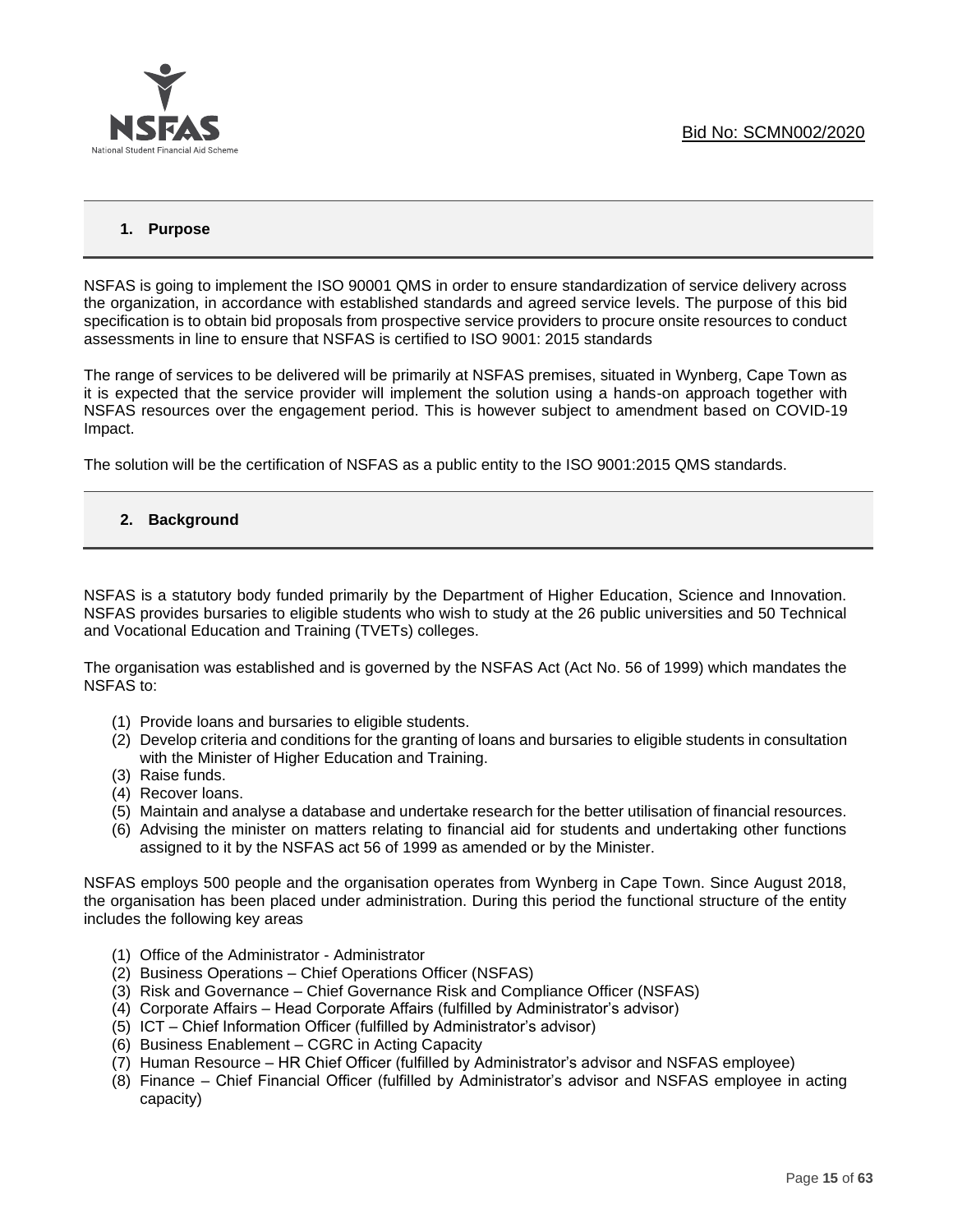## 1. Purpose

NSFAS is going to implement the ISO 90001 QMS in order to ensure standardization of service delivery across the organization, in accordance with established standards and agreed service levels. The purpose of this bid specification is to obtain bid proposals from prospective service providers to procure onsite resources to conduct assessments in line to ensure that NSFAS is certified to ISO 9001: 2015 standards

The range of services to be delivered will be primarily at NSFAS premises, situated in Wynberg, Cape Town as it is expected that the service provider will implement the solution using a hands-on approach together with NSFAS resources over the engagement period. This is however subject to amendment based on COVID-19 Impact.

The solution will be the certification of NSFAS as a public entity to the ISO 9001:2015 QMS standards.

## 2. Background

NSFAS is a statutory body funded primarily by the Department of Higher Education, Science and Innovation. NSFAS provides bursaries to eligible students who wish to study at the 26 public universities and 50 Technical and Vocational Education and Training (TVETs) colleges.

The organisation was established and is governed by the NSFAS Act (Act No. 56 of 1999) which mandates the NSFAS to:

(1) Provide loans and bursaries to eligible students.
(2) Develop criteria and conditions for the granting of loans and bursaries to eligible students in consultation with the Minister of Higher Education and Training.
(3) Raise funds.
(4) Recover loans.
(5) Maintain and analyse a database and undertake research for the better utilisation of financial resources.
(6) Advising the minister on matters relating to financial aid for students and undertaking other functions assigned to it by the NSFAS act 56 of 1999 as amended or by the Minister.

NSFAS employs 500 people and the organisation operates from Wynberg in Cape Town. Since August 2018, the organisation has been placed under administration. During this period the functional structure of the entity includes the following key areas

(1) Office of the Administrator - Administrator
(2) Business Operations – Chief Operations Officer (NSFAS)
(3) Risk and Governance – Chief Governance Risk and Compliance Officer (NSFAS)
(4) Corporate Affairs – Head Corporate Affairs (fulfilled by Administrator's advisor)
(5) ICT – Chief Information Officer (fulfilled by Administrator's advisor)
(6) Business Enablement – CGRC in Acting Capacity
(7) Human Resource – HR Chief Officer (fulfilled by Administrator's advisor and NSFAS employee)
(8) Finance – Chief Financial Officer (fulfilled by Administrator's advisor and NSFAS employee in acting capacity)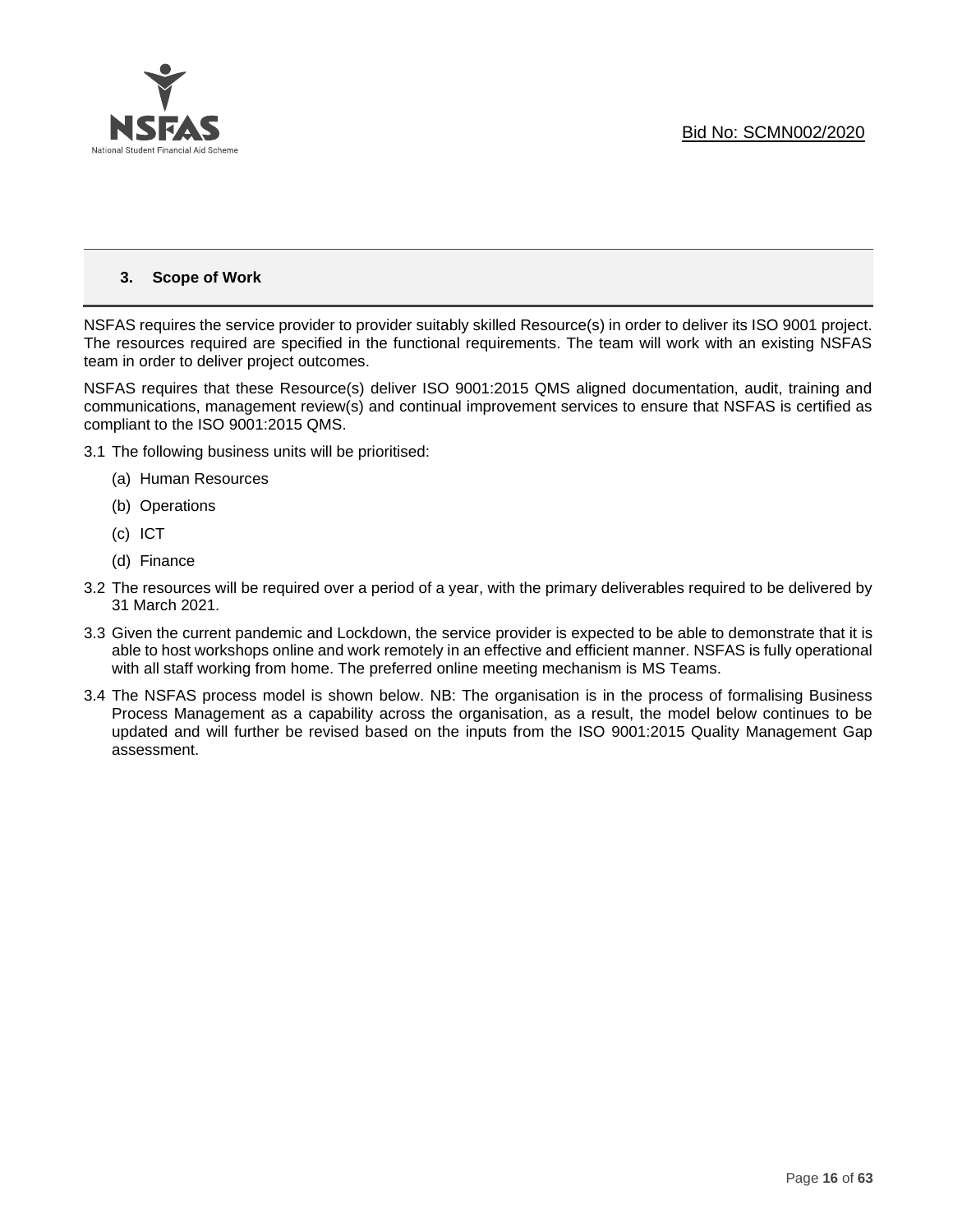## 3. Scope of Work

NSFAS requires the service provider to provider suitably skilled Resource(s) in order to deliver its ISO 9001 project. The resources required are specified in the functional requirements. The team will work with an existing NSFAS team in order to deliver project outcomes.

NSFAS requires that these Resource(s) deliver ISO 9001:2015 QMS aligned documentation, audit, training and communications, management review(s) and continual improvement services to ensure that NSFAS is certified as compliant to the ISO 9001:2015 QMS.

3.1 The following business units will be prioritised:

(a) Human Resources

(b) Operations

(c) ICT

(d) Finance

3.2 The resources will be required over a period of a year, with the primary deliverables required to be delivered by 31 March 2021.

3.3 Given the current pandemic and Lockdown, the service provider is expected to be able to demonstrate that it is able to host workshops online and work remotely in an effective and efficient manner. NSFAS is fully operational with all staff working from home. The preferred online meeting mechanism is MS Teams.

3.4 The NSFAS process model is shown below. NB: The organisation is in the process of formalising Business Process Management as a capability across the organisation, as a result, the model below continues to be updated and will further be revised based on the inputs from the ISO 9001:2015 Quality Management Gap assessment.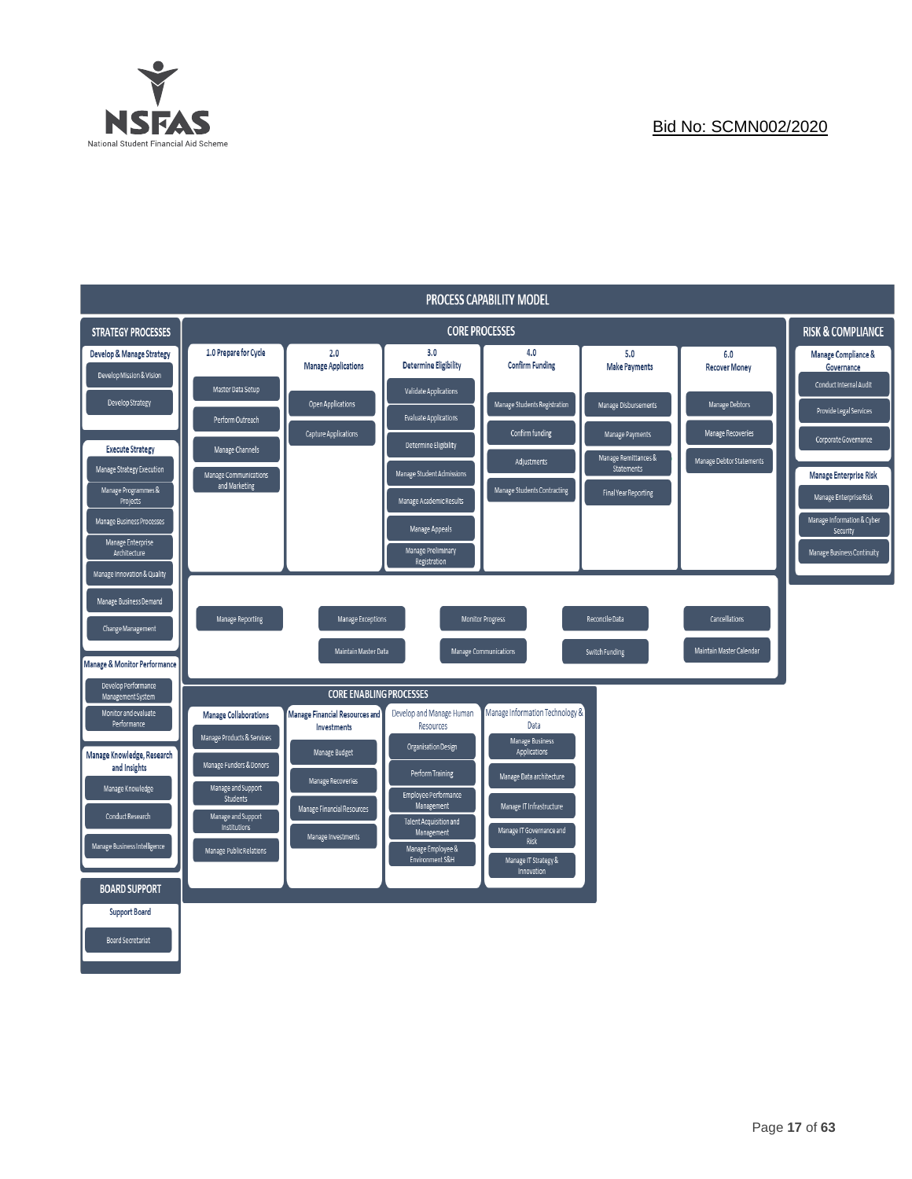Bid No: SCMN002/2020

# PROCESS CAPABILITY MODEL

## STRATEGY PROCESSES

**Develop & Manage Strategy**
- Develop Mission & Vision
- Develop Strategy

**Execute Strategy**
- Manage Strategy Execution
- Manage Programmes & Projects
- Manage Business Processes
- Manage Enterprise Architecture
- Manage Innovation & Quality
- Manage Business Demand
- Change Management

**Manage & Monitor Performance**
- Develop Performance Management System
- Monitor and evaluate Performance

**Manage Knowledge, Research and Insights**
- Manage Knowledge
- Conduct Research
- Manage Business Intelligence

## BOARD SUPPORT

**Support Board**
- Board Secretariat

## CORE PROCESSES

**1.0 Prepare for Cycle**
- Master Data Setup
- Perform Outreach
- Manage Channels
- Manage Communications and Marketing

**2.0 Manage Applications**
- Open Applications
- Capture Applications

**3.0 Determine Eligibility**
- Validate Applications
- Evaluate Applications
- Determine Eligibility
- Manage Student Admissions
- Manage Academic Results
- Manage Appeals
- Manage Preliminary Registration

**4.0 Confirm Funding**
- Manage Students Registration
- Confirm funding
- Adjustments
- Manage Students Contracting

**5.0 Make Payments**
- Manage Disbursements
- Manage Payments
- Manage Remittances & Statements
- Final Year Reporting

**6.0 Recover Money**
- Manage Debtors
- Manage Recoveries
- Manage Debtor Statements

**Cross-cutting**
- Manage Reporting
- Manage Exceptions
- Maintain Master Data
- Monitor Progress
- Manage Communications
- Reconcile Data
- Switch Funding
- Cancellations
- Maintain Master Calendar

## RISK & COMPLIANCE

**Manage Compliance & Governance**
- Conduct Internal Audit
- Provide Legal Services
- Corporate Governance

**Manage Enterprise Risk**
- Manage Enterprise Risk
- Manage Information & Cyber Security
- Manage Business Continuity

## CORE ENABLING PROCESSES

**Manage Collaborations**
- Manage Products & Services
- Manage Funders & Donors
- Manage and Support Students
- Manage and Support Institutions
- Manage Public Relations

**Manage Financial Resources and Investments**
- Manage Budget
- Manage Recoveries
- Manage Financial Resources
- Manage Investments

**Develop and Manage Human Resources**
- Organisation Design
- Perform Training
- Employee Performance Management
- Talent Acquisition and Management
- Manage Employee & Environment SH&H

**Manage Information Technology & Data**
- Manage Business Applications
- Manage Data architecture
- Manage IT Infrastructure
- Manage IT Governance and Risk
- Manage IT Strategy & Innovation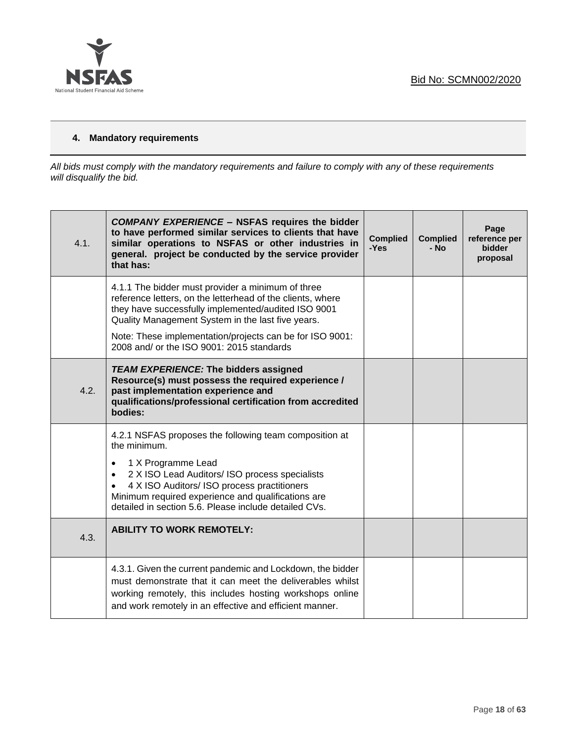## 4. Mandatory requirements

*All bids must comply with the mandatory requirements and failure to comply with any of these requirements will disqualify the bid.*

| 4.1. | ***COMPANY EXPERIENCE* – NSFAS requires the bidder to have performed similar services to clients that have similar operations to NSFAS or other industries in general. project be conducted by the service provider that has:** | **Complied -Yes** | **Complied - No** | **Page reference per bidder proposal** |
|---|---|---|---|---|
| | 4.1.1 The bidder must provider a minimum of three reference letters, on the letterhead of the clients, where they have successfully implemented/audited ISO 9001 Quality Management System in the last five years.<br><br>Note: These implementation/projects can be for ISO 9001: 2008 and/ or the ISO 9001: 2015 standards | | | |
| 4.2. | ***TEAM EXPERIENCE:* The bidders assigned Resource(s) must possess the required experience / past implementation experience and qualifications/professional certification from accredited bodies:** | | | |
| | 4.2.1 NSFAS proposes the following team composition at the minimum.<br><br>• 1 X Programme Lead<br>• 2 X ISO Lead Auditors/ ISO process specialists<br>• 4 X ISO Auditors/ ISO process practitioners<br>Minimum required experience and qualifications are detailed in section 5.6. Please include detailed CVs. | | | |
| 4.3. | **ABILITY TO WORK REMOTELY:** | | | |
| | 4.3.1. Given the current pandemic and Lockdown, the bidder must demonstrate that it can meet the deliverables whilst working remotely, this includes hosting workshops online and work remotely in an effective and efficient manner. | | | |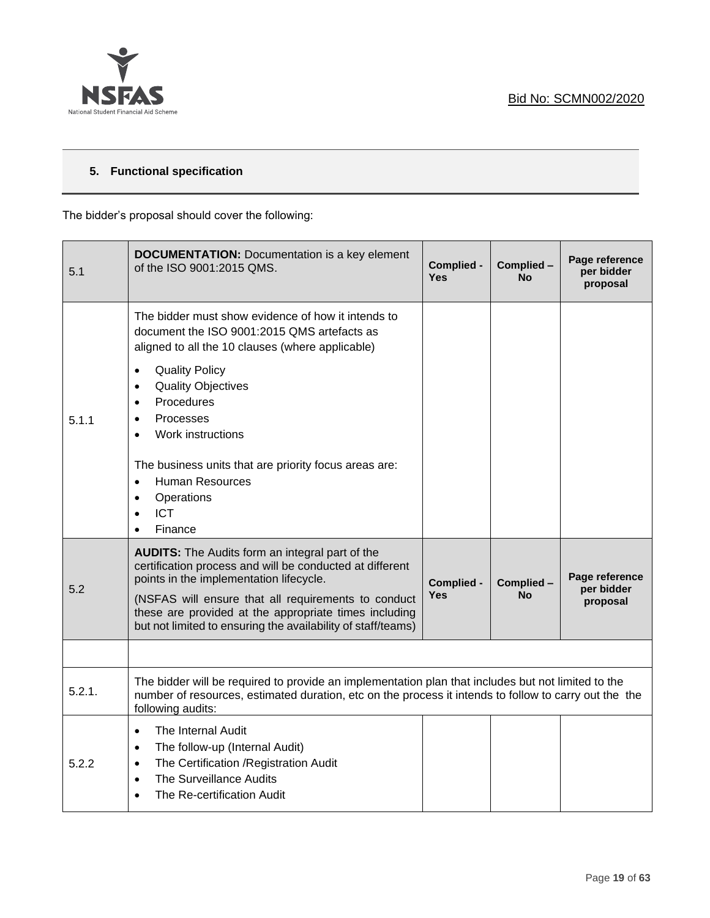## 5. Functional specification

The bidder's proposal should cover the following:

| 5.1 | **DOCUMENTATION:** Documentation is a key element of the ISO 9001:2015 QMS. | **Complied - Yes** | **Complied – No** | **Page reference per bidder proposal** |
|---|---|---|---|---|
| 5.1.1 | The bidder must show evidence of how it intends to document the ISO 9001:2015 QMS artefacts as aligned to all the 10 clauses (where applicable)<br>• Quality Policy<br>• Quality Objectives<br>• Procedures<br>• Processes<br>• Work instructions<br><br>The business units that are priority focus areas are:<br>• Human Resources<br>• Operations<br>• ICT<br>• Finance | | | |
| 5.2 | **AUDITS:** The Audits form an integral part of the certification process and will be conducted at different points in the implementation lifecycle.<br>(NSFAS will ensure that all requirements to conduct these are provided at the appropriate times including but not limited to ensuring the availability of staff/teams) | **Complied - Yes** | **Complied – No** | **Page reference per bidder proposal** |
| | | | | |
| 5.2.1. | The bidder will be required to provide an implementation plan that includes but not limited to the number of resources, estimated duration, etc on the process it intends to follow to carry out the the following audits: | | | |
| 5.2.2 | • The Internal Audit<br>• The follow-up (Internal Audit)<br>• The Certification /Registration Audit<br>• The Surveillance Audits<br>• The Re-certification Audit | | | |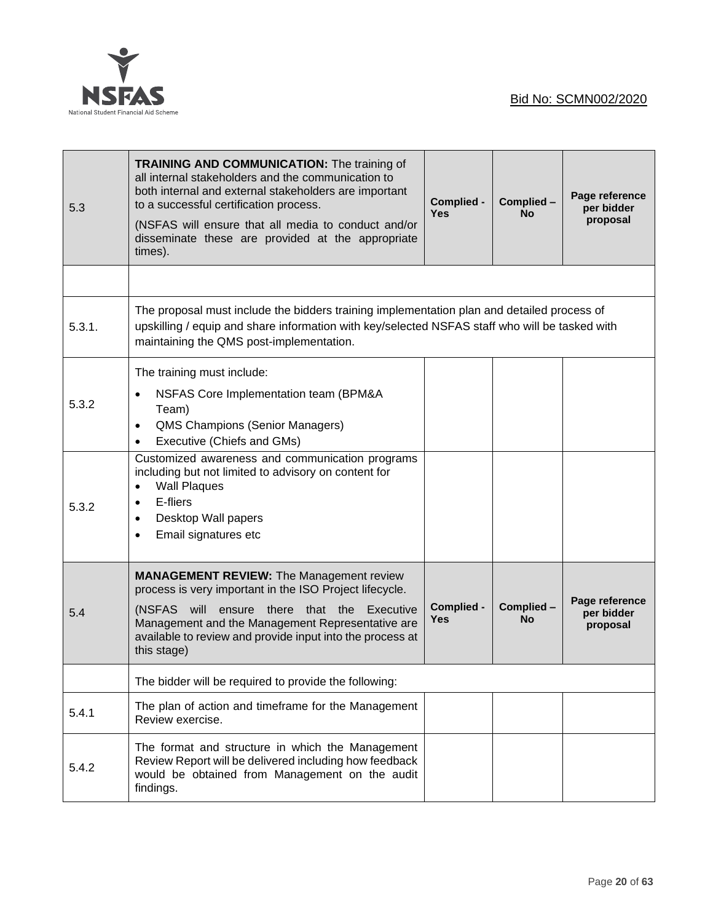| 5.3 | **TRAINING AND COMMUNICATION:** The training of all internal stakeholders and the communication to both internal and external stakeholders are important to a successful certification process.<br>(NSFAS will ensure that all media to conduct and/or disseminate these are provided at the appropriate times). | **Complied - Yes** | **Complied – No** | **Page reference per bidder proposal** |
|---|---|---|---|---|
| | | | | |
| 5.3.1. | The proposal must include the bidders training implementation plan and detailed process of upskilling / equip and share information with key/selected NSFAS staff who will be tasked with maintaining the QMS post-implementation. | | | |
| 5.3.2 | The training must include:<br>• NSFAS Core Implementation team (BPM&A Team)<br>• QMS Champions (Senior Managers)<br>• Executive (Chiefs and GMs) | | | |
| 5.3.2 | Customized awareness and communication programs including but not limited to advisory on content for<br>• Wall Plaques<br>• E-fliers<br>• Desktop Wall papers<br>• Email signatures etc | | | |
| 5.4 | **MANAGEMENT REVIEW:** The Management review process is very important in the ISO Project lifecycle.<br>(NSFAS will ensure there that the Executive Management and the Management Representative are available to review and provide input into the process at this stage) | **Complied - Yes** | **Complied – No** | **Page reference per bidder proposal** |
| | The bidder will be required to provide the following: | | | |
| 5.4.1 | The plan of action and timeframe for the Management Review exercise. | | | |
| 5.4.2 | The format and structure in which the Management Review Report will be delivered including how feedback would be obtained from Management on the audit findings. | | | |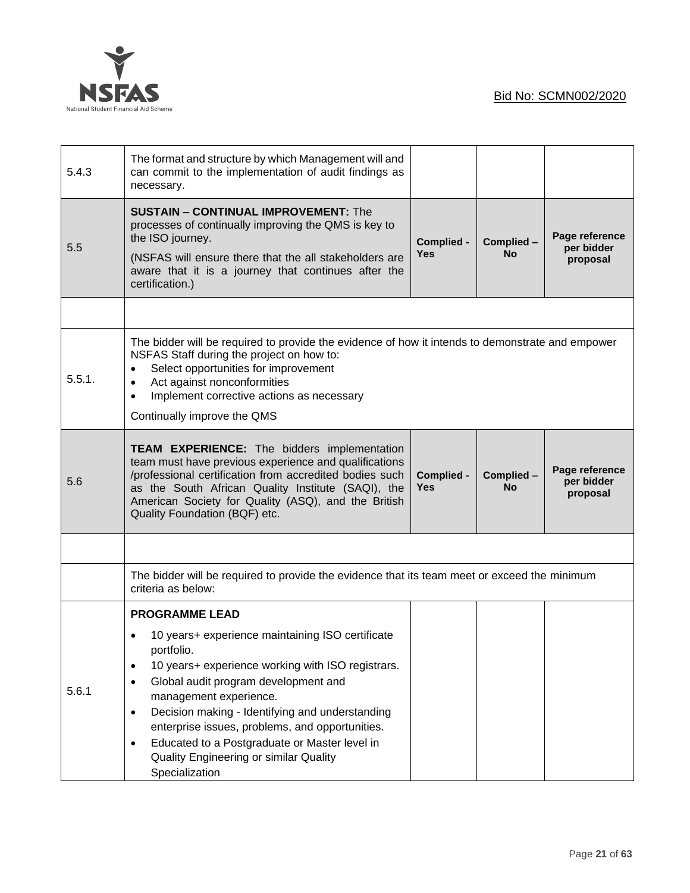| | | | | |
|---|---|---|---|---|
| 5.4.3 | The format and structure by which Management will and can commit to the implementation of audit findings as necessary. | | | |
| 5.5 | **SUSTAIN – CONTINUAL IMPROVEMENT:** The processes of continually improving the QMS is key to the ISO journey.<br>(NSFAS will ensure there that the all stakeholders are aware that it is a journey that continues after the certification.) | **Complied - Yes** | **Complied – No** | **Page reference per bidder proposal** |
| | | | | |
| 5.5.1. | The bidder will be required to provide the evidence of how it intends to demonstrate and empower NSFAS Staff during the project on how to:<br>• Select opportunities for improvement<br>• Act against nonconformities<br>• Implement corrective actions as necessary<br>Continually improve the QMS | | | |
| 5.6 | **TEAM EXPERIENCE:** The bidders implementation team must have previous experience and qualifications /professional certification from accredited bodies such as the South African Quality Institute (SAQI), the American Society for Quality (ASQ), and the British Quality Foundation (BQF) etc. | **Complied - Yes** | **Complied – No** | **Page reference per bidder proposal** |
| | | | | |
| | The bidder will be required to provide the evidence that its team meet or exceed the minimum criteria as below: | | | |
| 5.6.1 | **PROGRAMME LEAD**<br>• 10 years+ experience maintaining ISO certificate portfolio.<br>• 10 years+ experience working with ISO registrars.<br>• Global audit program development and management experience.<br>• Decision making - Identifying and understanding enterprise issues, problems, and opportunities.<br>• Educated to a Postgraduate or Master level in Quality Engineering or similar Quality Specialization | | | |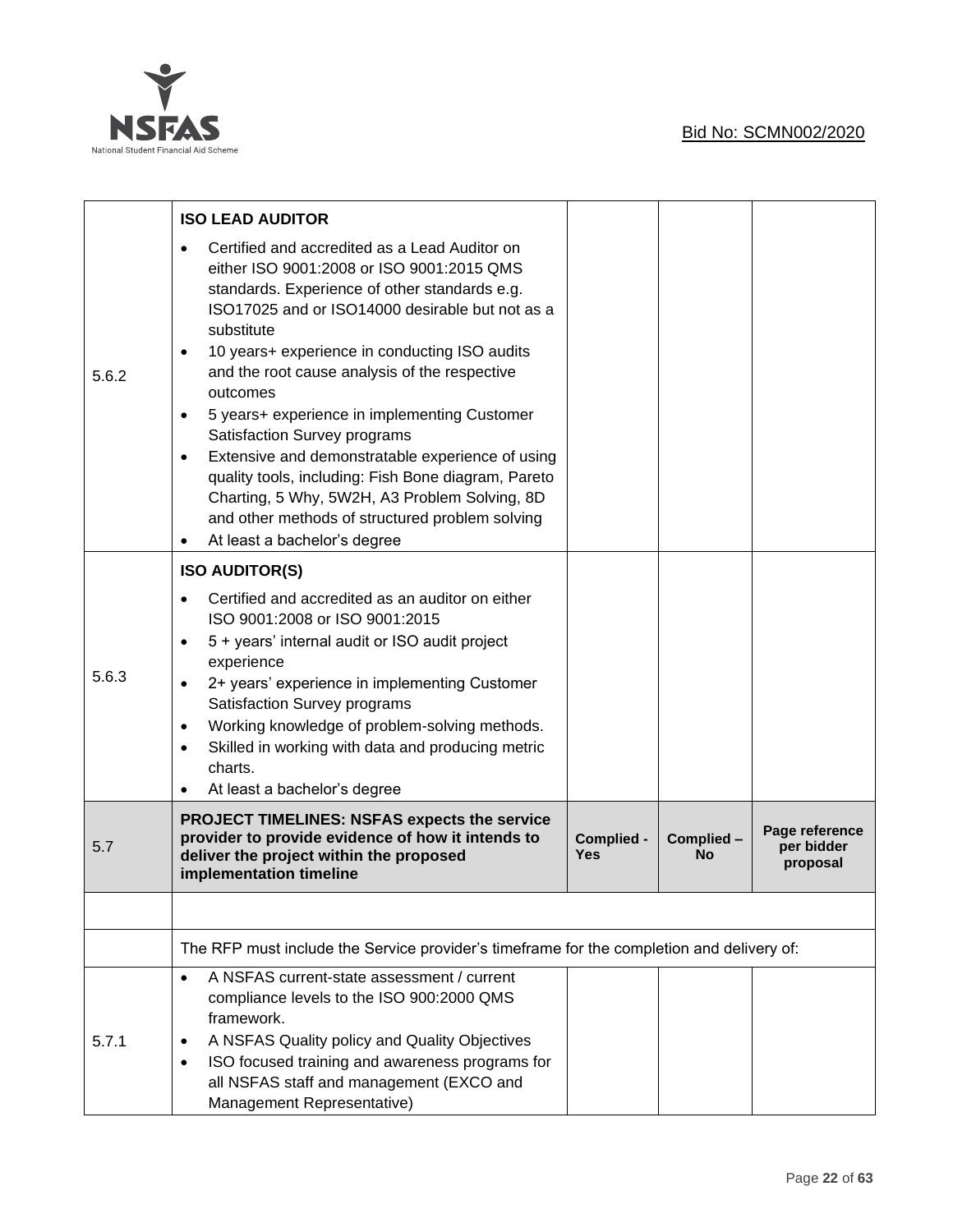| | | | | |
|---|---|---|---|---|
| 5.6.2 | **ISO LEAD AUDITOR**<br>• Certified and accredited as a Lead Auditor on either ISO 9001:2008 or ISO 9001:2015 QMS standards. Experience of other standards e.g. ISO17025 and or ISO14000 desirable but not as a substitute<br>• 10 years+ experience in conducting ISO audits and the root cause analysis of the respective outcomes<br>• 5 years+ experience in implementing Customer Satisfaction Survey programs<br>• Extensive and demonstratable experience of using quality tools, including: Fish Bone diagram, Pareto Charting, 5 Why, 5W2H, A3 Problem Solving, 8D and other methods of structured problem solving<br>• At least a bachelor's degree | | | |
| 5.6.3 | **ISO AUDITOR(S)**<br>• Certified and accredited as an auditor on either ISO 9001:2008 or ISO 9001:2015<br>• 5 + years' internal audit or ISO audit project experience<br>• 2+ years' experience in implementing Customer Satisfaction Survey programs<br>• Working knowledge of problem-solving methods.<br>• Skilled in working with data and producing metric charts.<br>• At least a bachelor's degree | | | |
| 5.7 | **PROJECT TIMELINES: NSFAS expects the service provider to provide evidence of how it intends to deliver the project within the proposed implementation timeline** | **Complied - Yes** | **Complied – No** | **Page reference per bidder proposal** |
| | | | | |
| | The RFP must include the Service provider's timeframe for the completion and delivery of: | | | |
| 5.7.1 | • A NSFAS current-state assessment / current compliance levels to the ISO 900:2000 QMS framework.<br>• A NSFAS Quality policy and Quality Objectives<br>• ISO focused training and awareness programs for all NSFAS staff and management (EXCO and Management Representative) | | | |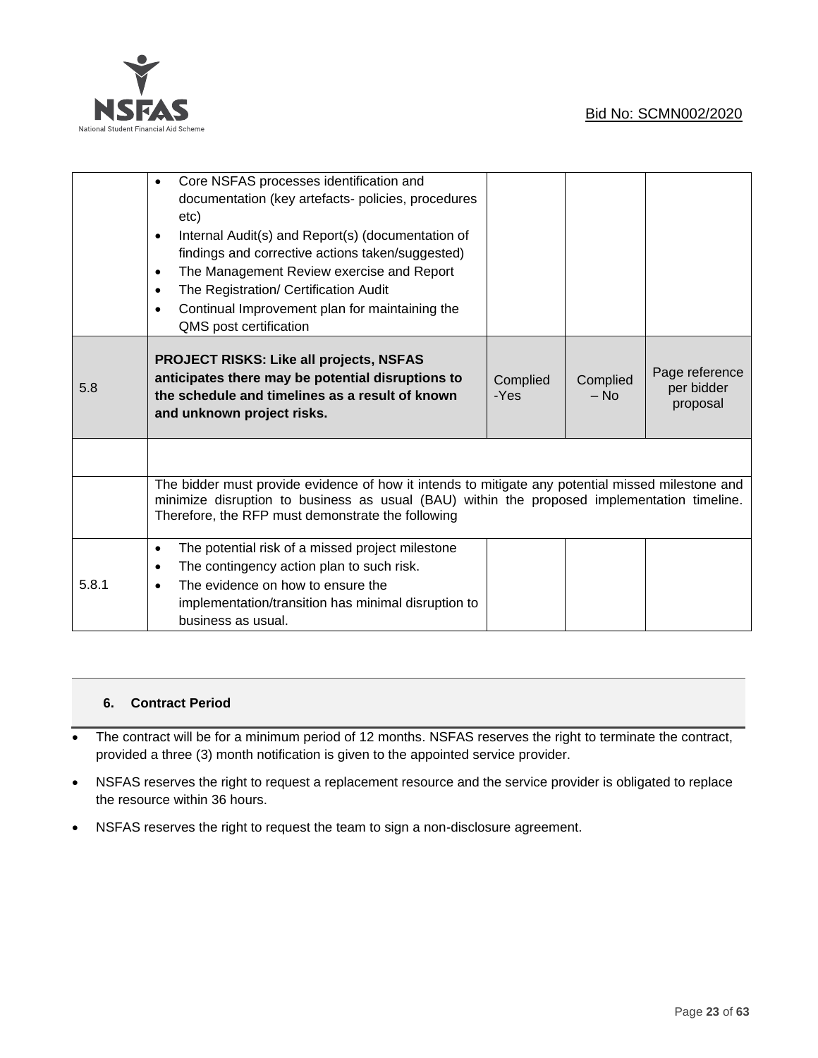| | | | | |
|---|---|---|---|---|
| | • Core NSFAS processes identification and documentation (key artefacts- policies, procedures etc)<br>• Internal Audit(s) and Report(s) (documentation of findings and corrective actions taken/suggested)<br>• The Management Review exercise and Report<br>• The Registration/ Certification Audit<br>• Continual Improvement plan for maintaining the QMS post certification | | | |
| 5.8 | **PROJECT RISKS: Like all projects, NSFAS anticipates there may be potential disruptions to the schedule and timelines as a result of known and unknown project risks.** | Complied -Yes | Complied – No | Page reference per bidder proposal |
| | | | | |
| | The bidder must provide evidence of how it intends to mitigate any potential missed milestone and minimize disruption to business as usual (BAU) within the proposed implementation timeline. Therefore, the RFP must demonstrate the following | | | |
| 5.8.1 | • The potential risk of a missed project milestone<br>• The contingency action plan to such risk.<br>• The evidence on how to ensure the implementation/transition has minimal disruption to business as usual. | | | |

## 6. Contract Period

- The contract will be for a minimum period of 12 months. NSFAS reserves the right to terminate the contract, provided a three (3) month notification is given to the appointed service provider.
- NSFAS reserves the right to request a replacement resource and the service provider is obligated to replace the resource within 36 hours.
- NSFAS reserves the right to request the team to sign a non-disclosure agreement.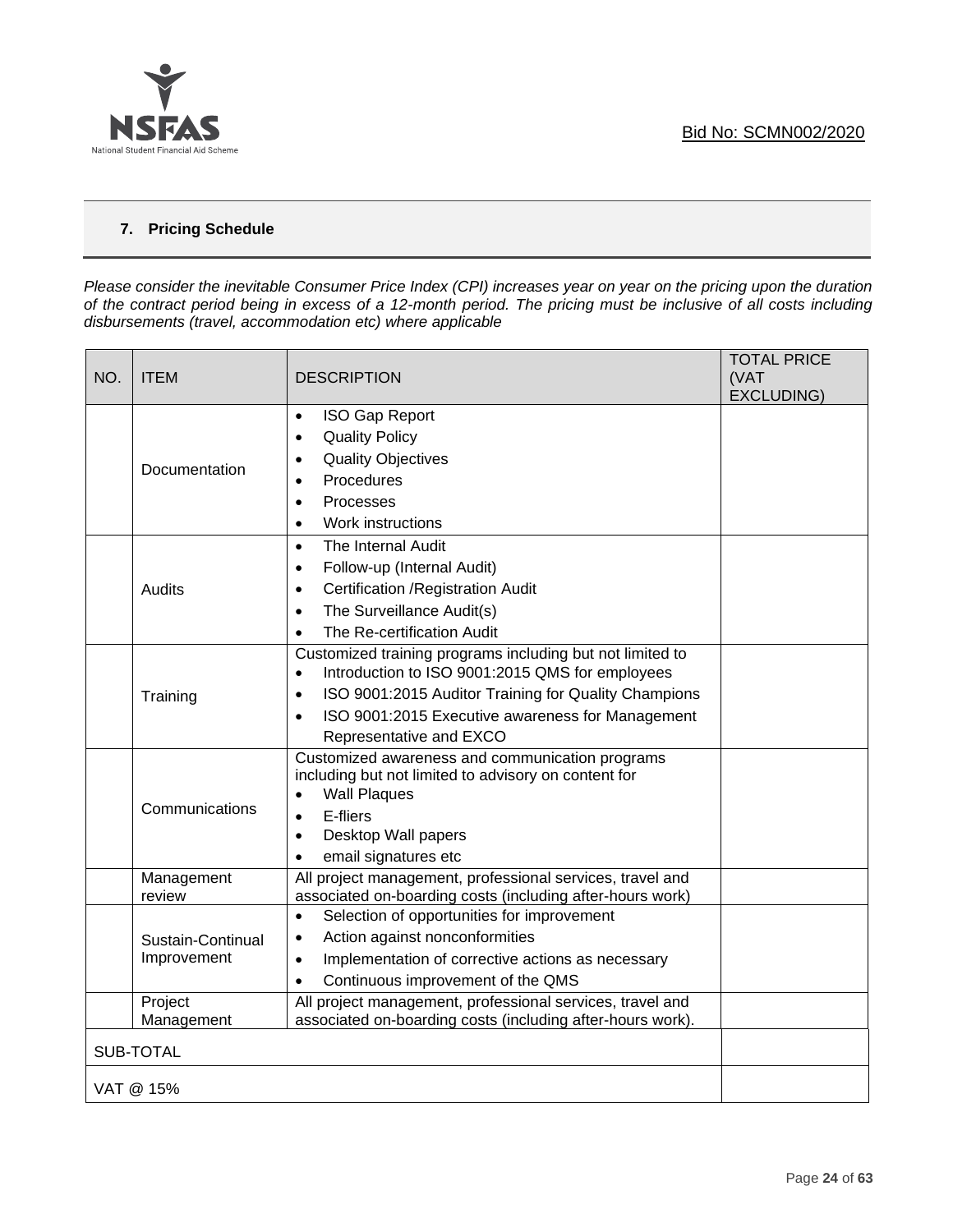## 7. Pricing Schedule

*Please consider the inevitable Consumer Price Index (CPI) increases year on year on the pricing upon the duration of the contract period being in excess of a 12-month period. The pricing must be inclusive of all costs including disbursements (travel, accommodation etc) where applicable*

| NO. | ITEM | DESCRIPTION | TOTAL PRICE (VAT EXCLUDING) |
|---|---|---|---|
| | Documentation | • ISO Gap Report<br>• Quality Policy<br>• Quality Objectives<br>• Procedures<br>• Processes<br>• Work instructions | |
| | Audits | • The Internal Audit<br>• Follow-up (Internal Audit)<br>• Certification /Registration Audit<br>• The Surveillance Audit(s)<br>• The Re-certification Audit | |
| | Training | Customized training programs including but not limited to<br>• Introduction to ISO 9001:2015 QMS for employees<br>• ISO 9001:2015 Auditor Training for Quality Champions<br>• ISO 9001:2015 Executive awareness for Management Representative and EXCO | |
| | Communications | Customized awareness and communication programs including but not limited to advisory on content for<br>• Wall Plaques<br>• E-fliers<br>• Desktop Wall papers<br>• email signatures etc | |
| | Management review | All project management, professional services, travel and associated on-boarding costs (including after-hours work) | |
| | Sustain-Continual Improvement | • Selection of opportunities for improvement<br>• Action against nonconformities<br>• Implementation of corrective actions as necessary<br>• Continuous improvement of the QMS | |
| | Project Management | All project management, professional services, travel and associated on-boarding costs (including after-hours work). | |
| SUB-TOTAL | | | |
| VAT @ 15% | | | |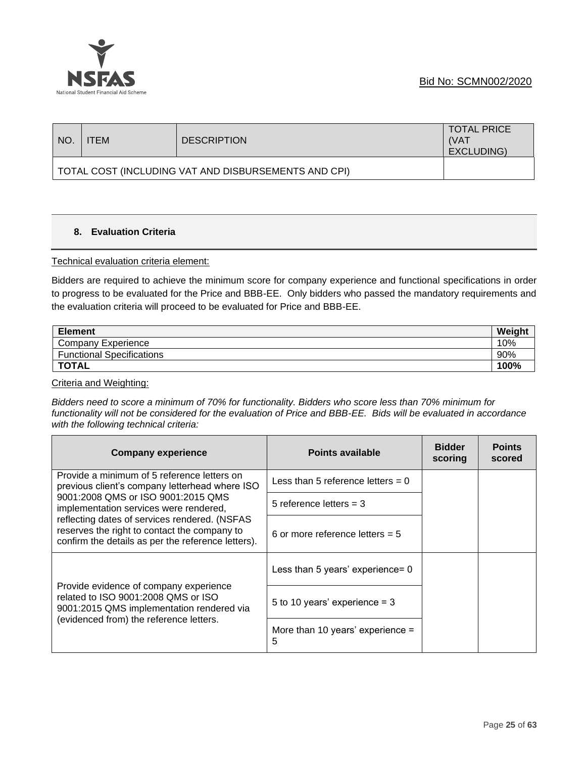| NO. | ITEM | DESCRIPTION | TOTAL PRICE (VAT EXCLUDING) |
|---|---|---|---|
| TOTAL COST (INCLUDING VAT AND DISBURSEMENTS AND CPI) | | | |

## 8. Evaluation Criteria

Technical evaluation criteria element:

Bidders are required to achieve the minimum score for company experience and functional specifications in order to progress to be evaluated for the Price and BBB-EE. Only bidders who passed the mandatory requirements and the evaluation criteria will proceed to be evaluated for Price and BBB-EE.

| Element | Weight |
|---|---|
| Company Experience | 10% |
| Functional Specifications | 90% |
| **TOTAL** | **100%** |

Criteria and Weighting:

*Bidders need to score a minimum of 70% for functionality. Bidders who score less than 70% minimum for functionality will not be considered for the evaluation of Price and BBB-EE. Bids will be evaluated in accordance with the following technical criteria:*

| Company experience | Points available | Bidder scoring | Points scored |
|---|---|---|---|
| Provide a minimum of 5 reference letters on previous client's company letterhead where ISO 9001:2008 QMS or ISO 9001:2015 QMS implementation services were rendered, reflecting dates of services rendered. (NSFAS reserves the right to contact the company to confirm the details as per the reference letters). | Less than 5 reference letters = 0 | | |
| | 5 reference letters = 3 | | |
| | 6 or more reference letters = 5 | | |
| Provide evidence of company experience related to ISO 9001:2008 QMS or ISO 9001:2015 QMS implementation rendered via (evidenced from) the reference letters. | Less than 5 years' experience= 0 | | |
| | 5 to 10 years' experience = 3 | | |
| | More than 10 years' experience = 5 | | |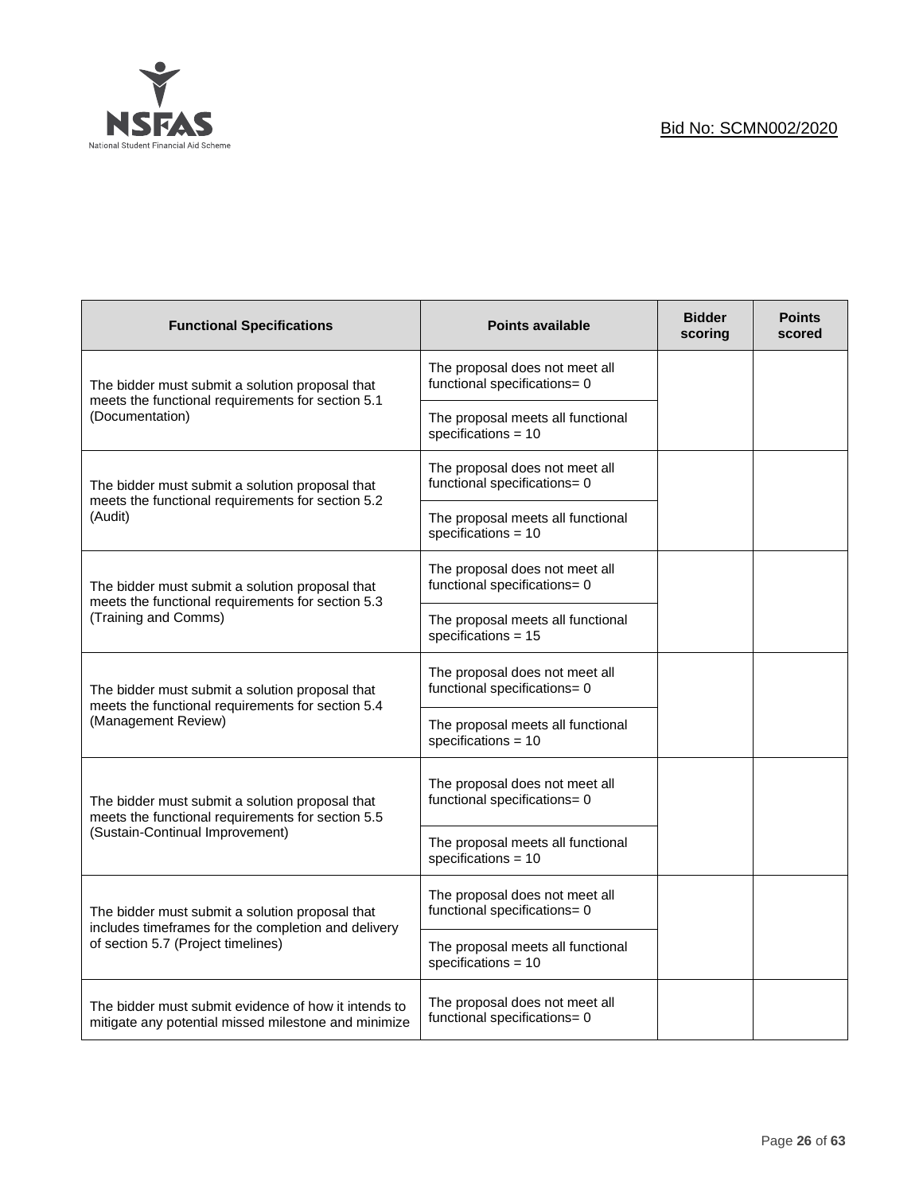| Functional Specifications | Points available | Bidder scoring | Points scored |
|---|---|---|---|
| The bidder must submit a solution proposal that meets the functional requirements for section 5.1 (Documentation) | The proposal does not meet all functional specifications= 0 | | |
| | The proposal meets all functional specifications = 10 | | |
| The bidder must submit a solution proposal that meets the functional requirements for section 5.2 (Audit) | The proposal does not meet all functional specifications= 0 | | |
| | The proposal meets all functional specifications = 10 | | |
| The bidder must submit a solution proposal that meets the functional requirements for section 5.3 (Training and Comms) | The proposal does not meet all functional specifications= 0 | | |
| | The proposal meets all functional specifications = 15 | | |
| The bidder must submit a solution proposal that meets the functional requirements for section 5.4 (Management Review) | The proposal does not meet all functional specifications= 0 | | |
| | The proposal meets all functional specifications = 10 | | |
| The bidder must submit a solution proposal that meets the functional requirements for section 5.5 (Sustain-Continual Improvement) | The proposal does not meet all functional specifications= 0 | | |
| | The proposal meets all functional specifications = 10 | | |
| The bidder must submit a solution proposal that includes timeframes for the completion and delivery of section 5.7 (Project timelines) | The proposal does not meet all functional specifications= 0 | | |
| | The proposal meets all functional specifications = 10 | | |
| The bidder must submit evidence of how it intends to mitigate any potential missed milestone and minimize | The proposal does not meet all functional specifications= 0 | | |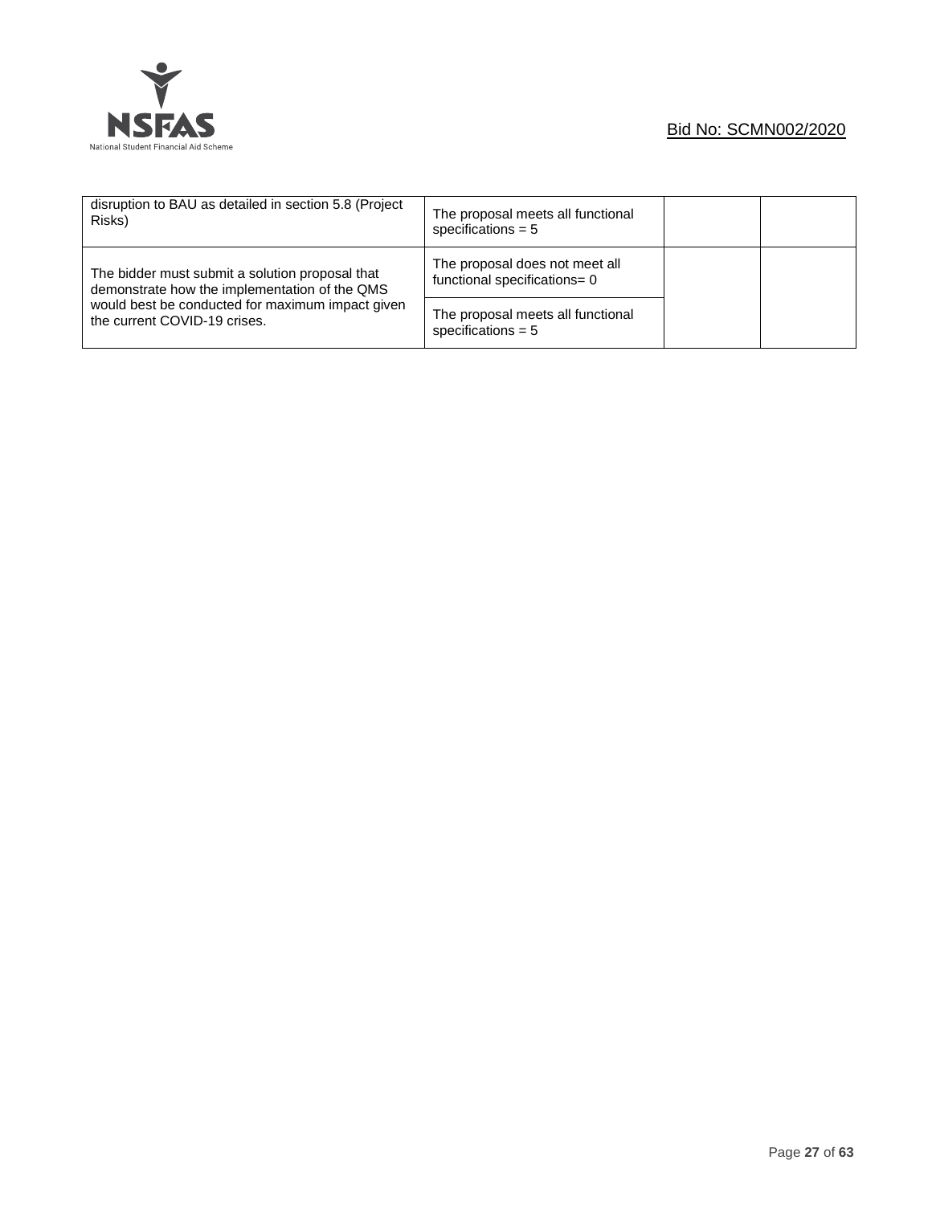| | | | |
|---|---|---|---|
| disruption to BAU as detailed in section 5.8 (Project Risks) | The proposal meets all functional specifications = 5 | | |
| The bidder must submit a solution proposal that demonstrate how the implementation of the QMS would best be conducted for maximum impact given the current COVID-19 crises. | The proposal does not meet all functional specifications= 0 | | |
| | The proposal meets all functional specifications = 5 | | |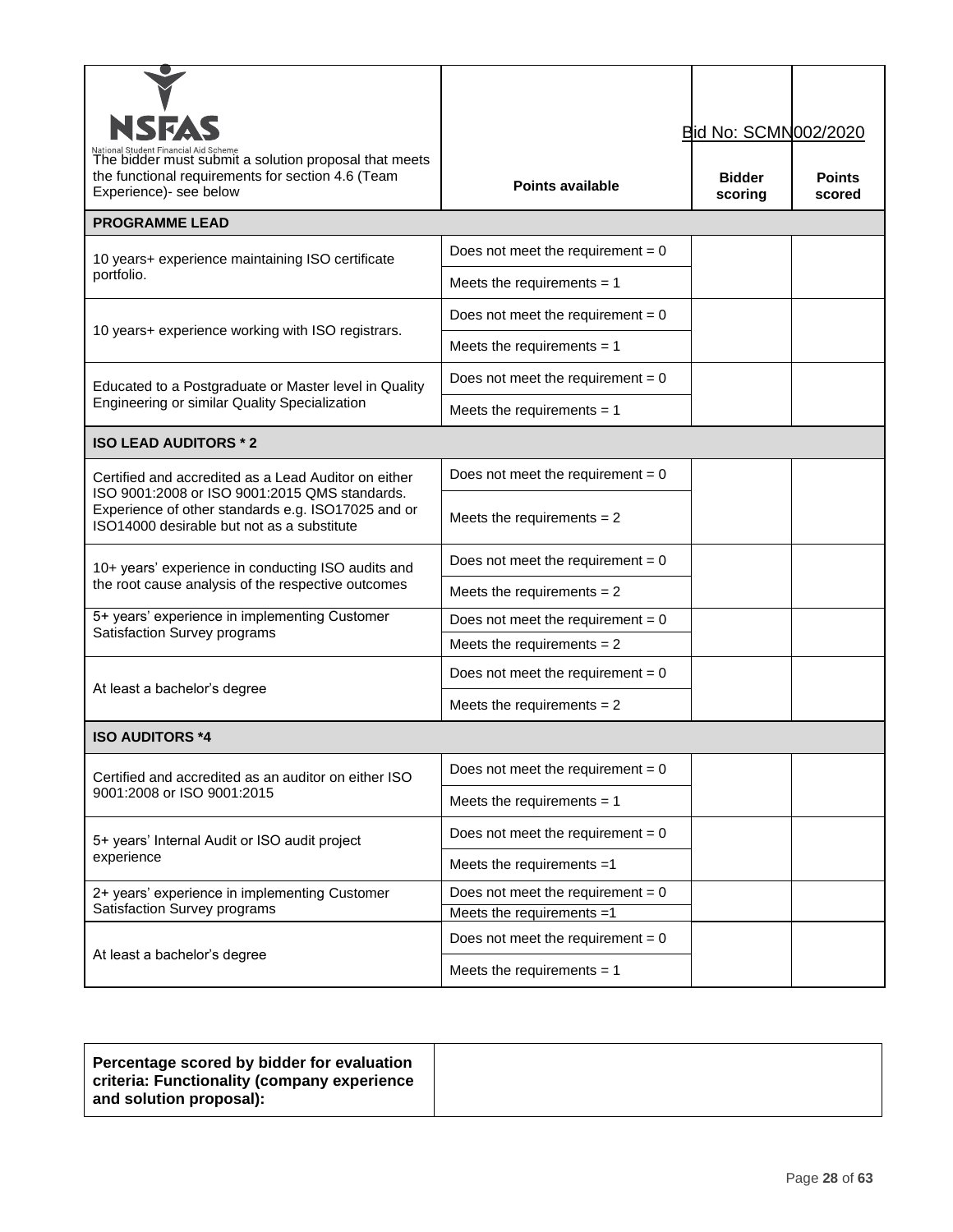| The bidder must submit a solution proposal that meets the functional requirements for section 4.6 (Team Experience)- see below | Points available | Bidder scoring | Points scored |
|---|---|---|---|
| **PROGRAMME LEAD** | | | |
| 10 years+ experience maintaining ISO certificate portfolio. | Does not meet the requirement = 0 | | |
| | Meets the requirements = 1 | | |
| 10 years+ experience working with ISO registrars. | Does not meet the requirement = 0 | | |
| | Meets the requirements = 1 | | |
| Educated to a Postgraduate or Master level in Quality Engineering or similar Quality Specialization | Does not meet the requirement = 0 | | |
| | Meets the requirements = 1 | | |
| **ISO LEAD AUDITORS * 2** | | | |
| Certified and accredited as a Lead Auditor on either ISO 9001:2008 or ISO 9001:2015 QMS standards. Experience of other standards e.g. ISO17025 and or ISO14000 desirable but not as a substitute | Does not meet the requirement = 0 | | |
| | Meets the requirements = 2 | | |
| 10+ years' experience in conducting ISO audits and the root cause analysis of the respective outcomes | Does not meet the requirement = 0 | | |
| | Meets the requirements = 2 | | |
| 5+ years' experience in implementing Customer Satisfaction Survey programs | Does not meet the requirement = 0 | | |
| | Meets the requirements = 2 | | |
| At least a bachelor's degree | Does not meet the requirement = 0 | | |
| | Meets the requirements = 2 | | |
| **ISO AUDITORS *4** | | | |
| Certified and accredited as an auditor on either ISO 9001:2008 or ISO 9001:2015 | Does not meet the requirement = 0 | | |
| | Meets the requirements = 1 | | |
| 5+ years' Internal Audit or ISO audit project experience | Does not meet the requirement = 0 | | |
| | Meets the requirements =1 | | |
| 2+ years' experience in implementing Customer Satisfaction Survey programs | Does not meet the requirement = 0 | | |
| | Meets the requirements =1 | | |
| At least a bachelor's degree | Does not meet the requirement = 0 | | |
| | Meets the requirements = 1 | | |

| **Percentage scored by bidder for evaluation criteria: Functionality (company experience and solution proposal):** | |
|---|---|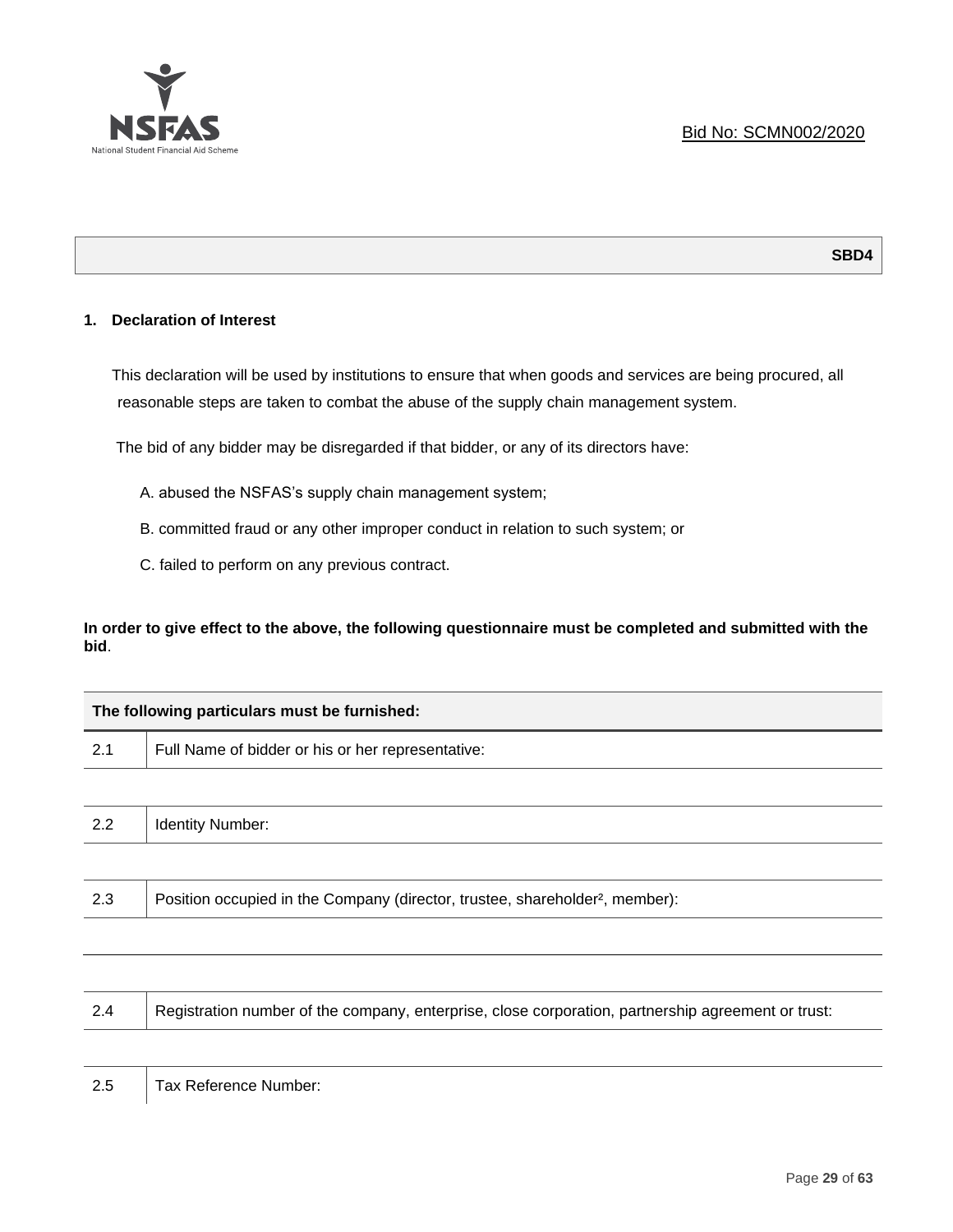Bid No: SCMN002/2020

**SBD4**

## 1. Declaration of Interest

This declaration will be used by institutions to ensure that when goods and services are being procured, all reasonable steps are taken to combat the abuse of the supply chain management system.

The bid of any bidder may be disregarded if that bidder, or any of its directors have:

A. abused the NSFAS's supply chain management system;

B. committed fraud or any other improper conduct in relation to such system; or

C. failed to perform on any previous contract.

**In order to give effect to the above, the following questionnaire must be completed and submitted with the bid**.

| The following particulars must be furnished: | |
|---|---|
| 2.1 | Full Name of bidder or his or her representative: |
| | |
| 2.2 | Identity Number: |
| | |
| 2.3 | Position occupied in the Company (director, trustee, shareholder[2], member): |
| | |
| | |
| 2.4 | Registration number of the company, enterprise, close corporation, partnership agreement or trust: |
| | |
| 2.5 | Tax Reference Number: |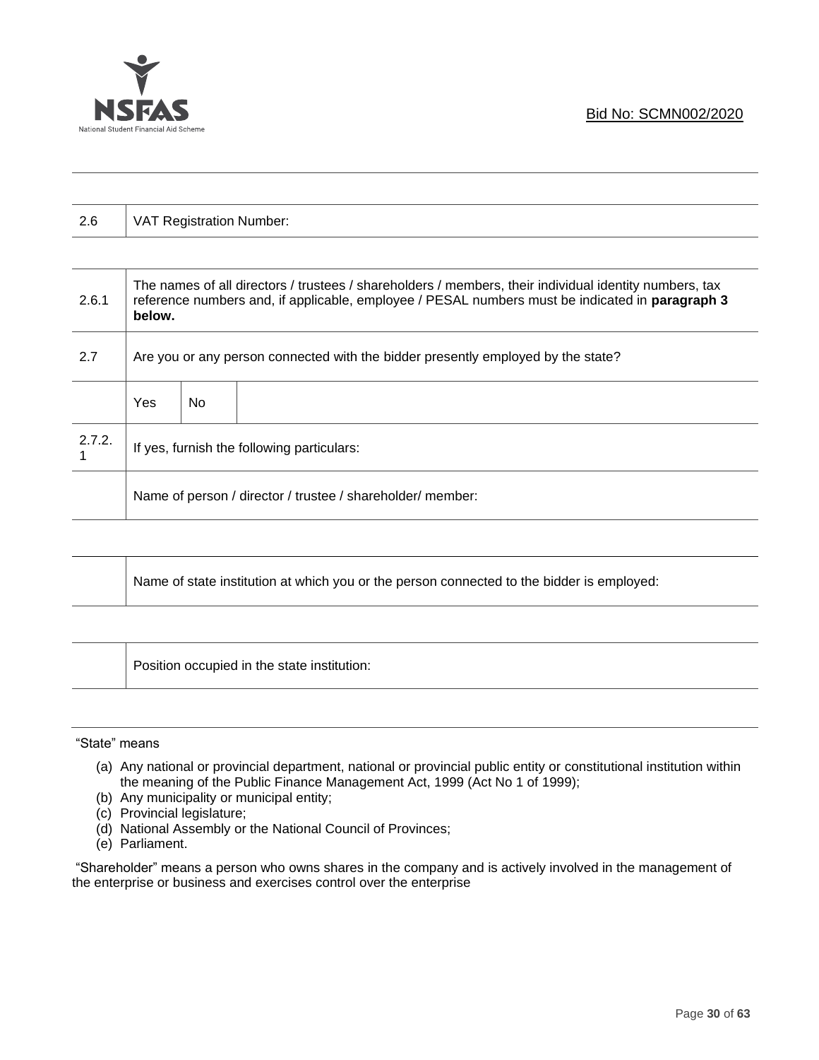| 2.6 | VAT Registration Number: | | |
|---|---|---|---|

| 2.6.1 | The names of all directors / trustees / shareholders / members, their individual identity numbers, tax reference numbers and, if applicable, employee / PESAL numbers must be indicated in **paragraph 3 below.** | | |
|---|---|---|---|
| 2.7 | Are you or any person connected with the bidder presently employed by the state? | | |
| | Yes | No | |
| 2.7.2.1 | If yes, furnish the following particulars: | | |
| | Name of person / director / trustee / shareholder/ member: | | |

| | Name of state institution at which you or the person connected to the bidder is employed: |
|---|---|

| | Position occupied in the state institution: |
|---|---|

"State" means

(a) Any national or provincial department, national or provincial public entity or constitutional institution within the meaning of the Public Finance Management Act, 1999 (Act No 1 of 1999);
(b) Any municipality or municipal entity;
(c) Provincial legislature;
(d) National Assembly or the National Council of Provinces;
(e) Parliament.

"Shareholder" means a person who owns shares in the company and is actively involved in the management of the enterprise or business and exercises control over the enterprise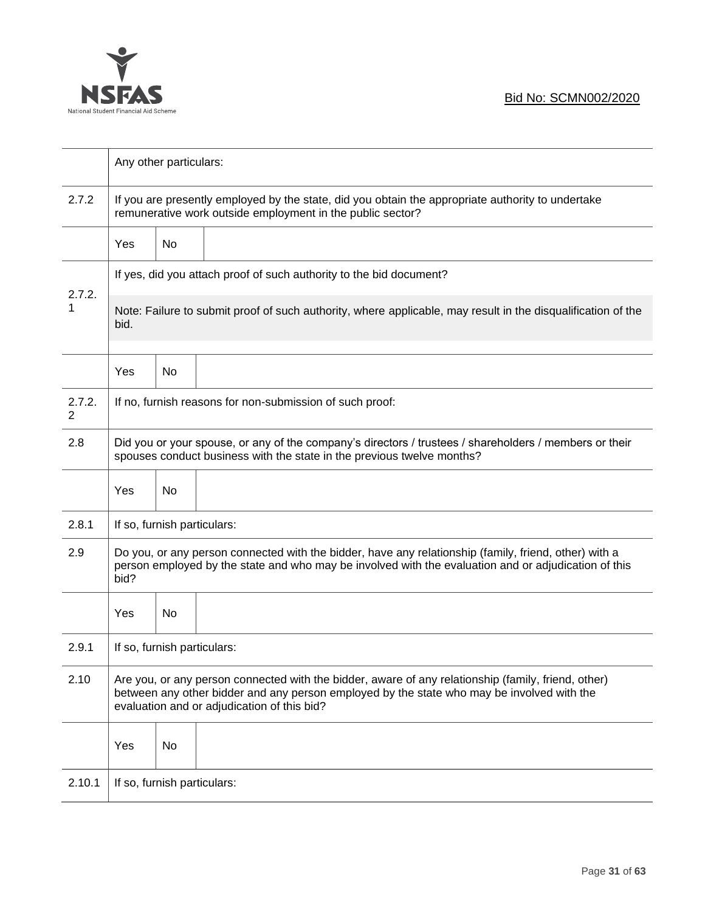| | Any other particulars: | | |
|---|---|---|---|
| 2.7.2 | If you are presently employed by the state, did you obtain the appropriate authority to undertake remunerative work outside employment in the public sector? | | |
| | Yes | No | |
| 2.7.2.1 | If yes, did you attach proof of such authority to the bid document?<br><br>Note: Failure to submit proof of such authority, where applicable, may result in the disqualification of the bid. | | |
| | Yes | No | |
| 2.7.2.2 | If no, furnish reasons for non-submission of such proof: | | |
| 2.8 | Did you or your spouse, or any of the company's directors / trustees / shareholders / members or their spouses conduct business with the state in the previous twelve months? | | |
| | Yes | No | |
| 2.8.1 | If so, furnish particulars: | | |
| 2.9 | Do you, or any person connected with the bidder, have any relationship (family, friend, other) with a person employed by the state and who may be involved with the evaluation and or adjudication of this bid? | | |
| | Yes | No | |
| 2.9.1 | If so, furnish particulars: | | |
| 2.10 | Are you, or any person connected with the bidder, aware of any relationship (family, friend, other) between any other bidder and any person employed by the state who may be involved with the evaluation and or adjudication of this bid? | | |
| | Yes | No | |
| 2.10.1 | If so, furnish particulars: | | |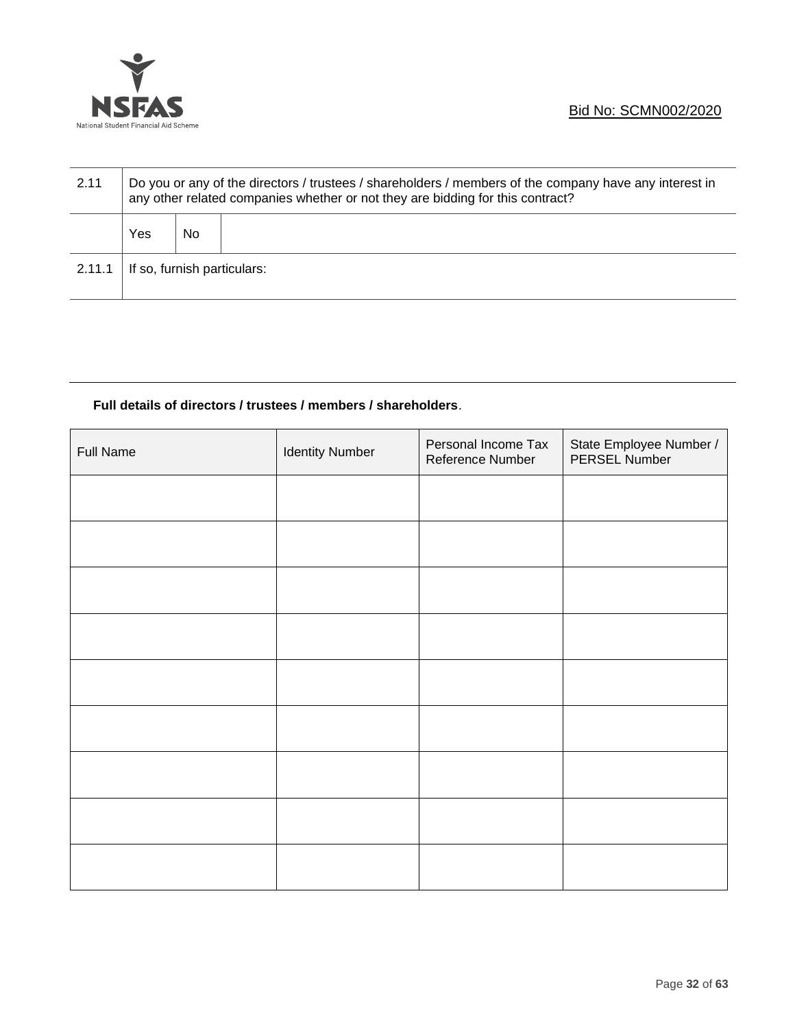Bid No: SCMN002/2020

| 2.11 | Do you or any of the directors / trustees / shareholders / members of the company have any interest in any other related companies whether or not they are bidding for this contract? | | |
|---|---|---|---|
| | Yes | No | |
| 2.11.1 | If so, furnish particulars: | | |

**Full details of directors / trustees / members / shareholders**.

| Full Name | Identity Number | Personal Income Tax Reference Number | State Employee Number / PERSEL Number |
|---|---|---|---|
| | | | |
| | | | |
| | | | |
| | | | |
| | | | |
| | | | |
| | | | |
| | | | |
| | | | |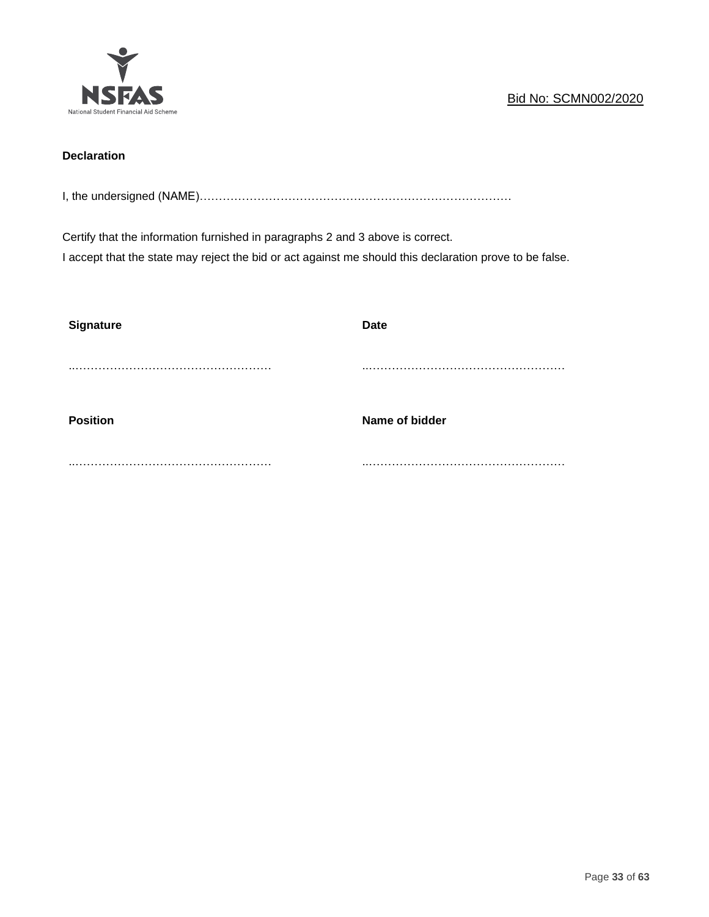Bid No: SCMN002/2020

**Declaration**

I, the undersigned (NAME)………………………………………………………………………

Certify that the information furnished in paragraphs 2 and 3 above is correct.
I accept that the state may reject the bid or act against me should this declaration prove to be false.

| **Signature** | **Date** |
|---|---|
| ………………………………………………… | ………………………………………………… |
| **Position** | **Name of bidder** |
| ………………………………………………… | ………………………………………………… |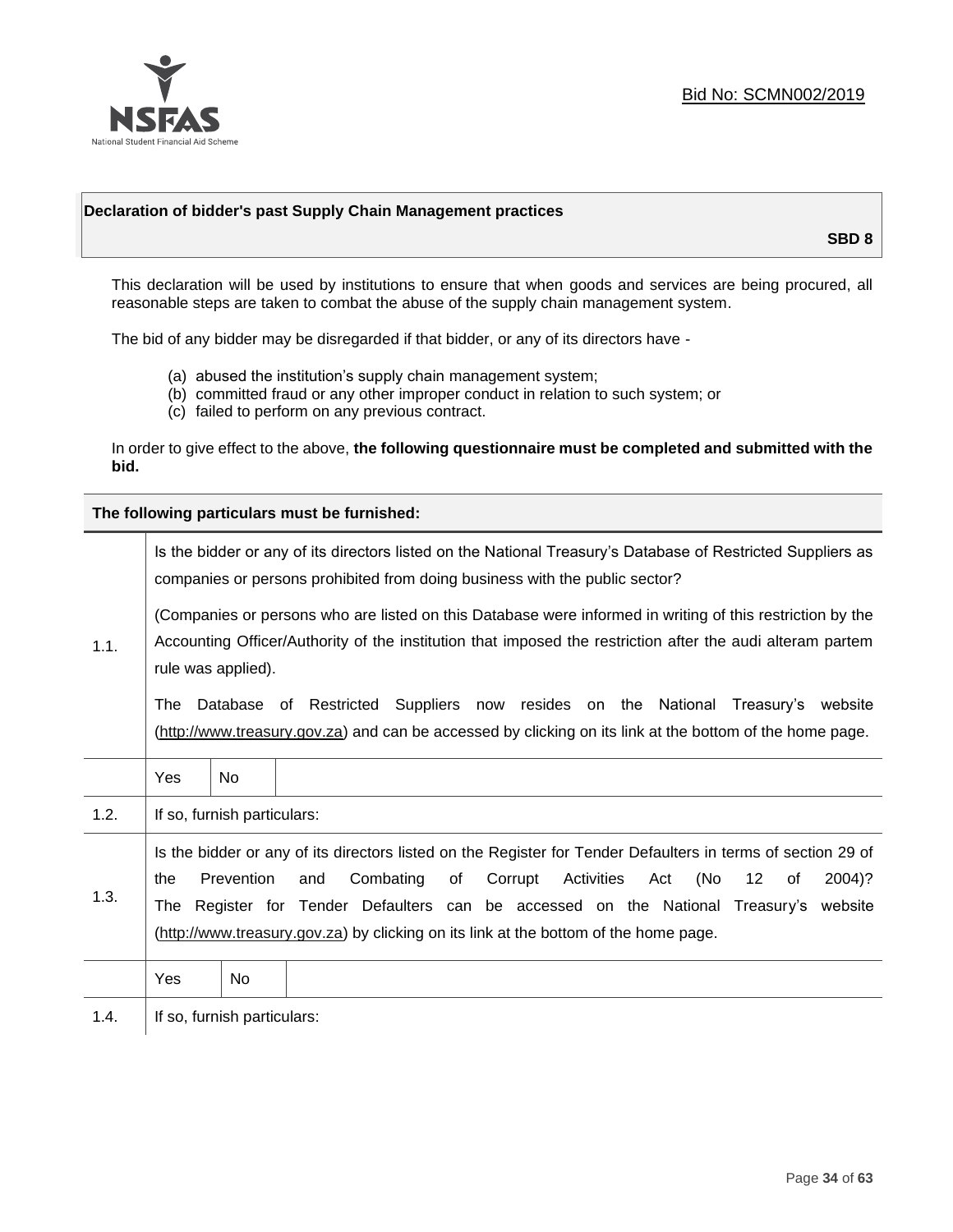Bid No: SCMN002/2019

## Declaration of bidder's past Supply Chain Management practices

**SBD 8**

This declaration will be used by institutions to ensure that when goods and services are being procured, all reasonable steps are taken to combat the abuse of the supply chain management system.

The bid of any bidder may be disregarded if that bidder, or any of its directors have -

(a) abused the institution's supply chain management system;
(b) committed fraud or any other improper conduct in relation to such system; or
(c) failed to perform on any previous contract.

In order to give effect to the above, **the following questionnaire must be completed and submitted with the bid.**

| **The following particulars must be furnished:** | | | |
|---|---|---|---|
| 1.1. | Is the bidder or any of its directors listed on the National Treasury's Database of Restricted Suppliers as companies or persons prohibited from doing business with the public sector?<br><br>(Companies or persons who are listed on this Database were informed in writing of this restriction by the Accounting Officer/Authority of the institution that imposed the restriction after the audi alteram partem rule was applied).<br><br>The Database of Restricted Suppliers now resides on the National Treasury's website (http://www.treasury.gov.za) and can be accessed by clicking on its link at the bottom of the home page. | | |
| | Yes | No | |
| 1.2. | If so, furnish particulars: | | |
| 1.3. | Is the bidder or any of its directors listed on the Register for Tender Defaulters in terms of section 29 of the Prevention and Combating of Corrupt Activities Act (No 12 of 2004)? The Register for Tender Defaulters can be accessed on the National Treasury's website (http://www.treasury.gov.za) by clicking on its link at the bottom of the home page. | | |
| | Yes | No | |
| 1.4. | If so, furnish particulars: | | |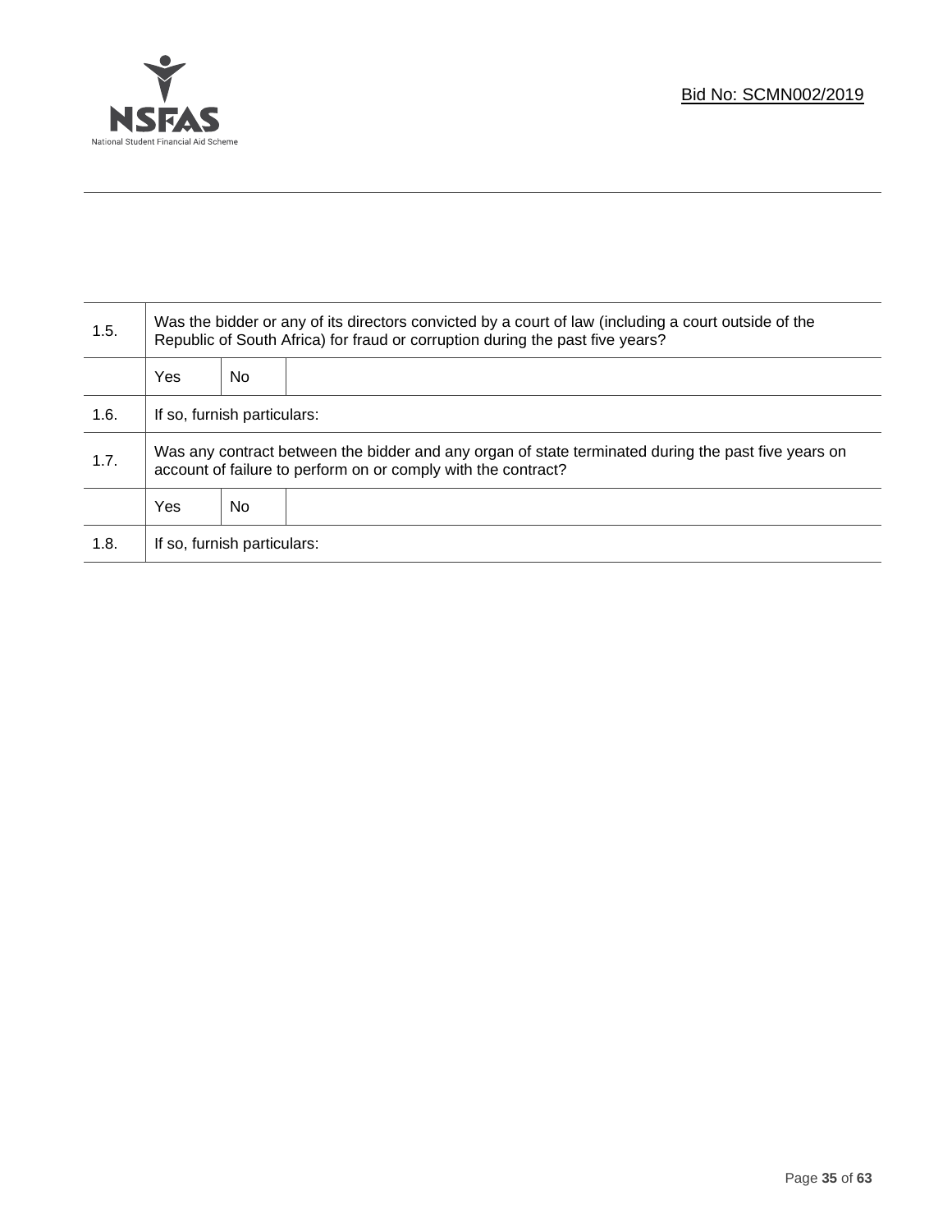| | | | |
|---|---|---|---|
| 1.5. | Was the bidder or any of its directors convicted by a court of law (including a court outside of the Republic of South Africa) for fraud or corruption during the past five years? | | |
| | Yes | No | |
| 1.6. | If so, furnish particulars: | | |
| 1.7. | Was any contract between the bidder and any organ of state terminated during the past five years on account of failure to perform on or comply with the contract? | | |
| | Yes | No | |
| 1.8. | If so, furnish particulars: | | |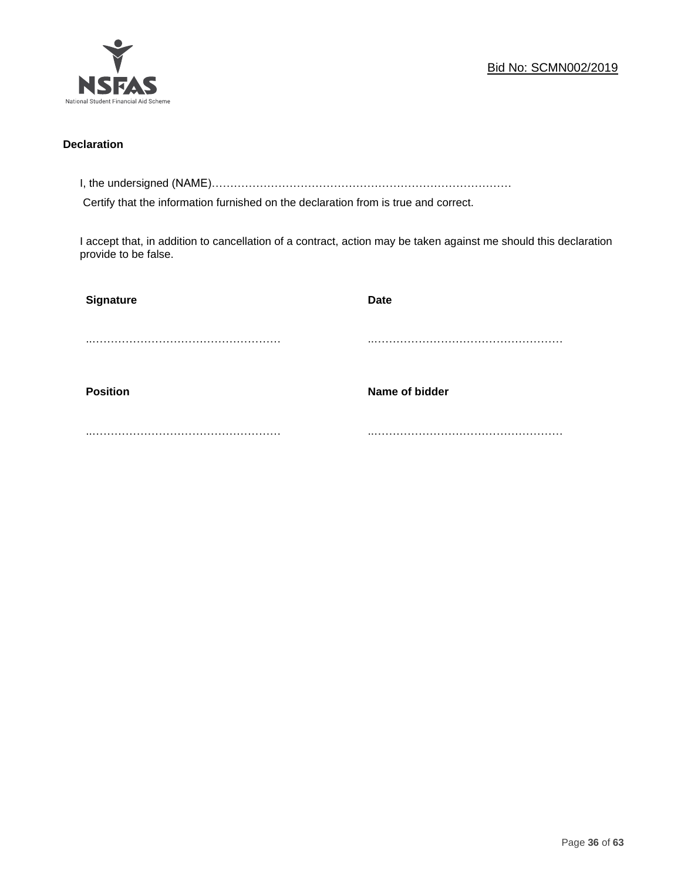**Declaration**

I, the undersigned (NAME)……………………………………………………………………………

Certify that the information furnished on the declaration from is true and correct.

I accept that, in addition to cancellation of a contract, action may be taken against me should this declaration provide to be false.

| **Signature** | **Date** |
|---|---|
| ..……………………………………………… | ..……………………………………………… |
| **Position** | **Name of bidder** |
| ..……………………………………………… | ..……………………………………………… |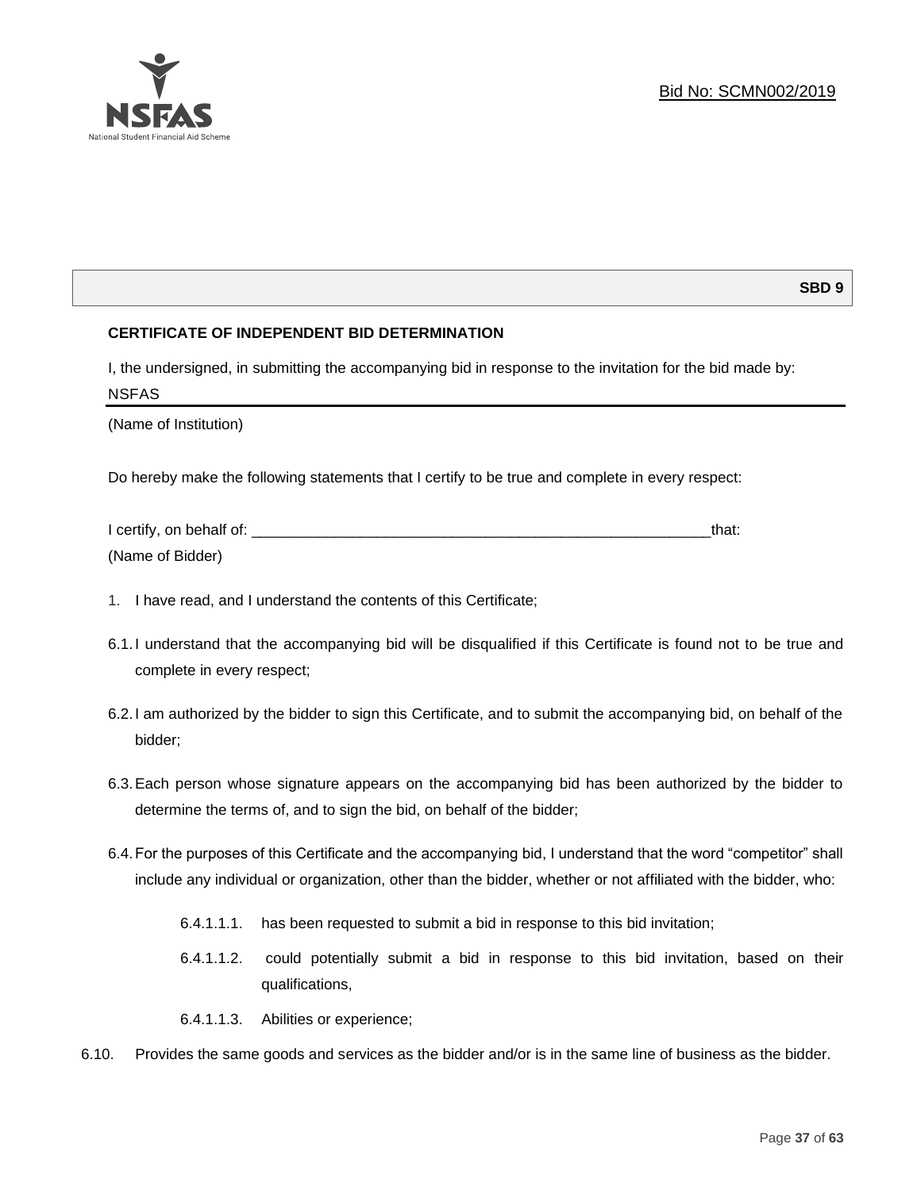Bid No: SCMN002/2019

**SBD 9**

**CERTIFICATE OF INDEPENDENT BID DETERMINATION**

I, the undersigned, in submitting the accompanying bid in response to the invitation for the bid made by:

NSFAS

(Name of Institution)

Do hereby make the following statements that I certify to be true and complete in every respect:

I certify, on behalf of: ___________________________________________________________that:

(Name of Bidder)

1. I have read, and I understand the contents of this Certificate;

6.1. I understand that the accompanying bid will be disqualified if this Certificate is found not to be true and complete in every respect;

6.2. I am authorized by the bidder to sign this Certificate, and to submit the accompanying bid, on behalf of the bidder;

6.3. Each person whose signature appears on the accompanying bid has been authorized by the bidder to determine the terms of, and to sign the bid, on behalf of the bidder;

6.4. For the purposes of this Certificate and the accompanying bid, I understand that the word "competitor" shall include any individual or organization, other than the bidder, whether or not affiliated with the bidder, who:

   6.4.1.1.1. has been requested to submit a bid in response to this bid invitation;

   6.4.1.1.2. could potentially submit a bid in response to this bid invitation, based on their qualifications,

   6.4.1.1.3. Abilities or experience;

6.10. Provides the same goods and services as the bidder and/or is in the same line of business as the bidder.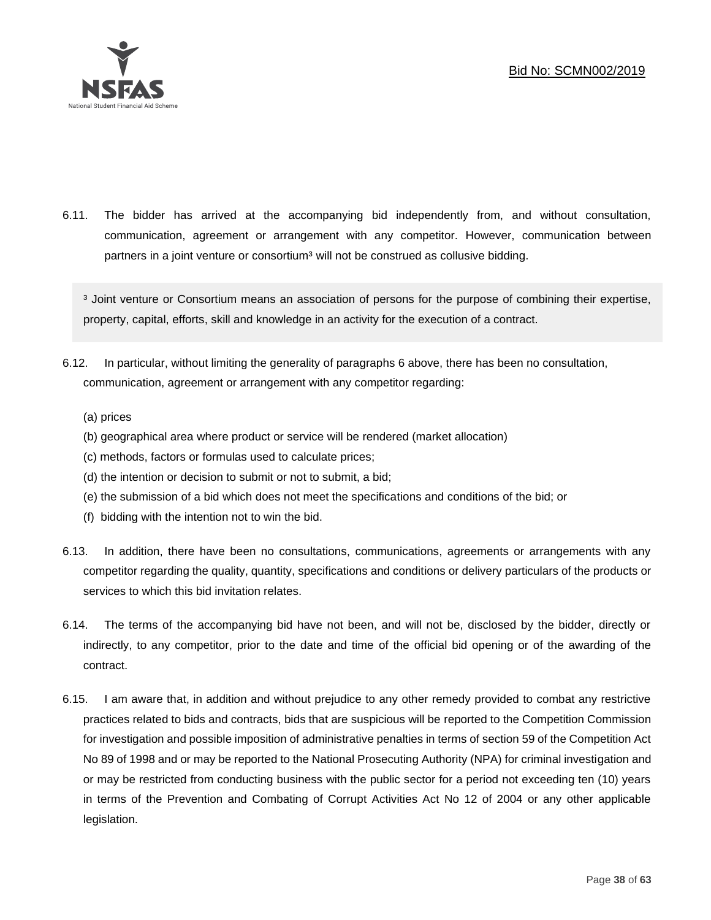6.11. The bidder has arrived at the accompanying bid independently from, and without consultation, communication, agreement or arrangement with any competitor. However, communication between partners in a joint venture or consortium[3] will not be construed as collusive bidding.

[3] Joint venture or Consortium means an association of persons for the purpose of combining their expertise, property, capital, efforts, skill and knowledge in an activity for the execution of a contract.

6.12. In particular, without limiting the generality of paragraphs 6 above, there has been no consultation, communication, agreement or arrangement with any competitor regarding:

(a) prices
(b) geographical area where product or service will be rendered (market allocation)
(c) methods, factors or formulas used to calculate prices;
(d) the intention or decision to submit or not to submit, a bid;
(e) the submission of a bid which does not meet the specifications and conditions of the bid; or
(f) bidding with the intention not to win the bid.

6.13. In addition, there have been no consultations, communications, agreements or arrangements with any competitor regarding the quality, quantity, specifications and conditions or delivery particulars of the products or services to which this bid invitation relates.

6.14. The terms of the accompanying bid have not been, and will not be, disclosed by the bidder, directly or indirectly, to any competitor, prior to the date and time of the official bid opening or of the awarding of the contract.

6.15. I am aware that, in addition and without prejudice to any other remedy provided to combat any restrictive practices related to bids and contracts, bids that are suspicious will be reported to the Competition Commission for investigation and possible imposition of administrative penalties in terms of section 59 of the Competition Act No 89 of 1998 and or may be reported to the National Prosecuting Authority (NPA) for criminal investigation and or may be restricted from conducting business with the public sector for a period not exceeding ten (10) years in terms of the Prevention and Combating of Corrupt Activities Act No 12 of 2004 or any other applicable legislation.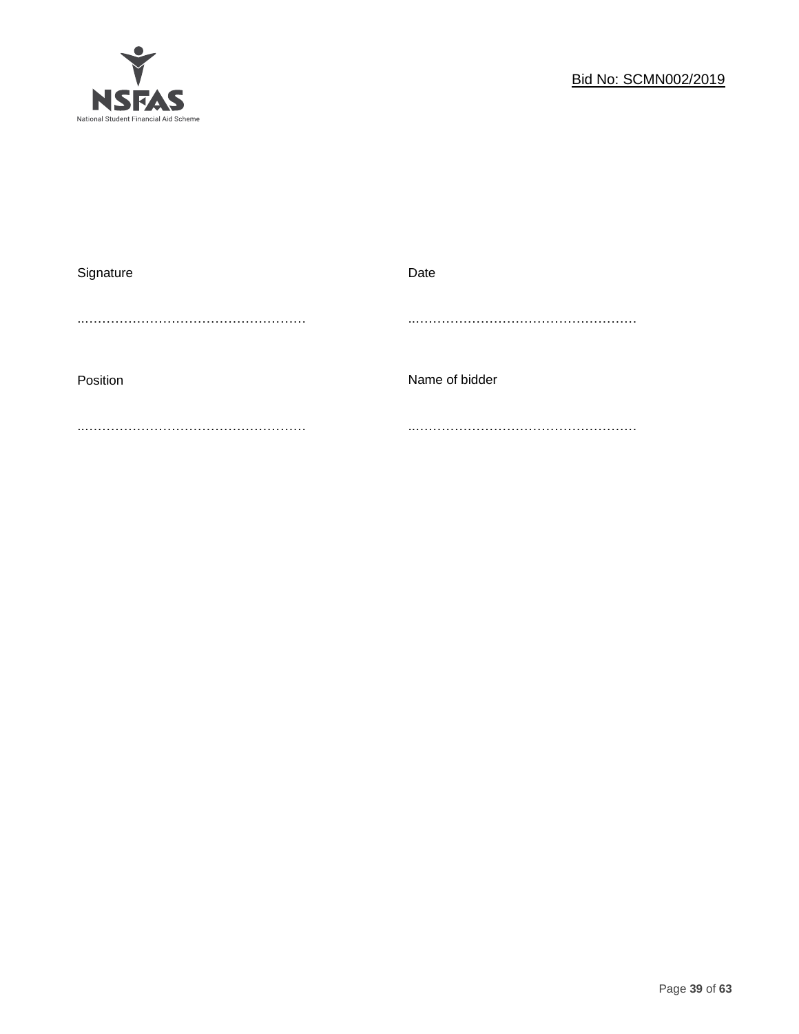| Signature | Date |
| --- | --- |
| ………………………………………………… | ………………………………………………… |
| Position | Name of bidder |
| ………………………………………………… | ………………………………………………… |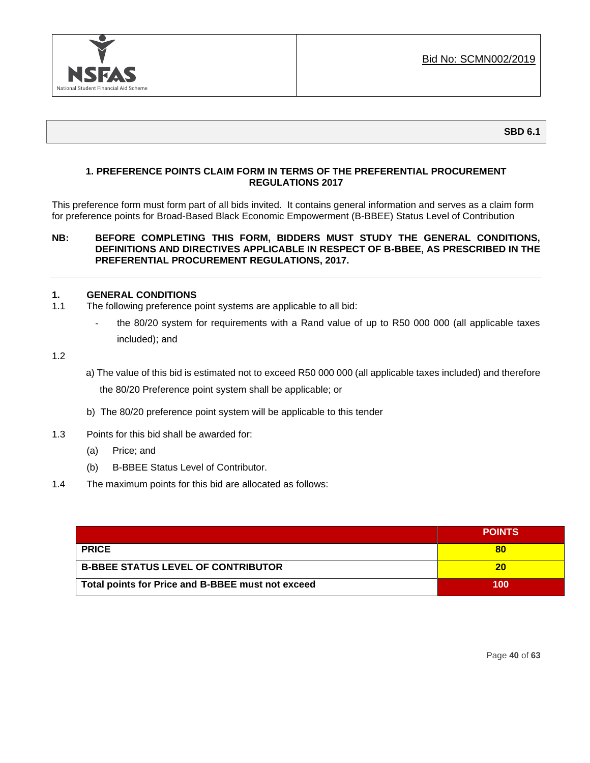Bid No: SCMN002/2019

**SBD 6.1**

## 1. PREFERENCE POINTS CLAIM FORM IN TERMS OF THE PREFERENTIAL PROCUREMENT REGULATIONS 2017

This preference form must form part of all bids invited. It contains general information and serves as a claim form for preference points for Broad-Based Black Economic Empowerment (B-BBEE) Status Level of Contribution

**NB: BEFORE COMPLETING THIS FORM, BIDDERS MUST STUDY THE GENERAL CONDITIONS, DEFINITIONS AND DIRECTIVES APPLICABLE IN RESPECT OF B-BBEE, AS PRESCRIBED IN THE PREFERENTIAL PROCUREMENT REGULATIONS, 2017.**

---

### 1. GENERAL CONDITIONS

1.1 The following preference point systems are applicable to all bid:

- the 80/20 system for requirements with a Rand value of up to R50 000 000 (all applicable taxes included); and

1.2

a) The value of this bid is estimated not to exceed R50 000 000 (all applicable taxes included) and therefore the 80/20 Preference point system shall be applicable; or

b) The 80/20 preference point system will be applicable to this tender

1.3 Points for this bid shall be awarded for:

(a) Price; and

(b) B-BBEE Status Level of Contributor.

1.4 The maximum points for this bid are allocated as follows:

| | POINTS |
|---|---|
| **PRICE** | **80** |
| **B-BBEE STATUS LEVEL OF CONTRIBUTOR** | **20** |
| **Total points for Price and B-BBEE must not exceed** | **100** |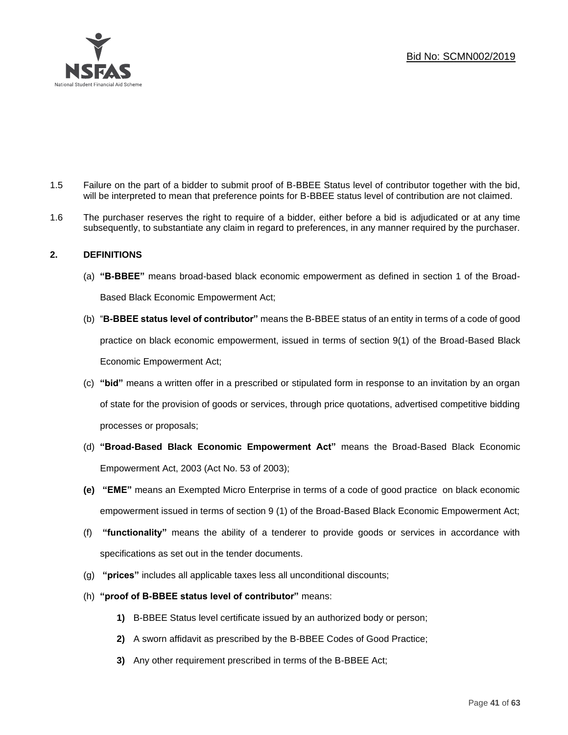1.5 Failure on the part of a bidder to submit proof of B-BBEE Status level of contributor together with the bid, will be interpreted to mean that preference points for B-BBEE status level of contribution are not claimed.

1.6 The purchaser reserves the right to require of a bidder, either before a bid is adjudicated or at any time subsequently, to substantiate any claim in regard to preferences, in any manner required by the purchaser.

## 2. DEFINITIONS

(a) **"B-BBEE"** means broad-based black economic empowerment as defined in section 1 of the Broad-Based Black Economic Empowerment Act;

(b) "**B-BBEE status level of contributor"** means the B-BBEE status of an entity in terms of a code of good practice on black economic empowerment, issued in terms of section 9(1) of the Broad-Based Black Economic Empowerment Act;

(c) **"bid"** means a written offer in a prescribed or stipulated form in response to an invitation by an organ of state for the provision of goods or services, through price quotations, advertised competitive bidding processes or proposals;

(d) **"Broad-Based Black Economic Empowerment Act"** means the Broad-Based Black Economic Empowerment Act, 2003 (Act No. 53 of 2003);

**(e)** **"EME"** means an Exempted Micro Enterprise in terms of a code of good practice on black economic empowerment issued in terms of section 9 (1) of the Broad-Based Black Economic Empowerment Act;

(f) **"functionality"** means the ability of a tenderer to provide goods or services in accordance with specifications as set out in the tender documents.

(g) **"prices"** includes all applicable taxes less all unconditional discounts;

(h) **"proof of B-BBEE status level of contributor"** means:

**1)** B-BBEE Status level certificate issued by an authorized body or person;

**2)** A sworn affidavit as prescribed by the B-BBEE Codes of Good Practice;

**3)** Any other requirement prescribed in terms of the B-BBEE Act;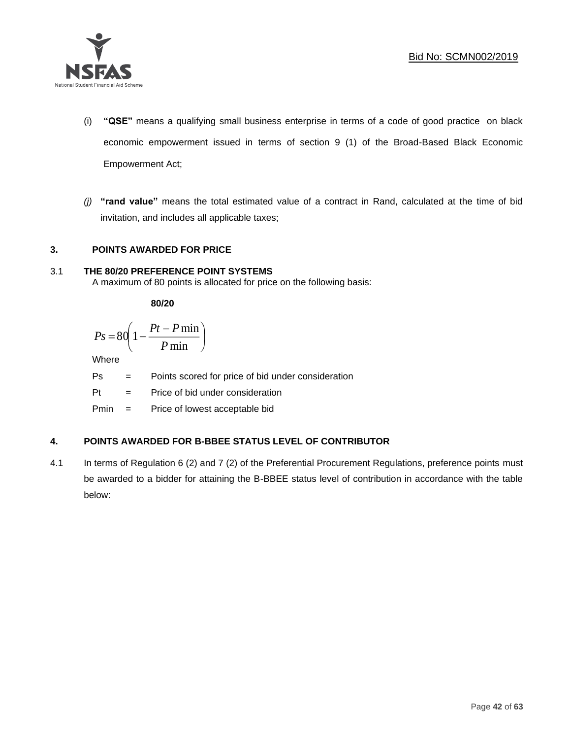(i) **"QSE"** means a qualifying small business enterprise in terms of a code of good practice on black economic empowerment issued in terms of section 9 (1) of the Broad-Based Black Economic Empowerment Act;

*(j)* **"rand value"** means the total estimated value of a contract in Rand, calculated at the time of bid invitation, and includes all applicable taxes;

## 3. POINTS AWARDED FOR PRICE

### 3.1 THE 80/20 PREFERENCE POINT SYSTEMS

A maximum of 80 points is allocated for price on the following basis:

**80/20**

$$Ps = 80\left(1 - \frac{Pt - P\min}{P\min}\right)$$

Where

Ps = Points scored for price of bid under consideration

Pt = Price of bid under consideration

Pmin = Price of lowest acceptable bid

## 4. POINTS AWARDED FOR B-BBEE STATUS LEVEL OF CONTRIBUTOR

4.1 In terms of Regulation 6 (2) and 7 (2) of the Preferential Procurement Regulations, preference points must be awarded to a bidder for attaining the B-BBEE status level of contribution in accordance with the table below: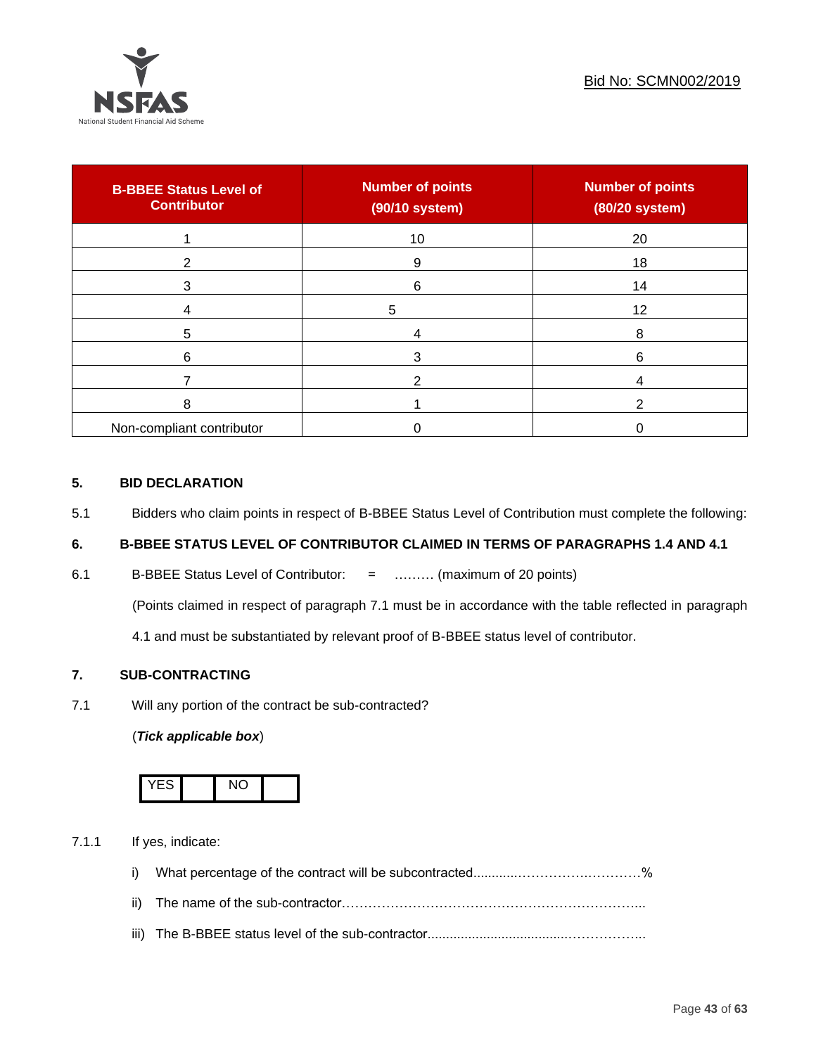| B-BBEE Status Level of Contributor | Number of points (90/10 system) | Number of points (80/20 system) |
|---|---|---|
| 1 | 10 | 20 |
| 2 | 9 | 18 |
| 3 | 6 | 14 |
| 4 | 5 | 12 |
| 5 | 4 | 8 |
| 6 | 3 | 6 |
| 7 | 2 | 4 |
| 8 | 1 | 2 |
| Non-compliant contributor | 0 | 0 |

## 5. BID DECLARATION

5.1 Bidders who claim points in respect of B-BBEE Status Level of Contribution must complete the following:

## 6. B-BBEE STATUS LEVEL OF CONTRIBUTOR CLAIMED IN TERMS OF PARAGRAPHS 1.4 AND 4.1

6.1 B-BBEE Status Level of Contributor: = ……… (maximum of 20 points)

(Points claimed in respect of paragraph 7.1 must be in accordance with the table reflected in paragraph 4.1 and must be substantiated by relevant proof of B-BBEE status level of contributor.

## 7. SUB-CONTRACTING

7.1 Will any portion of the contract be sub-contracted?

(***Tick applicable box***)

| YES | | NO | |
|---|---|---|---|

7.1.1 If yes, indicate:

i) What percentage of the contract will be subcontracted............…………….…………%

ii) The name of the sub-contractor…………………………………………………………..

iii) The B-BBEE status level of the sub-contractor......................................……………..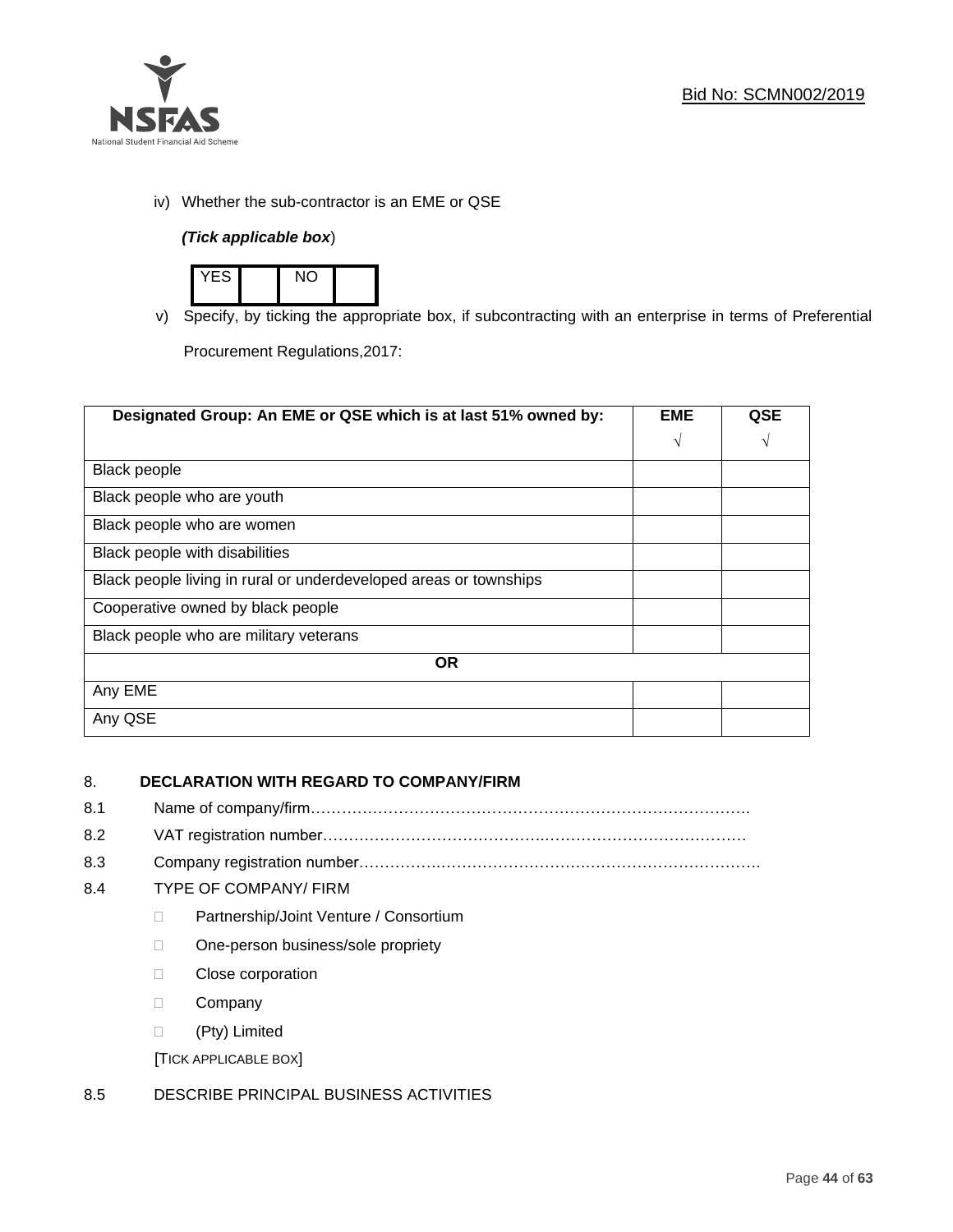iv) Whether the sub-contractor is an EME or QSE

***(Tick applicable box)***

| YES | | NO | |
|---|---|---|---|

v) Specify, by ticking the appropriate box, if subcontracting with an enterprise in terms of Preferential Procurement Regulations,2017:

| Designated Group: An EME or QSE which is at last 51% owned by: | EME √ | QSE √ |
|---|---|---|
| Black people | | |
| Black people who are youth | | |
| Black people who are women | | |
| Black people with disabilities | | |
| Black people living in rural or underdeveloped areas or townships | | |
| Cooperative owned by black people | | |
| Black people who are military veterans | | |
| **OR** | | |
| Any EME | | |
| Any QSE | | |

## 8. DECLARATION WITH REGARD TO COMPANY/FIRM

8.1 Name of company/firm…………………………………………………………………………….

8.2 VAT registration number………………………………………………………………………

8.3 Company registration number…………………………………………………………………….

8.4 TYPE OF COMPANY/ FIRM

- ☐ Partnership/Joint Venture / Consortium
- ☐ One-person business/sole propriety
- ☐ Close corporation
- ☐ Company
- ☐ (Pty) Limited

[TICK APPLICABLE BOX]

8.5 DESCRIBE PRINCIPAL BUSINESS ACTIVITIES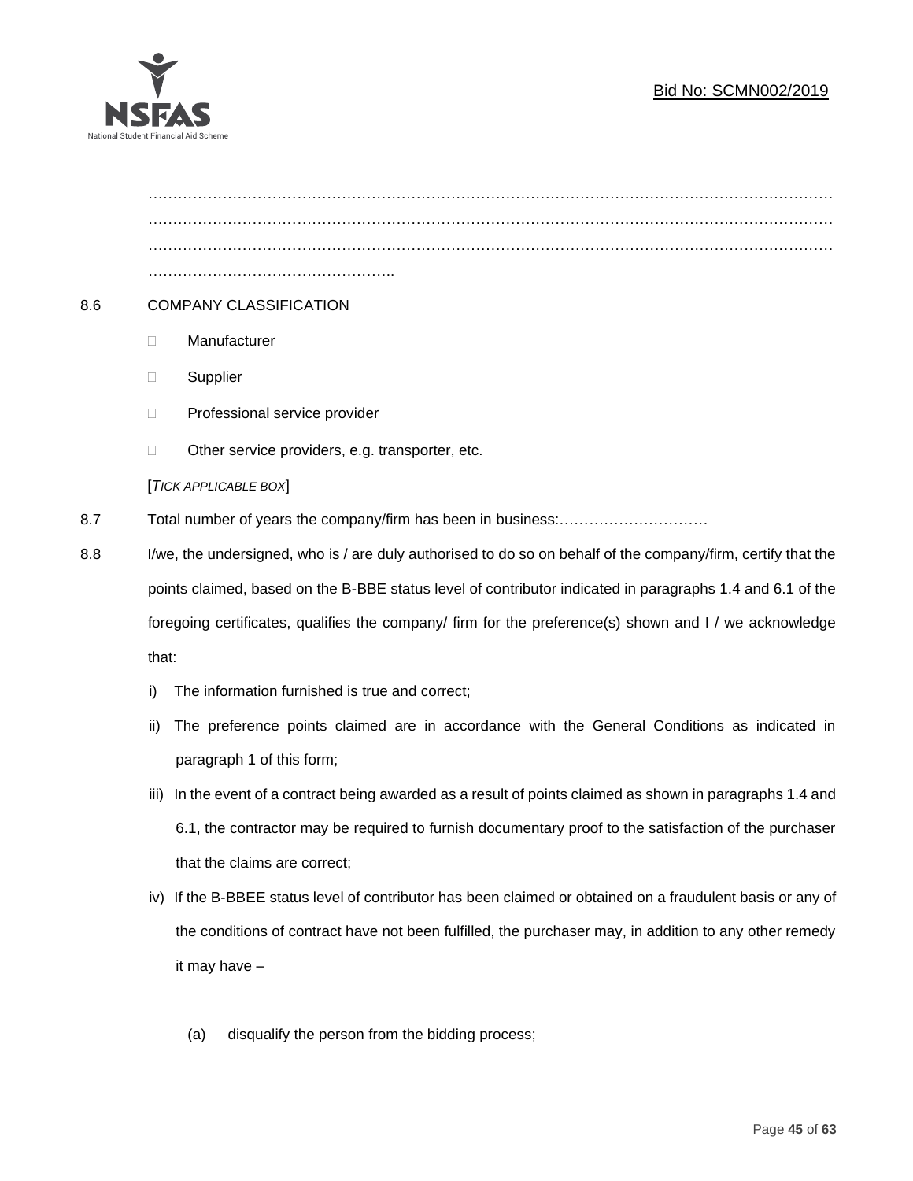……………………………………………………………………………………………………………………
……………………………………………………………………………………………………………………
……………………………………………………………………………………………………………………
…………………………………………..

8.6 COMPANY CLASSIFICATION

- ☐ Manufacturer
- ☐ Supplier
- ☐ Professional service provider
- ☐ Other service providers, e.g. transporter, etc.

[*TICK APPLICABLE BOX*]

8.7 Total number of years the company/firm has been in business:…………………………

8.8 I/we, the undersigned, who is / are duly authorised to do so on behalf of the company/firm, certify that the points claimed, based on the B-BBE status level of contributor indicated in paragraphs 1.4 and 6.1 of the foregoing certificates, qualifies the company/ firm for the preference(s) shown and I / we acknowledge that:

i) The information furnished is true and correct;

ii) The preference points claimed are in accordance with the General Conditions as indicated in paragraph 1 of this form;

iii) In the event of a contract being awarded as a result of points claimed as shown in paragraphs 1.4 and 6.1, the contractor may be required to furnish documentary proof to the satisfaction of the purchaser that the claims are correct;

iv) If the B-BBEE status level of contributor has been claimed or obtained on a fraudulent basis or any of the conditions of contract have not been fulfilled, the purchaser may, in addition to any other remedy it may have –

(a) disqualify the person from the bidding process;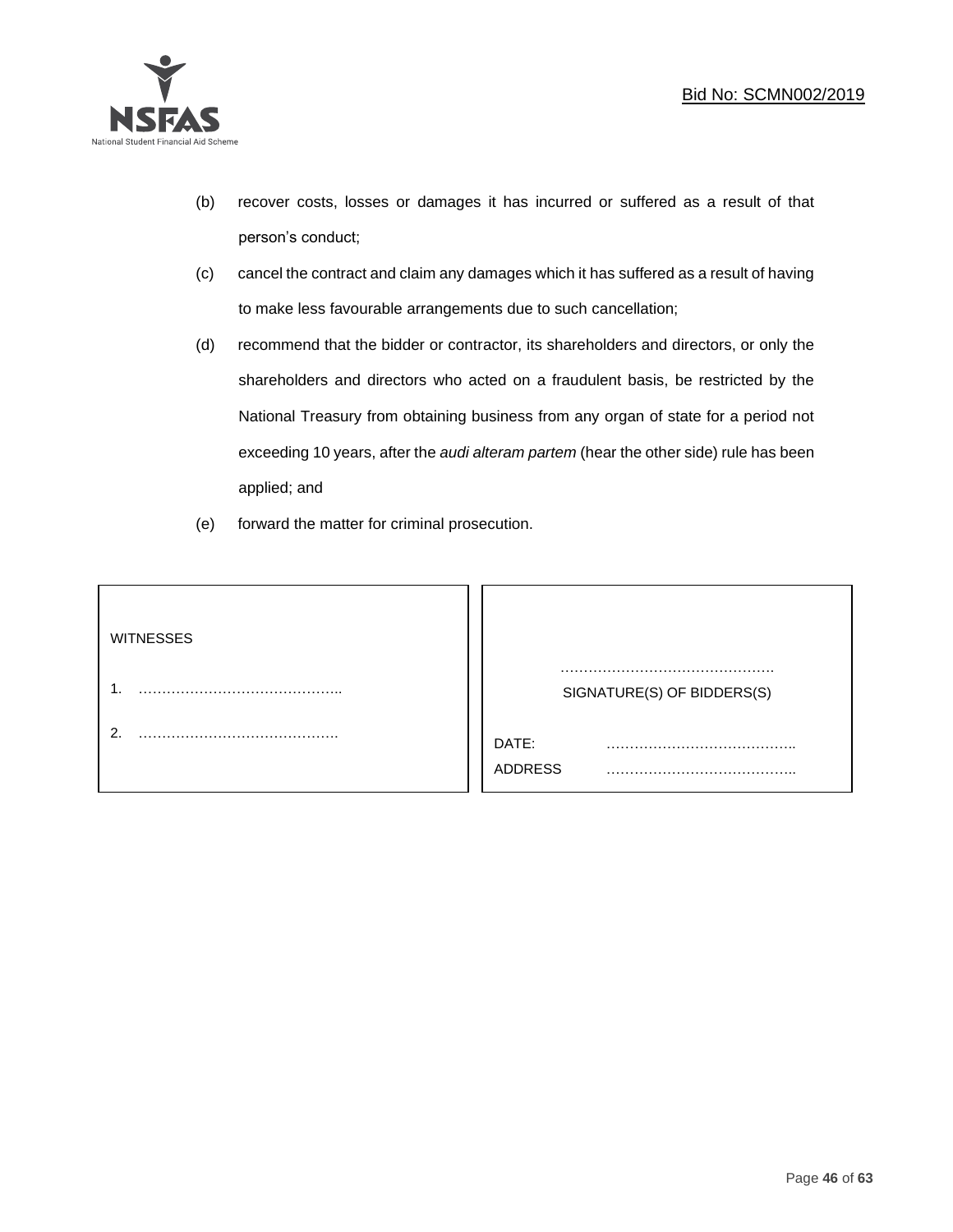(b) recover costs, losses or damages it has incurred or suffered as a result of that person's conduct;

(c) cancel the contract and claim any damages which it has suffered as a result of having to make less favourable arrangements due to such cancellation;

(d) recommend that the bidder or contractor, its shareholders and directors, or only the shareholders and directors who acted on a fraudulent basis, be restricted by the National Treasury from obtaining business from any organ of state for a period not exceeding 10 years, after the *audi alteram partem* (hear the other side) rule has been applied; and

(e) forward the matter for criminal prosecution.

| WITNESSES | |
|---|---|
| 1. …………………………………….. | ………………………………………. |
| | SIGNATURE(S) OF BIDDERS(S) |
| 2. ……………………………………. | DATE: ………………………………….. |
| | ADDRESS ………………………………….. |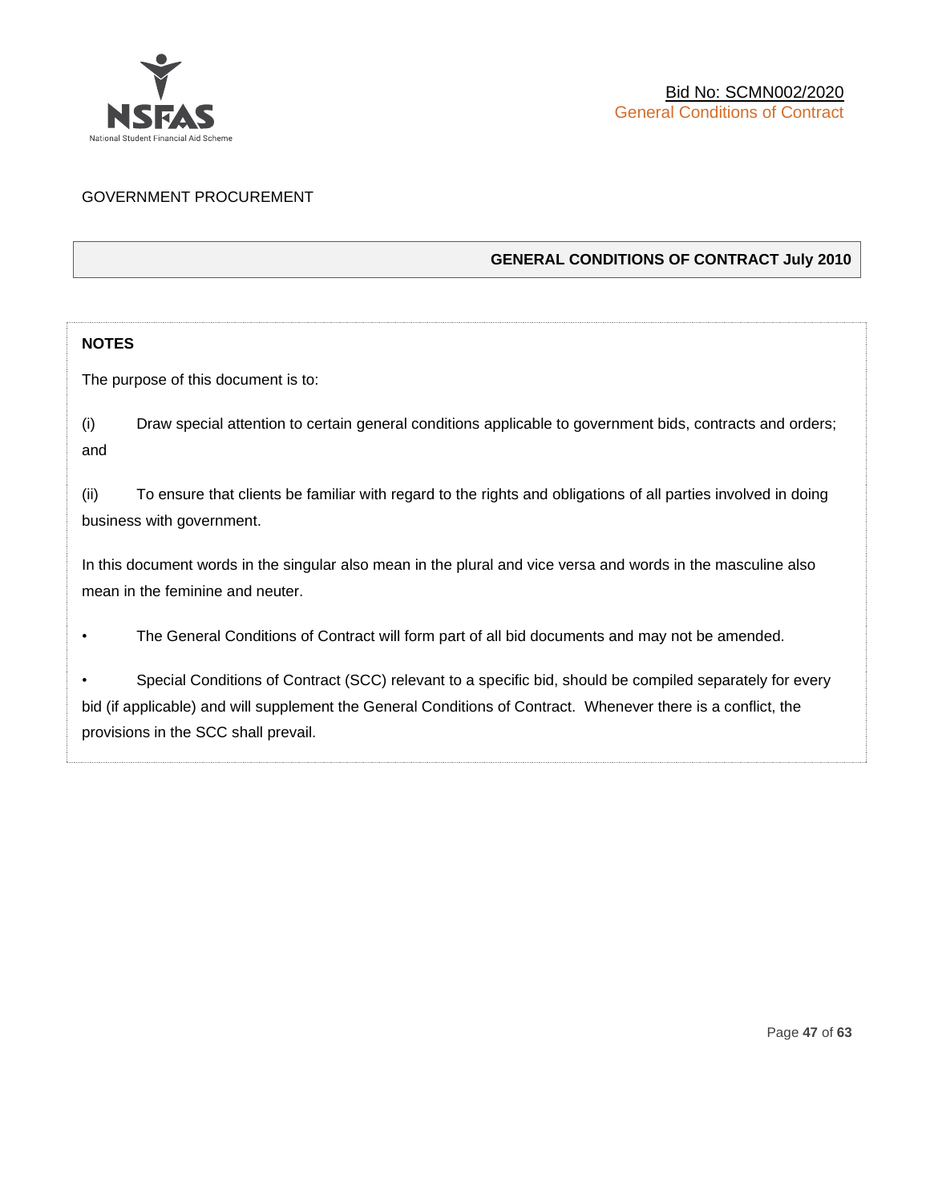GOVERNMENT PROCUREMENT

## GENERAL CONDITIONS OF CONTRACT July 2010

**NOTES**

The purpose of this document is to:

(i) Draw special attention to certain general conditions applicable to government bids, contracts and orders; and

(ii) To ensure that clients be familiar with regard to the rights and obligations of all parties involved in doing business with government.

In this document words in the singular also mean in the plural and vice versa and words in the masculine also mean in the feminine and neuter.

- The General Conditions of Contract will form part of all bid documents and may not be amended.
- Special Conditions of Contract (SCC) relevant to a specific bid, should be compiled separately for every bid (if applicable) and will supplement the General Conditions of Contract. Whenever there is a conflict, the provisions in the SCC shall prevail.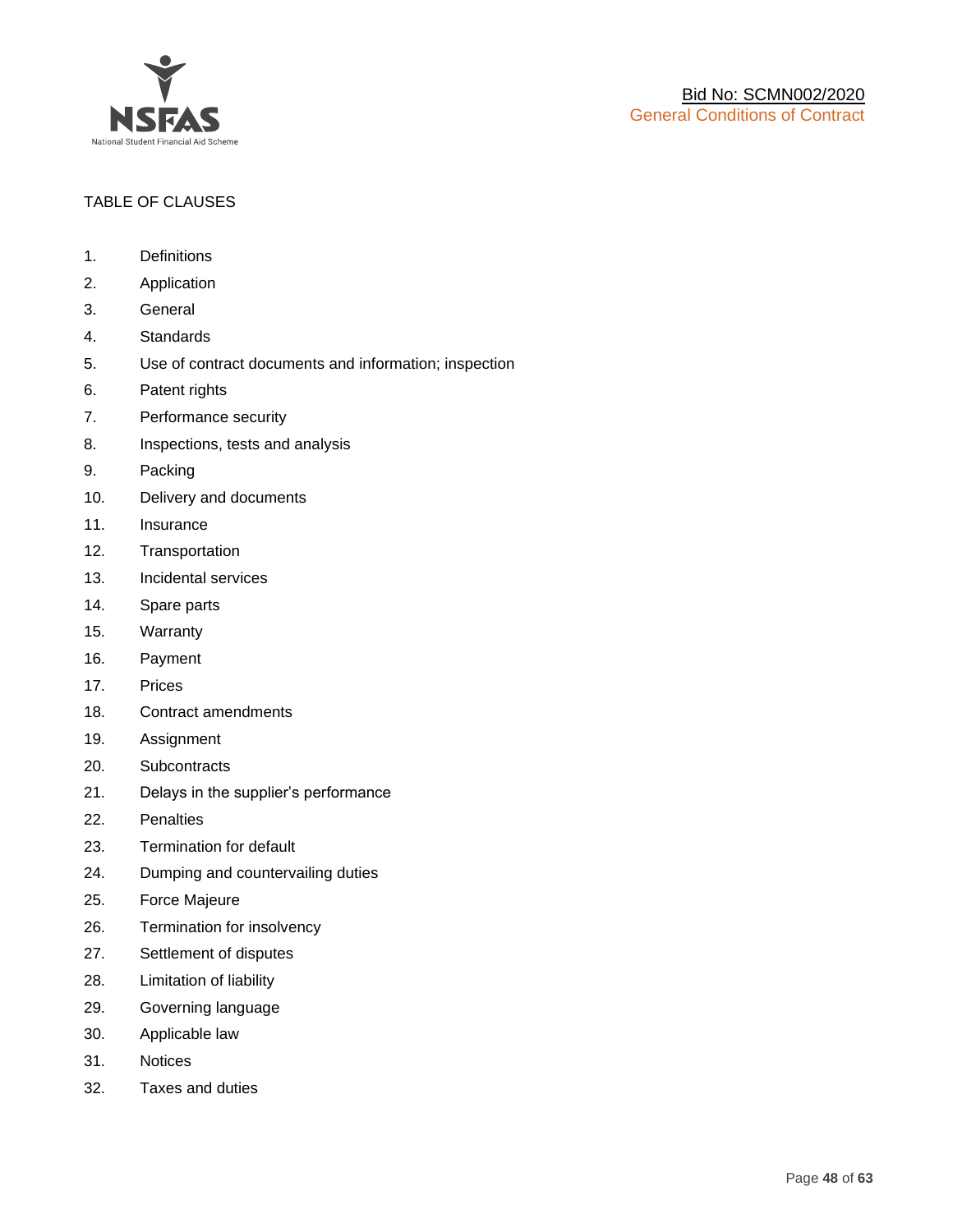TABLE OF CLAUSES

1. Definitions
2. Application
3. General
4. Standards
5. Use of contract documents and information; inspection
6. Patent rights
7. Performance security
8. Inspections, tests and analysis
9. Packing
10. Delivery and documents
11. Insurance
12. Transportation
13. Incidental services
14. Spare parts
15. Warranty
16. Payment
17. Prices
18. Contract amendments
19. Assignment
20. Subcontracts
21. Delays in the supplier's performance
22. Penalties
23. Termination for default
24. Dumping and countervailing duties
25. Force Majeure
26. Termination for insolvency
27. Settlement of disputes
28. Limitation of liability
29. Governing language
30. Applicable law
31. Notices
32. Taxes and duties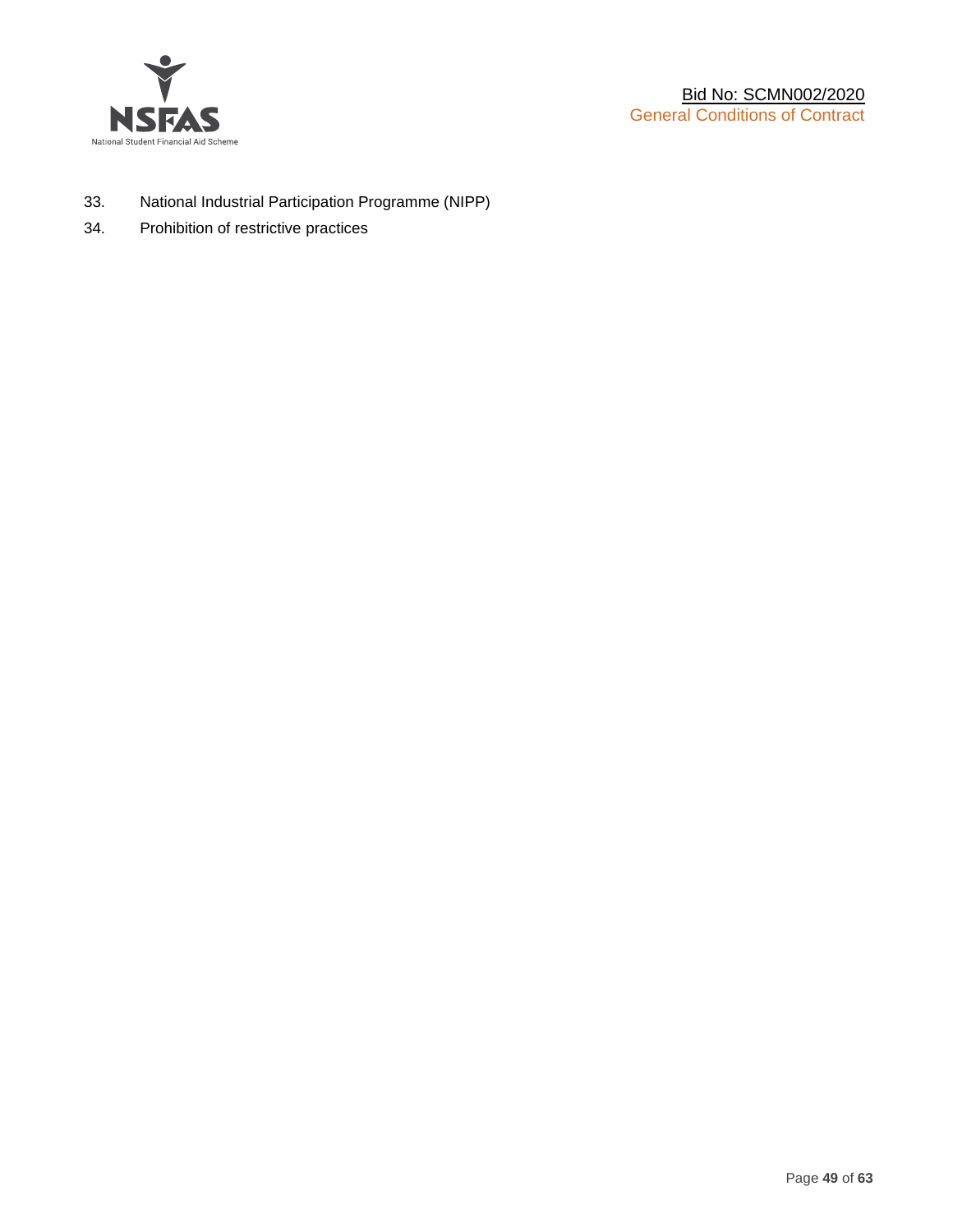33. National Industrial Participation Programme (NIPP)
34. Prohibition of restrictive practices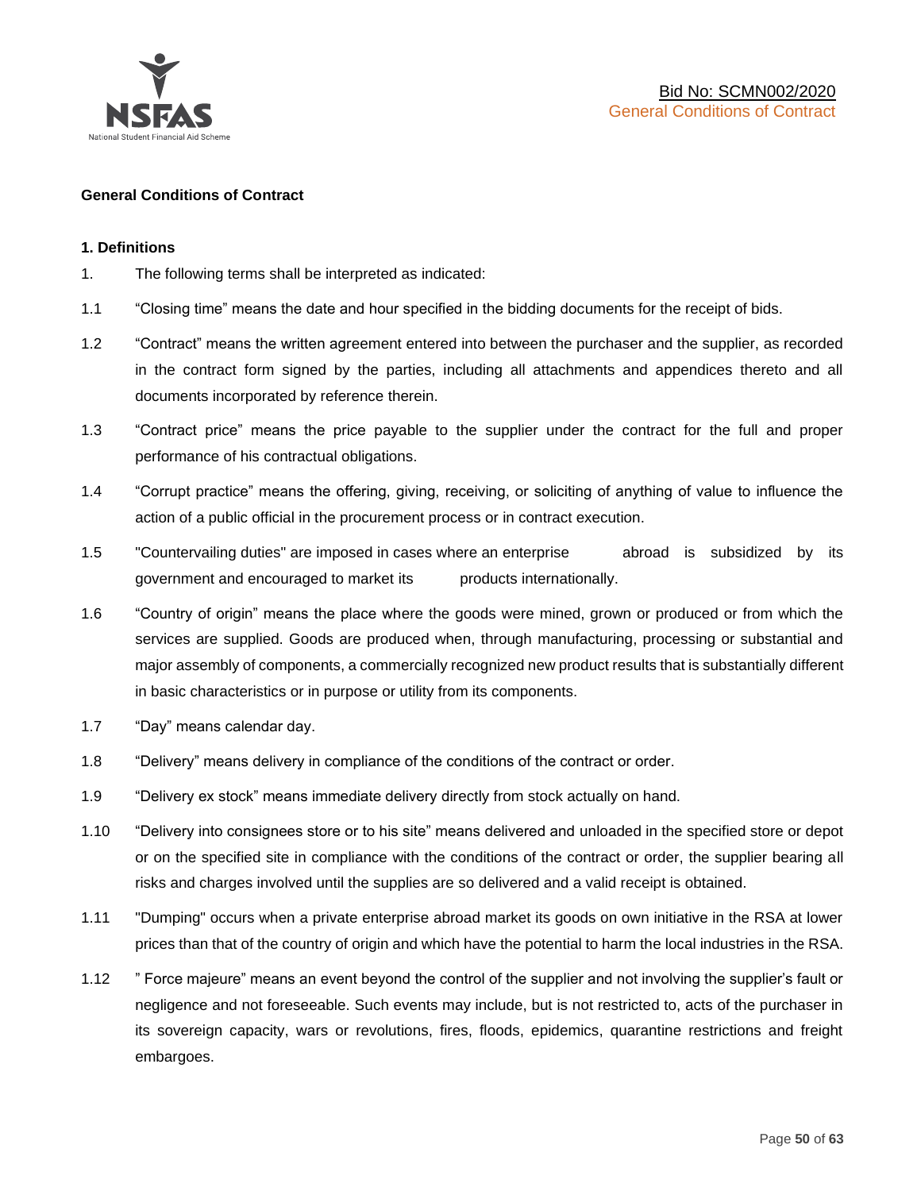**General Conditions of Contract**

**1. Definitions**

1. The following terms shall be interpreted as indicated:

1.1 "Closing time" means the date and hour specified in the bidding documents for the receipt of bids.

1.2 "Contract" means the written agreement entered into between the purchaser and the supplier, as recorded in the contract form signed by the parties, including all attachments and appendices thereto and all documents incorporated by reference therein.

1.3 "Contract price" means the price payable to the supplier under the contract for the full and proper performance of his contractual obligations.

1.4 "Corrupt practice" means the offering, giving, receiving, or soliciting of anything of value to influence the action of a public official in the procurement process or in contract execution.

1.5 "Countervailing duties" are imposed in cases where an enterprise abroad is subsidized by its government and encouraged to market its products internationally.

1.6 "Country of origin" means the place where the goods were mined, grown or produced or from which the services are supplied. Goods are produced when, through manufacturing, processing or substantial and major assembly of components, a commercially recognized new product results that is substantially different in basic characteristics or in purpose or utility from its components.

1.7 "Day" means calendar day.

1.8 "Delivery" means delivery in compliance of the conditions of the contract or order.

1.9 "Delivery ex stock" means immediate delivery directly from stock actually on hand.

1.10 "Delivery into consignees store or to his site" means delivered and unloaded in the specified store or depot or on the specified site in compliance with the conditions of the contract or order, the supplier bearing all risks and charges involved until the supplies are so delivered and a valid receipt is obtained.

1.11 "Dumping" occurs when a private enterprise abroad market its goods on own initiative in the RSA at lower prices than that of the country of origin and which have the potential to harm the local industries in the RSA.

1.12 " Force majeure" means an event beyond the control of the supplier and not involving the supplier's fault or negligence and not foreseeable. Such events may include, but is not restricted to, acts of the purchaser in its sovereign capacity, wars or revolutions, fires, floods, epidemics, quarantine restrictions and freight embargoes.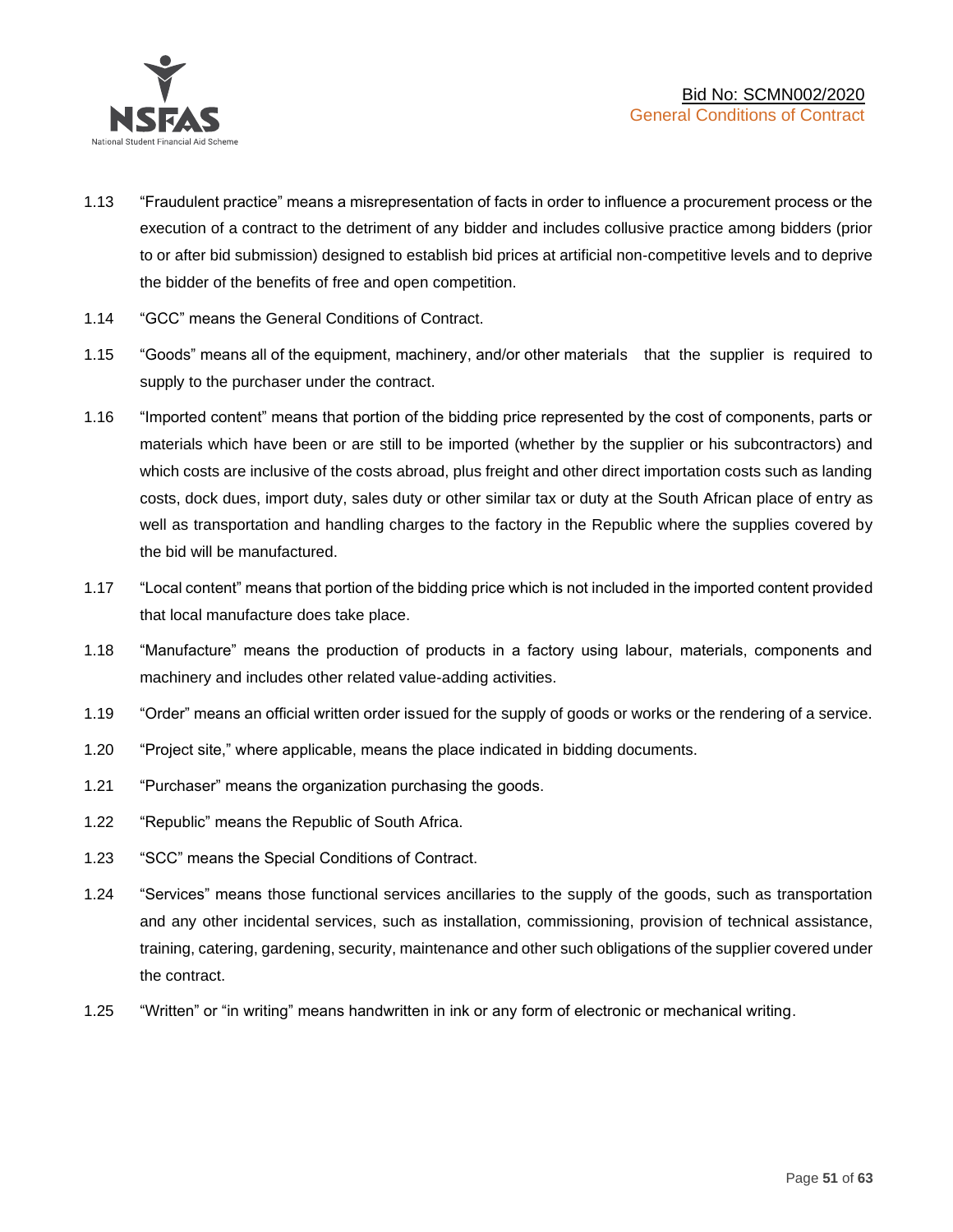1.13 “Fraudulent practice” means a misrepresentation of facts in order to influence a procurement process or the execution of a contract to the detriment of any bidder and includes collusive practice among bidders (prior to or after bid submission) designed to establish bid prices at artificial non-competitive levels and to deprive the bidder of the benefits of free and open competition.

1.14 “GCC” means the General Conditions of Contract.

1.15 “Goods” means all of the equipment, machinery, and/or other materials that the supplier is required to supply to the purchaser under the contract.

1.16 “Imported content” means that portion of the bidding price represented by the cost of components, parts or materials which have been or are still to be imported (whether by the supplier or his subcontractors) and which costs are inclusive of the costs abroad, plus freight and other direct importation costs such as landing costs, dock dues, import duty, sales duty or other similar tax or duty at the South African place of entry as well as transportation and handling charges to the factory in the Republic where the supplies covered by the bid will be manufactured.

1.17 “Local content” means that portion of the bidding price which is not included in the imported content provided that local manufacture does take place.

1.18 “Manufacture” means the production of products in a factory using labour, materials, components and machinery and includes other related value-adding activities.

1.19 “Order” means an official written order issued for the supply of goods or works or the rendering of a service.

1.20 “Project site,” where applicable, means the place indicated in bidding documents.

1.21 “Purchaser” means the organization purchasing the goods.

1.22 “Republic” means the Republic of South Africa.

1.23 “SCC” means the Special Conditions of Contract.

1.24 “Services” means those functional services ancillaries to the supply of the goods, such as transportation and any other incidental services, such as installation, commissioning, provision of technical assistance, training, catering, gardening, security, maintenance and other such obligations of the supplier covered under the contract.

1.25 “Written” or “in writing” means handwritten in ink or any form of electronic or mechanical writing.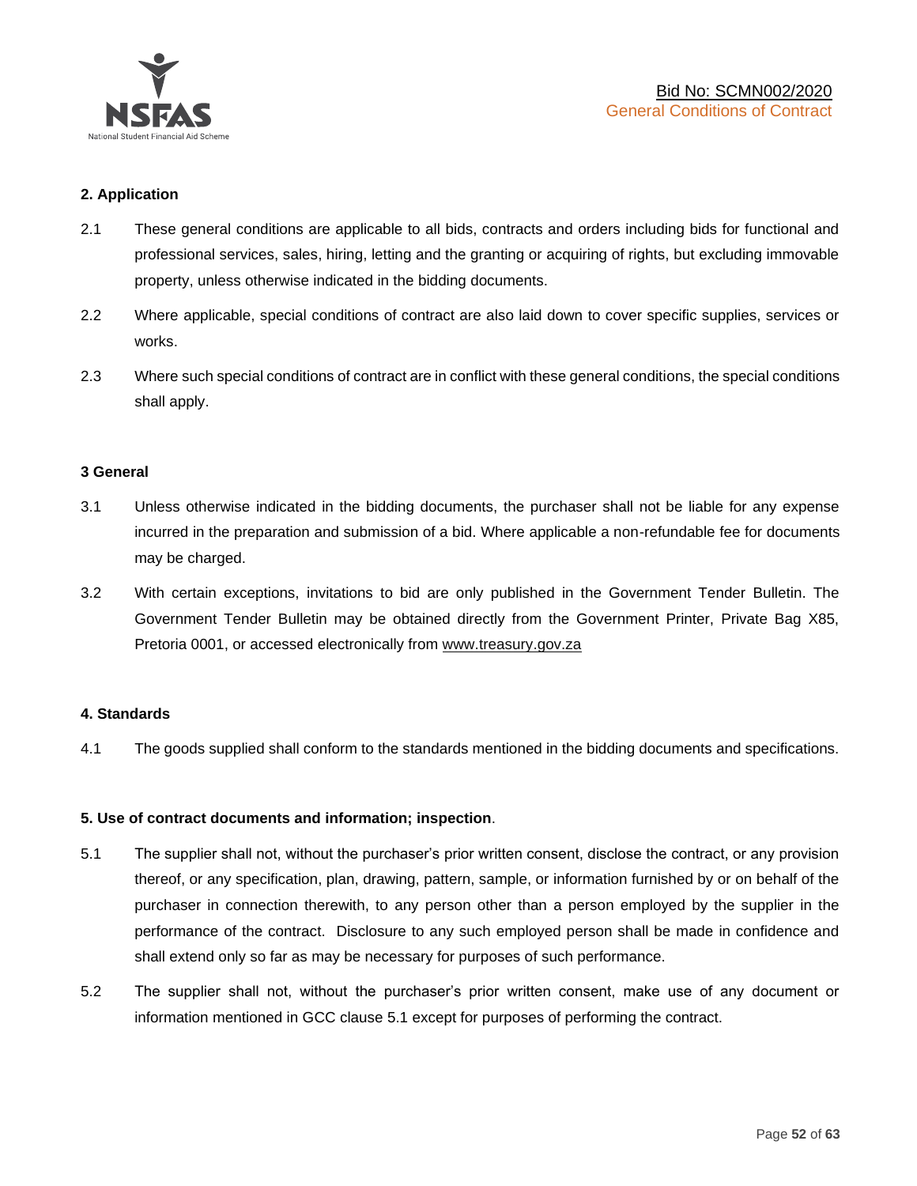**2. Application**

2.1 These general conditions are applicable to all bids, contracts and orders including bids for functional and professional services, sales, hiring, letting and the granting or acquiring of rights, but excluding immovable property, unless otherwise indicated in the bidding documents.

2.2 Where applicable, special conditions of contract are also laid down to cover specific supplies, services or works.

2.3 Where such special conditions of contract are in conflict with these general conditions, the special conditions shall apply.

**3 General**

3.1 Unless otherwise indicated in the bidding documents, the purchaser shall not be liable for any expense incurred in the preparation and submission of a bid. Where applicable a non-refundable fee for documents may be charged.

3.2 With certain exceptions, invitations to bid are only published in the Government Tender Bulletin. The Government Tender Bulletin may be obtained directly from the Government Printer, Private Bag X85, Pretoria 0001, or accessed electronically from www.treasury.gov.za

**4. Standards**

4.1 The goods supplied shall conform to the standards mentioned in the bidding documents and specifications.

**5. Use of contract documents and information; inspection**.

5.1 The supplier shall not, without the purchaser's prior written consent, disclose the contract, or any provision thereof, or any specification, plan, drawing, pattern, sample, or information furnished by or on behalf of the purchaser in connection therewith, to any person other than a person employed by the supplier in the performance of the contract. Disclosure to any such employed person shall be made in confidence and shall extend only so far as may be necessary for purposes of such performance.

5.2 The supplier shall not, without the purchaser's prior written consent, make use of any document or information mentioned in GCC clause 5.1 except for purposes of performing the contract.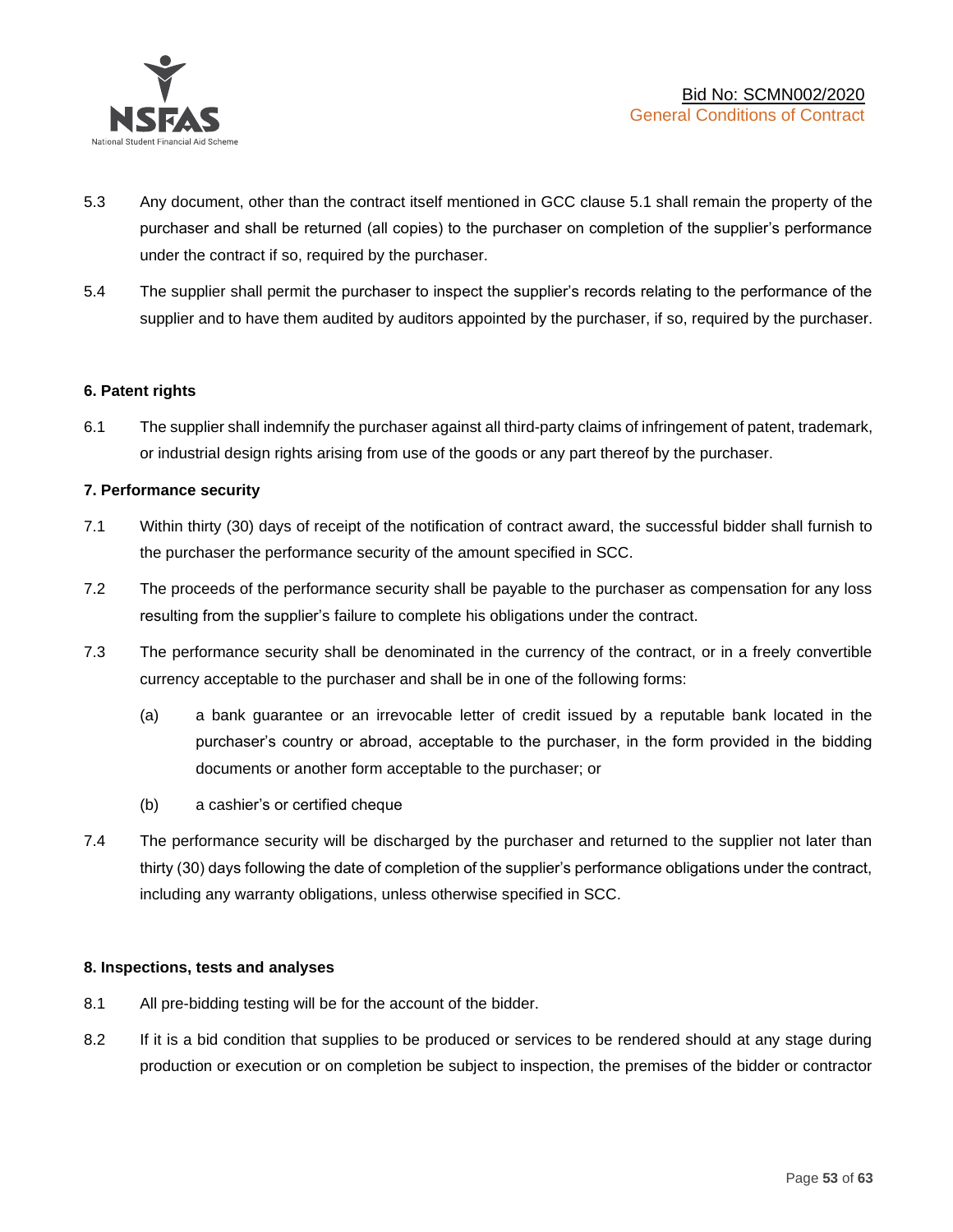5.3 Any document, other than the contract itself mentioned in GCC clause 5.1 shall remain the property of the purchaser and shall be returned (all copies) to the purchaser on completion of the supplier's performance under the contract if so, required by the purchaser.

5.4 The supplier shall permit the purchaser to inspect the supplier's records relating to the performance of the supplier and to have them audited by auditors appointed by the purchaser, if so, required by the purchaser.

**6. Patent rights**

6.1 The supplier shall indemnify the purchaser against all third-party claims of infringement of patent, trademark, or industrial design rights arising from use of the goods or any part thereof by the purchaser.

**7. Performance security**

7.1 Within thirty (30) days of receipt of the notification of contract award, the successful bidder shall furnish to the purchaser the performance security of the amount specified in SCC.

7.2 The proceeds of the performance security shall be payable to the purchaser as compensation for any loss resulting from the supplier's failure to complete his obligations under the contract.

7.3 The performance security shall be denominated in the currency of the contract, or in a freely convertible currency acceptable to the purchaser and shall be in one of the following forms:

(a) a bank guarantee or an irrevocable letter of credit issued by a reputable bank located in the purchaser's country or abroad, acceptable to the purchaser, in the form provided in the bidding documents or another form acceptable to the purchaser; or

(b) a cashier's or certified cheque

7.4 The performance security will be discharged by the purchaser and returned to the supplier not later than thirty (30) days following the date of completion of the supplier's performance obligations under the contract, including any warranty obligations, unless otherwise specified in SCC.

**8. Inspections, tests and analyses**

8.1 All pre-bidding testing will be for the account of the bidder.

8.2 If it is a bid condition that supplies to be produced or services to be rendered should at any stage during production or execution or on completion be subject to inspection, the premises of the bidder or contractor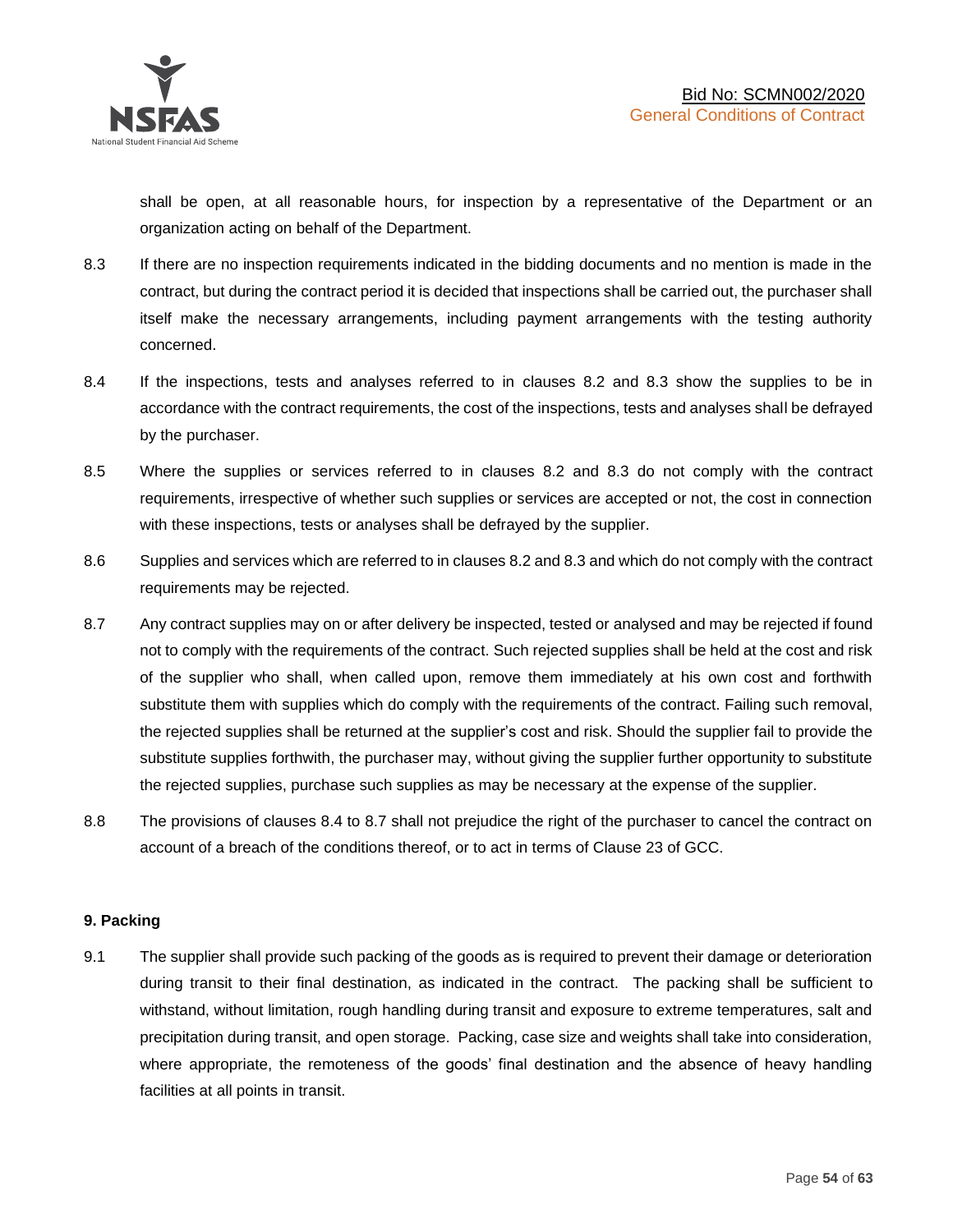shall be open, at all reasonable hours, for inspection by a representative of the Department or an organization acting on behalf of the Department.

8.3 If there are no inspection requirements indicated in the bidding documents and no mention is made in the contract, but during the contract period it is decided that inspections shall be carried out, the purchaser shall itself make the necessary arrangements, including payment arrangements with the testing authority concerned.

8.4 If the inspections, tests and analyses referred to in clauses 8.2 and 8.3 show the supplies to be in accordance with the contract requirements, the cost of the inspections, tests and analyses shall be defrayed by the purchaser.

8.5 Where the supplies or services referred to in clauses 8.2 and 8.3 do not comply with the contract requirements, irrespective of whether such supplies or services are accepted or not, the cost in connection with these inspections, tests or analyses shall be defrayed by the supplier.

8.6 Supplies and services which are referred to in clauses 8.2 and 8.3 and which do not comply with the contract requirements may be rejected.

8.7 Any contract supplies may on or after delivery be inspected, tested or analysed and may be rejected if found not to comply with the requirements of the contract. Such rejected supplies shall be held at the cost and risk of the supplier who shall, when called upon, remove them immediately at his own cost and forthwith substitute them with supplies which do comply with the requirements of the contract. Failing such removal, the rejected supplies shall be returned at the supplier's cost and risk. Should the supplier fail to provide the substitute supplies forthwith, the purchaser may, without giving the supplier further opportunity to substitute the rejected supplies, purchase such supplies as may be necessary at the expense of the supplier.

8.8 The provisions of clauses 8.4 to 8.7 shall not prejudice the right of the purchaser to cancel the contract on account of a breach of the conditions thereof, or to act in terms of Clause 23 of GCC.

**9. Packing**

9.1 The supplier shall provide such packing of the goods as is required to prevent their damage or deterioration during transit to their final destination, as indicated in the contract. The packing shall be sufficient to withstand, without limitation, rough handling during transit and exposure to extreme temperatures, salt and precipitation during transit, and open storage. Packing, case size and weights shall take into consideration, where appropriate, the remoteness of the goods' final destination and the absence of heavy handling facilities at all points in transit.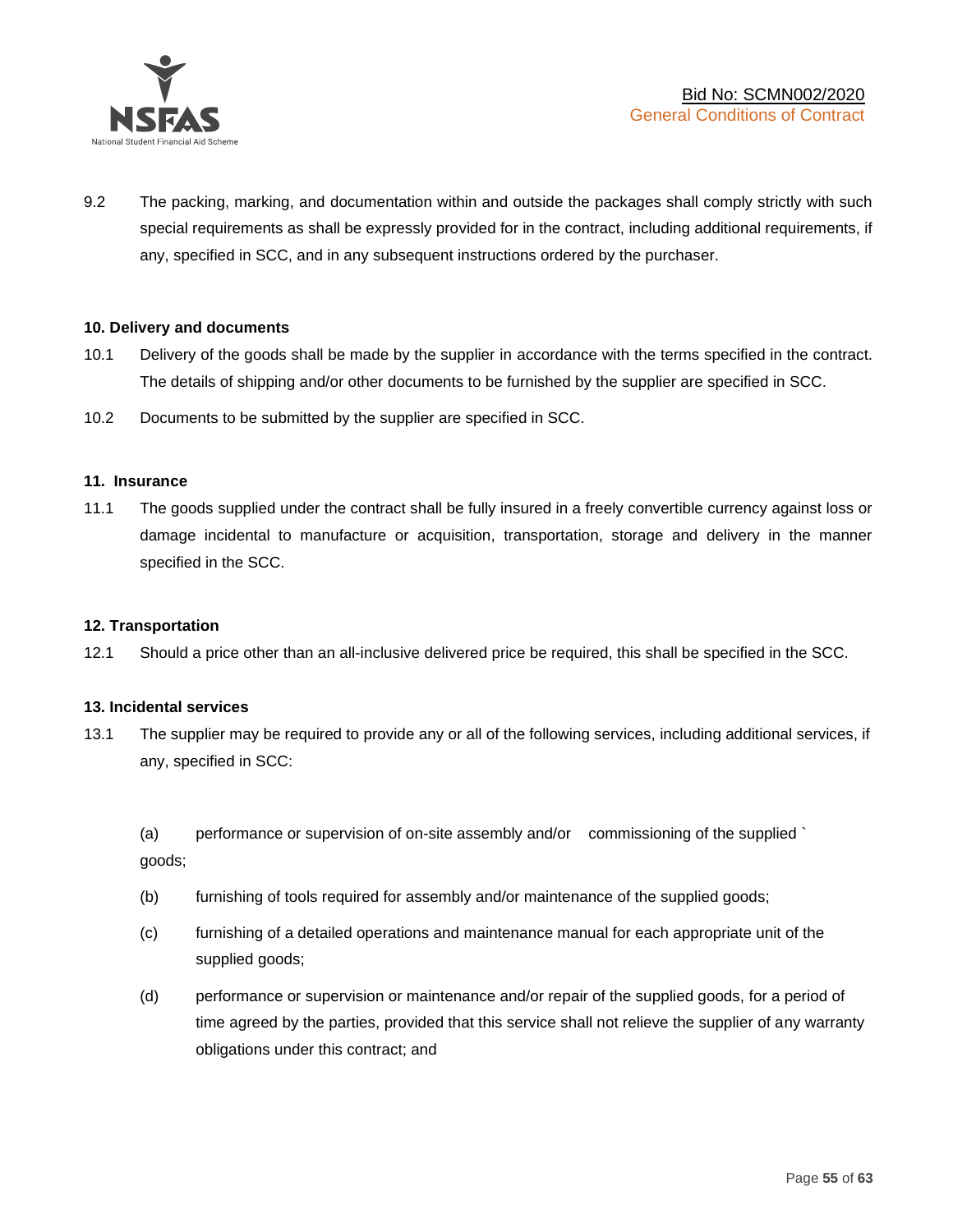9.2 The packing, marking, and documentation within and outside the packages shall comply strictly with such special requirements as shall be expressly provided for in the contract, including additional requirements, if any, specified in SCC, and in any subsequent instructions ordered by the purchaser.

**10. Delivery and documents**

10.1 Delivery of the goods shall be made by the supplier in accordance with the terms specified in the contract. The details of shipping and/or other documents to be furnished by the supplier are specified in SCC.

10.2 Documents to be submitted by the supplier are specified in SCC.

**11. Insurance**

11.1 The goods supplied under the contract shall be fully insured in a freely convertible currency against loss or damage incidental to manufacture or acquisition, transportation, storage and delivery in the manner specified in the SCC.

**12. Transportation**

12.1 Should a price other than an all-inclusive delivered price be required, this shall be specified in the SCC.

**13. Incidental services**

13.1 The supplier may be required to provide any or all of the following services, including additional services, if any, specified in SCC:

(a) performance or supervision of on-site assembly and/or commissioning of the supplied ` goods;

(b) furnishing of tools required for assembly and/or maintenance of the supplied goods;

(c) furnishing of a detailed operations and maintenance manual for each appropriate unit of the supplied goods;

(d) performance or supervision or maintenance and/or repair of the supplied goods, for a period of time agreed by the parties, provided that this service shall not relieve the supplier of any warranty obligations under this contract; and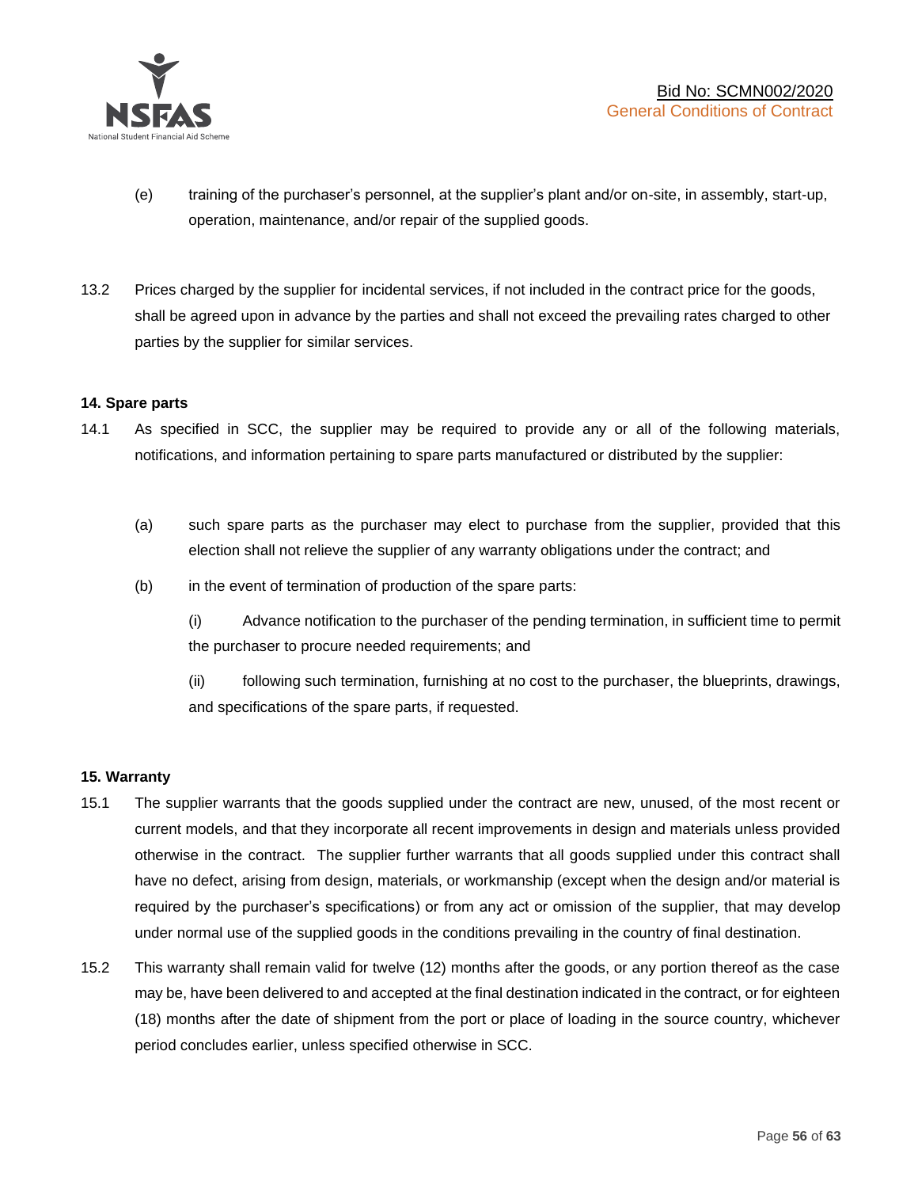(e) training of the purchaser's personnel, at the supplier's plant and/or on-site, in assembly, start-up, operation, maintenance, and/or repair of the supplied goods.

13.2 Prices charged by the supplier for incidental services, if not included in the contract price for the goods, shall be agreed upon in advance by the parties and shall not exceed the prevailing rates charged to other parties by the supplier for similar services.

**14. Spare parts**

14.1 As specified in SCC, the supplier may be required to provide any or all of the following materials, notifications, and information pertaining to spare parts manufactured or distributed by the supplier:

(a) such spare parts as the purchaser may elect to purchase from the supplier, provided that this election shall not relieve the supplier of any warranty obligations under the contract; and

(b) in the event of termination of production of the spare parts:

(i) Advance notification to the purchaser of the pending termination, in sufficient time to permit the purchaser to procure needed requirements; and

(ii) following such termination, furnishing at no cost to the purchaser, the blueprints, drawings, and specifications of the spare parts, if requested.

**15. Warranty**

15.1 The supplier warrants that the goods supplied under the contract are new, unused, of the most recent or current models, and that they incorporate all recent improvements in design and materials unless provided otherwise in the contract. The supplier further warrants that all goods supplied under this contract shall have no defect, arising from design, materials, or workmanship (except when the design and/or material is required by the purchaser's specifications) or from any act or omission of the supplier, that may develop under normal use of the supplied goods in the conditions prevailing in the country of final destination.

15.2 This warranty shall remain valid for twelve (12) months after the goods, or any portion thereof as the case may be, have been delivered to and accepted at the final destination indicated in the contract, or for eighteen (18) months after the date of shipment from the port or place of loading in the source country, whichever period concludes earlier, unless specified otherwise in SCC.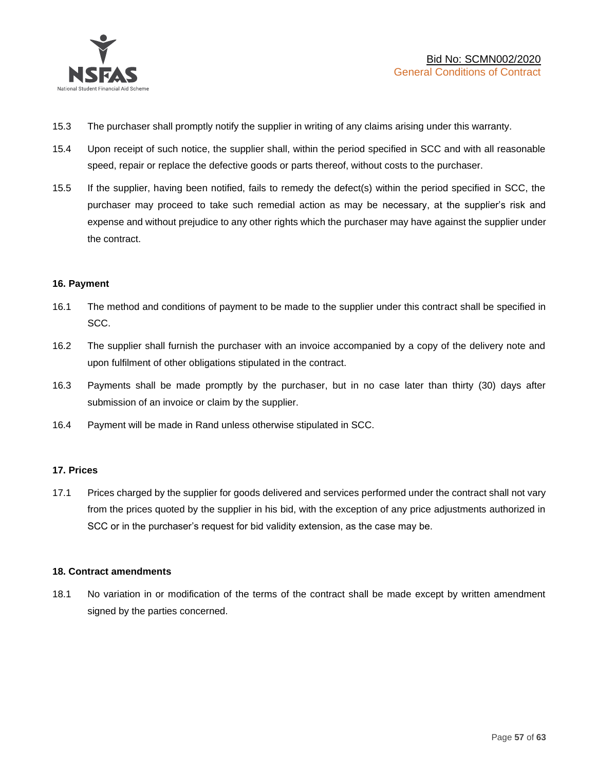15.3 The purchaser shall promptly notify the supplier in writing of any claims arising under this warranty.

15.4 Upon receipt of such notice, the supplier shall, within the period specified in SCC and with all reasonable speed, repair or replace the defective goods or parts thereof, without costs to the purchaser.

15.5 If the supplier, having been notified, fails to remedy the defect(s) within the period specified in SCC, the purchaser may proceed to take such remedial action as may be necessary, at the supplier's risk and expense and without prejudice to any other rights which the purchaser may have against the supplier under the contract.

**16. Payment**

16.1 The method and conditions of payment to be made to the supplier under this contract shall be specified in SCC.

16.2 The supplier shall furnish the purchaser with an invoice accompanied by a copy of the delivery note and upon fulfilment of other obligations stipulated in the contract.

16.3 Payments shall be made promptly by the purchaser, but in no case later than thirty (30) days after submission of an invoice or claim by the supplier.

16.4 Payment will be made in Rand unless otherwise stipulated in SCC.

**17. Prices**

17.1 Prices charged by the supplier for goods delivered and services performed under the contract shall not vary from the prices quoted by the supplier in his bid, with the exception of any price adjustments authorized in SCC or in the purchaser's request for bid validity extension, as the case may be.

**18. Contract amendments**

18.1 No variation in or modification of the terms of the contract shall be made except by written amendment signed by the parties concerned.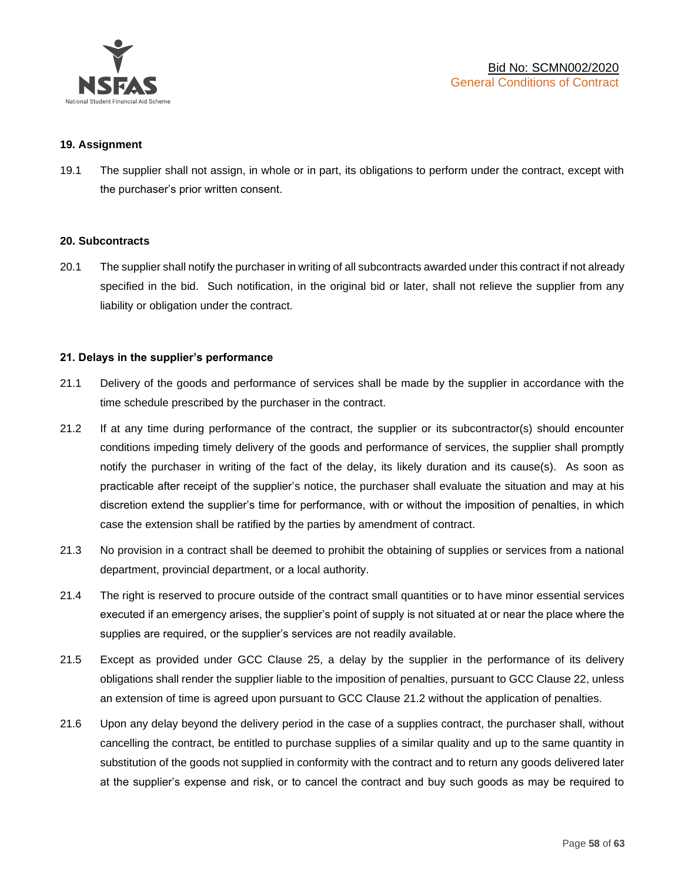## 19. Assignment

19.1 The supplier shall not assign, in whole or in part, its obligations to perform under the contract, except with the purchaser's prior written consent.

## 20. Subcontracts

20.1 The supplier shall notify the purchaser in writing of all subcontracts awarded under this contract if not already specified in the bid. Such notification, in the original bid or later, shall not relieve the supplier from any liability or obligation under the contract.

## 21. Delays in the supplier's performance

21.1 Delivery of the goods and performance of services shall be made by the supplier in accordance with the time schedule prescribed by the purchaser in the contract.

21.2 If at any time during performance of the contract, the supplier or its subcontractor(s) should encounter conditions impeding timely delivery of the goods and performance of services, the supplier shall promptly notify the purchaser in writing of the fact of the delay, its likely duration and its cause(s). As soon as practicable after receipt of the supplier's notice, the purchaser shall evaluate the situation and may at his discretion extend the supplier's time for performance, with or without the imposition of penalties, in which case the extension shall be ratified by the parties by amendment of contract.

21.3 No provision in a contract shall be deemed to prohibit the obtaining of supplies or services from a national department, provincial department, or a local authority.

21.4 The right is reserved to procure outside of the contract small quantities or to have minor essential services executed if an emergency arises, the supplier's point of supply is not situated at or near the place where the supplies are required, or the supplier's services are not readily available.

21.5 Except as provided under GCC Clause 25, a delay by the supplier in the performance of its delivery obligations shall render the supplier liable to the imposition of penalties, pursuant to GCC Clause 22, unless an extension of time is agreed upon pursuant to GCC Clause 21.2 without the application of penalties.

21.6 Upon any delay beyond the delivery period in the case of a supplies contract, the purchaser shall, without cancelling the contract, be entitled to purchase supplies of a similar quality and up to the same quantity in substitution of the goods not supplied in conformity with the contract and to return any goods delivered later at the supplier's expense and risk, or to cancel the contract and buy such goods as may be required to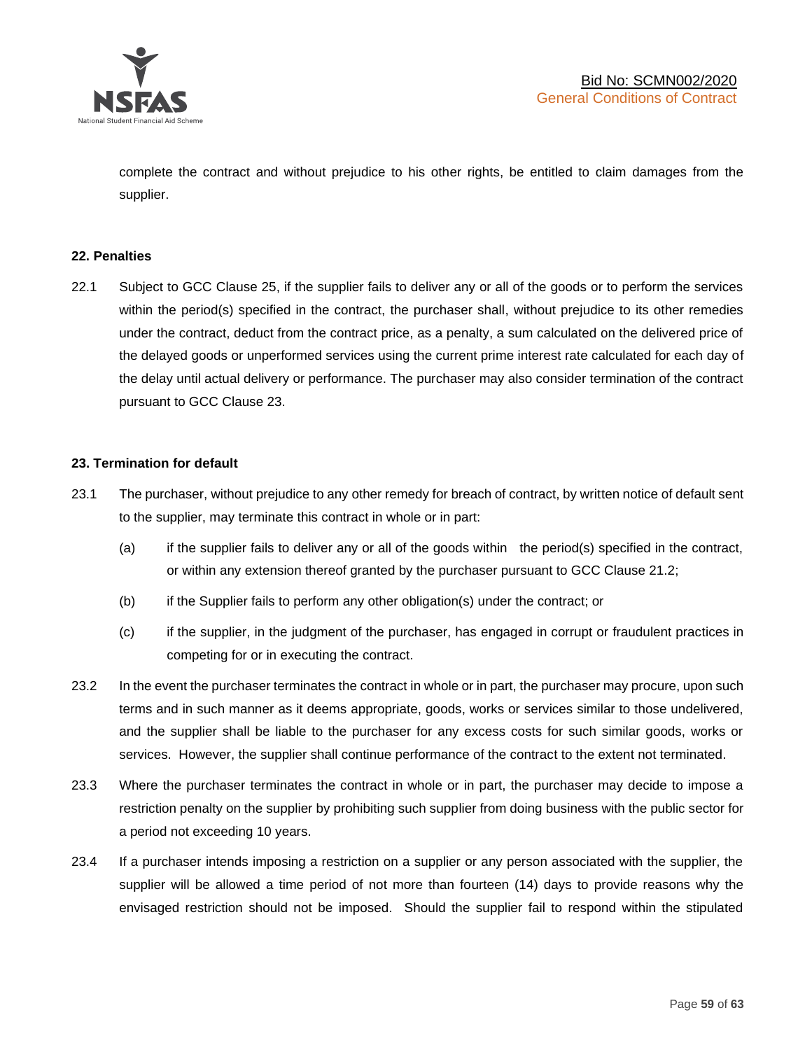complete the contract and without prejudice to his other rights, be entitled to claim damages from the supplier.

**22. Penalties**

22.1 Subject to GCC Clause 25, if the supplier fails to deliver any or all of the goods or to perform the services within the period(s) specified in the contract, the purchaser shall, without prejudice to its other remedies under the contract, deduct from the contract price, as a penalty, a sum calculated on the delivered price of the delayed goods or unperformed services using the current prime interest rate calculated for each day of the delay until actual delivery or performance. The purchaser may also consider termination of the contract pursuant to GCC Clause 23.

**23. Termination for default**

23.1 The purchaser, without prejudice to any other remedy for breach of contract, by written notice of default sent to the supplier, may terminate this contract in whole or in part:

(a) if the supplier fails to deliver any or all of the goods within the period(s) specified in the contract, or within any extension thereof granted by the purchaser pursuant to GCC Clause 21.2;

(b) if the Supplier fails to perform any other obligation(s) under the contract; or

(c) if the supplier, in the judgment of the purchaser, has engaged in corrupt or fraudulent practices in competing for or in executing the contract.

23.2 In the event the purchaser terminates the contract in whole or in part, the purchaser may procure, upon such terms and in such manner as it deems appropriate, goods, works or services similar to those undelivered, and the supplier shall be liable to the purchaser for any excess costs for such similar goods, works or services. However, the supplier shall continue performance of the contract to the extent not terminated.

23.3 Where the purchaser terminates the contract in whole or in part, the purchaser may decide to impose a restriction penalty on the supplier by prohibiting such supplier from doing business with the public sector for a period not exceeding 10 years.

23.4 If a purchaser intends imposing a restriction on a supplier or any person associated with the supplier, the supplier will be allowed a time period of not more than fourteen (14) days to provide reasons why the envisaged restriction should not be imposed. Should the supplier fail to respond within the stipulated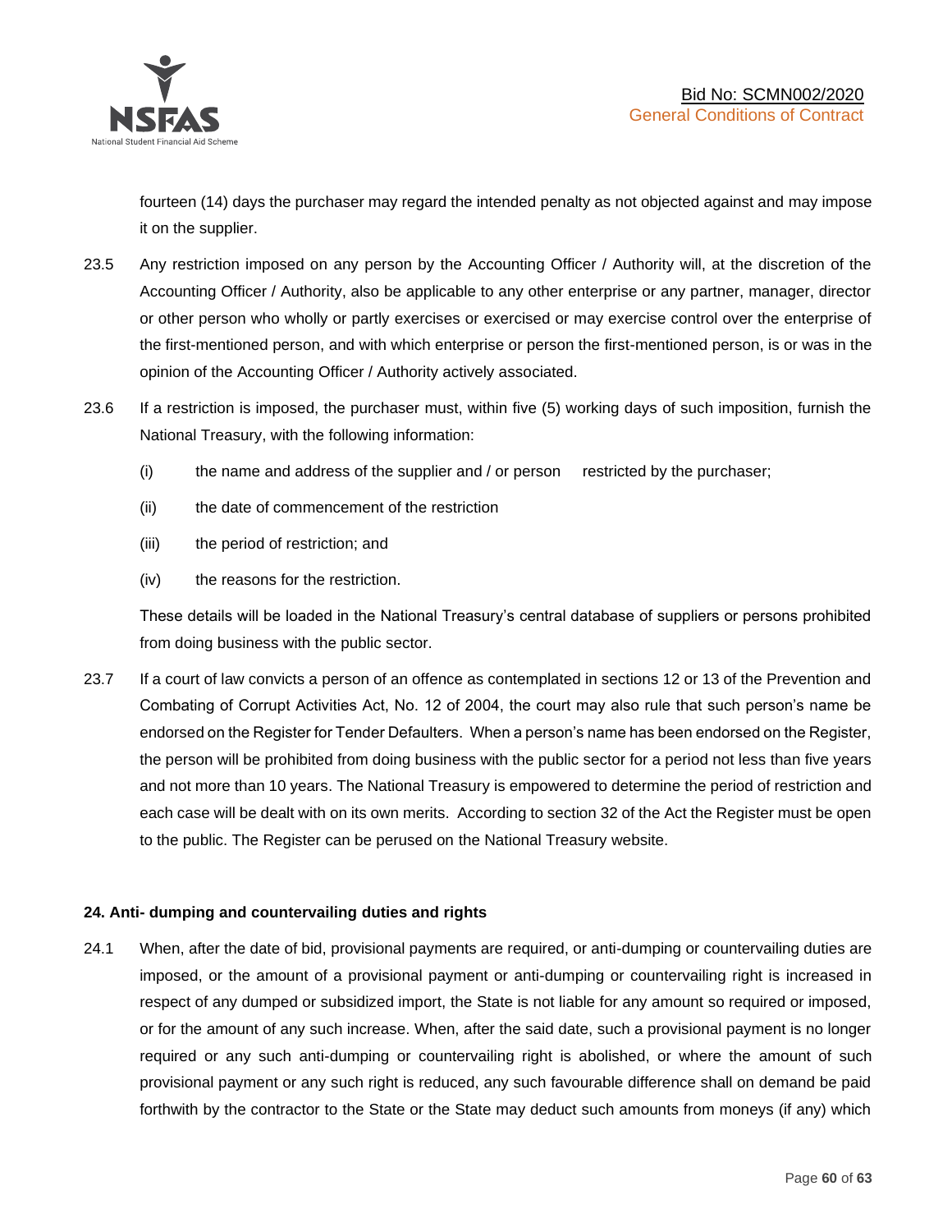fourteen (14) days the purchaser may regard the intended penalty as not objected against and may impose it on the supplier.

23.5 Any restriction imposed on any person by the Accounting Officer / Authority will, at the discretion of the Accounting Officer / Authority, also be applicable to any other enterprise or any partner, manager, director or other person who wholly or partly exercises or exercised or may exercise control over the enterprise of the first-mentioned person, and with which enterprise or person the first-mentioned person, is or was in the opinion of the Accounting Officer / Authority actively associated.

23.6 If a restriction is imposed, the purchaser must, within five (5) working days of such imposition, furnish the National Treasury, with the following information:

(i) the name and address of the supplier and / or person restricted by the purchaser;

(ii) the date of commencement of the restriction

(iii) the period of restriction; and

(iv) the reasons for the restriction.

These details will be loaded in the National Treasury's central database of suppliers or persons prohibited from doing business with the public sector.

23.7 If a court of law convicts a person of an offence as contemplated in sections 12 or 13 of the Prevention and Combating of Corrupt Activities Act, No. 12 of 2004, the court may also rule that such person's name be endorsed on the Register for Tender Defaulters. When a person's name has been endorsed on the Register, the person will be prohibited from doing business with the public sector for a period not less than five years and not more than 10 years. The National Treasury is empowered to determine the period of restriction and each case will be dealt with on its own merits. According to section 32 of the Act the Register must be open to the public. The Register can be perused on the National Treasury website.

**24. Anti- dumping and countervailing duties and rights**

24.1 When, after the date of bid, provisional payments are required, or anti-dumping or countervailing duties are imposed, or the amount of a provisional payment or anti-dumping or countervailing right is increased in respect of any dumped or subsidized import, the State is not liable for any amount so required or imposed, or for the amount of any such increase. When, after the said date, such a provisional payment is no longer required or any such anti-dumping or countervailing right is abolished, or where the amount of such provisional payment or any such right is reduced, any such favourable difference shall on demand be paid forthwith by the contractor to the State or the State may deduct such amounts from moneys (if any) which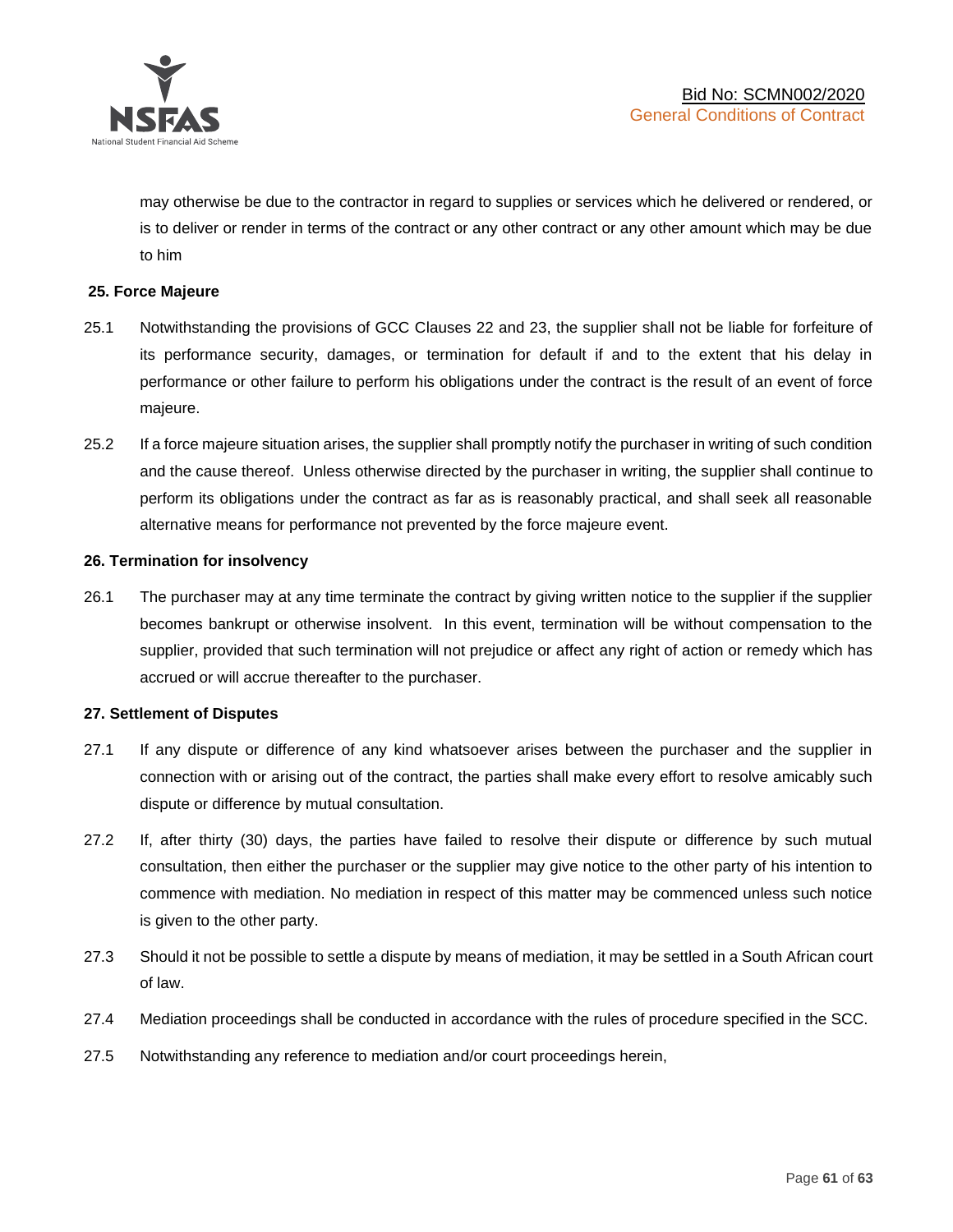may otherwise be due to the contractor in regard to supplies or services which he delivered or rendered, or is to deliver or render in terms of the contract or any other contract or any other amount which may be due to him

**25. Force Majeure**

25.1 Notwithstanding the provisions of GCC Clauses 22 and 23, the supplier shall not be liable for forfeiture of its performance security, damages, or termination for default if and to the extent that his delay in performance or other failure to perform his obligations under the contract is the result of an event of force majeure.

25.2 If a force majeure situation arises, the supplier shall promptly notify the purchaser in writing of such condition and the cause thereof. Unless otherwise directed by the purchaser in writing, the supplier shall continue to perform its obligations under the contract as far as is reasonably practical, and shall seek all reasonable alternative means for performance not prevented by the force majeure event.

**26. Termination for insolvency**

26.1 The purchaser may at any time terminate the contract by giving written notice to the supplier if the supplier becomes bankrupt or otherwise insolvent. In this event, termination will be without compensation to the supplier, provided that such termination will not prejudice or affect any right of action or remedy which has accrued or will accrue thereafter to the purchaser.

**27. Settlement of Disputes**

27.1 If any dispute or difference of any kind whatsoever arises between the purchaser and the supplier in connection with or arising out of the contract, the parties shall make every effort to resolve amicably such dispute or difference by mutual consultation.

27.2 If, after thirty (30) days, the parties have failed to resolve their dispute or difference by such mutual consultation, then either the purchaser or the supplier may give notice to the other party of his intention to commence with mediation. No mediation in respect of this matter may be commenced unless such notice is given to the other party.

27.3 Should it not be possible to settle a dispute by means of mediation, it may be settled in a South African court of law.

27.4 Mediation proceedings shall be conducted in accordance with the rules of procedure specified in the SCC.

27.5 Notwithstanding any reference to mediation and/or court proceedings herein,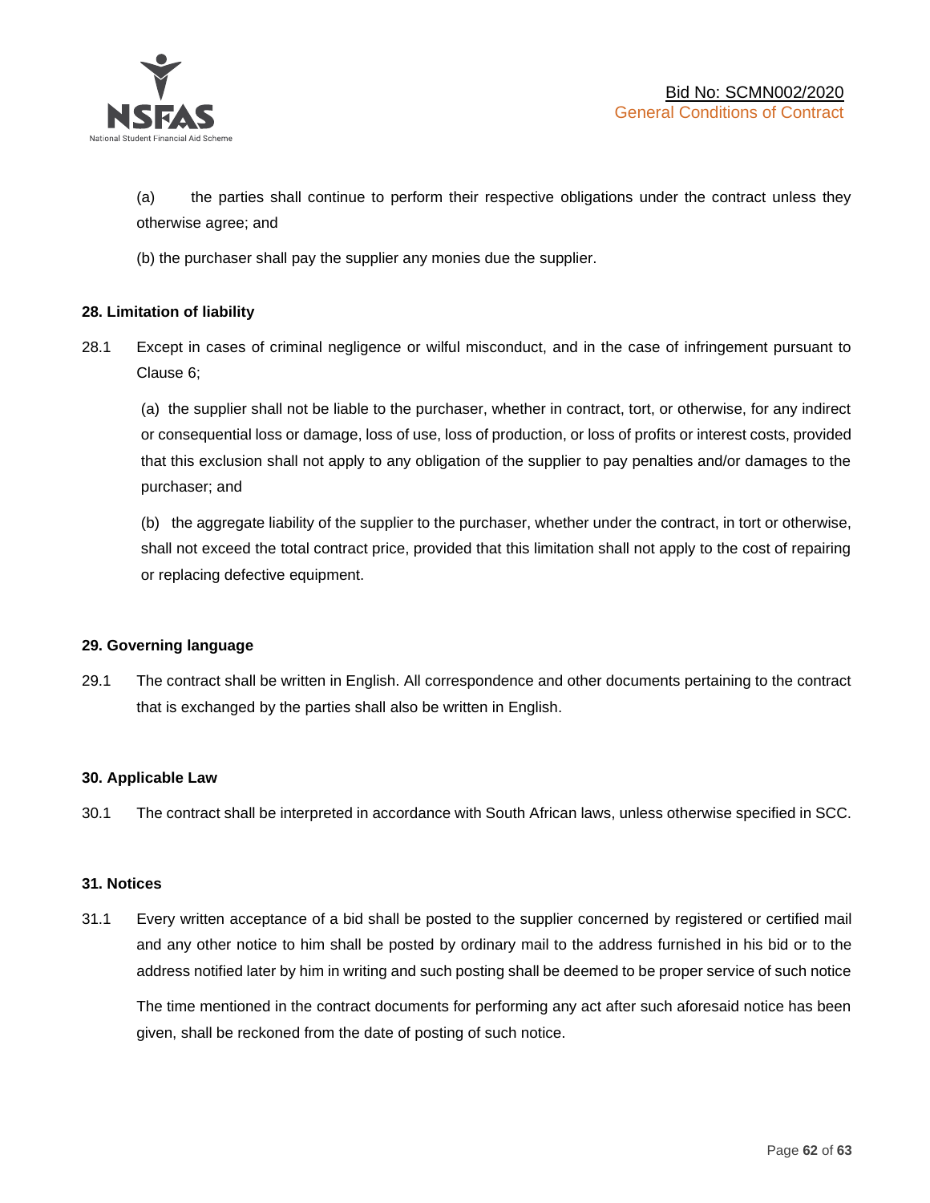(a) the parties shall continue to perform their respective obligations under the contract unless they otherwise agree; and

(b) the purchaser shall pay the supplier any monies due the supplier.

**28. Limitation of liability**

28.1 Except in cases of criminal negligence or wilful misconduct, and in the case of infringement pursuant to Clause 6;

(a) the supplier shall not be liable to the purchaser, whether in contract, tort, or otherwise, for any indirect or consequential loss or damage, loss of use, loss of production, or loss of profits or interest costs, provided that this exclusion shall not apply to any obligation of the supplier to pay penalties and/or damages to the purchaser; and

(b) the aggregate liability of the supplier to the purchaser, whether under the contract, in tort or otherwise, shall not exceed the total contract price, provided that this limitation shall not apply to the cost of repairing or replacing defective equipment.

**29. Governing language**

29.1 The contract shall be written in English. All correspondence and other documents pertaining to the contract that is exchanged by the parties shall also be written in English.

**30. Applicable Law**

30.1 The contract shall be interpreted in accordance with South African laws, unless otherwise specified in SCC.

**31. Notices**

31.1 Every written acceptance of a bid shall be posted to the supplier concerned by registered or certified mail and any other notice to him shall be posted by ordinary mail to the address furnished in his bid or to the address notified later by him in writing and such posting shall be deemed to be proper service of such notice

The time mentioned in the contract documents for performing any act after such aforesaid notice has been given, shall be reckoned from the date of posting of such notice.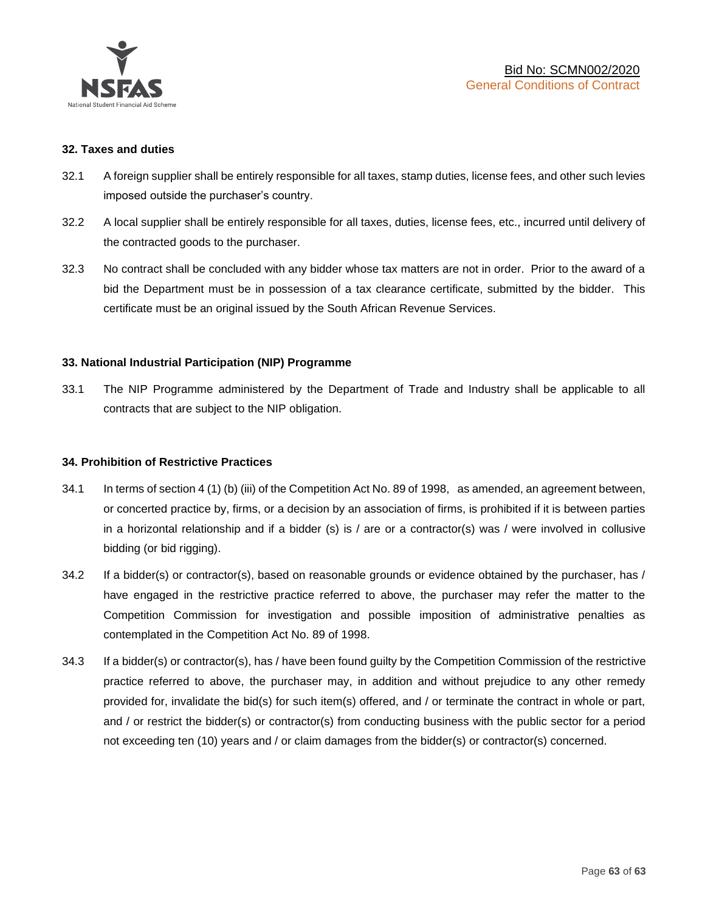**32. Taxes and duties**

32.1 A foreign supplier shall be entirely responsible for all taxes, stamp duties, license fees, and other such levies imposed outside the purchaser's country.

32.2 A local supplier shall be entirely responsible for all taxes, duties, license fees, etc., incurred until delivery of the contracted goods to the purchaser.

32.3 No contract shall be concluded with any bidder whose tax matters are not in order. Prior to the award of a bid the Department must be in possession of a tax clearance certificate, submitted by the bidder. This certificate must be an original issued by the South African Revenue Services.

**33. National Industrial Participation (NIP) Programme**

33.1 The NIP Programme administered by the Department of Trade and Industry shall be applicable to all contracts that are subject to the NIP obligation.

**34. Prohibition of Restrictive Practices**

34.1 In terms of section 4 (1) (b) (iii) of the Competition Act No. 89 of 1998, as amended, an agreement between, or concerted practice by, firms, or a decision by an association of firms, is prohibited if it is between parties in a horizontal relationship and if a bidder (s) is / are or a contractor(s) was / were involved in collusive bidding (or bid rigging).

34.2 If a bidder(s) or contractor(s), based on reasonable grounds or evidence obtained by the purchaser, has / have engaged in the restrictive practice referred to above, the purchaser may refer the matter to the Competition Commission for investigation and possible imposition of administrative penalties as contemplated in the Competition Act No. 89 of 1998.

34.3 If a bidder(s) or contractor(s), has / have been found guilty by the Competition Commission of the restrictive practice referred to above, the purchaser may, in addition and without prejudice to any other remedy provided for, invalidate the bid(s) for such item(s) offered, and / or terminate the contract in whole or part, and / or restrict the bidder(s) or contractor(s) from conducting business with the public sector for a period not exceeding ten (10) years and / or claim damages from the bidder(s) or contractor(s) concerned.